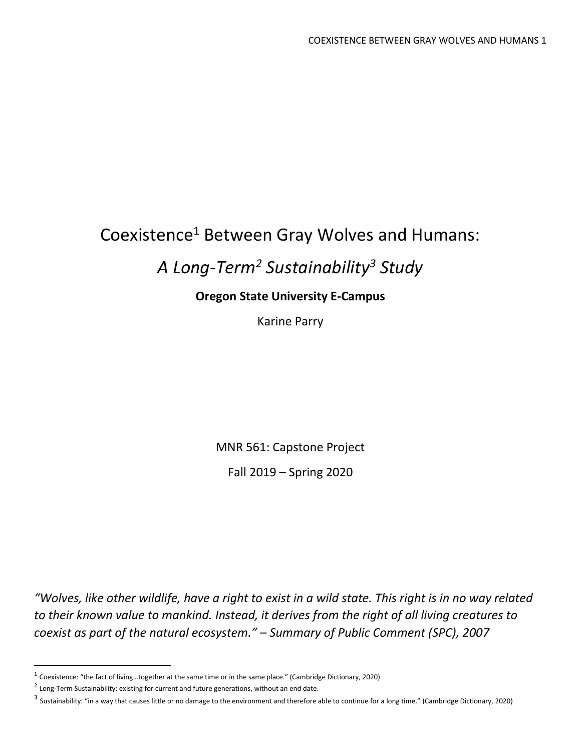# Coexistence[1] Between Gray Wolves and Humans:

## *A Long-Term[2] Sustainability[3] Study*

**Oregon State University E-Campus**

Karine Parry

MNR 561: Capstone Project

Fall 2019 – Spring 2020

*"Wolves, like other wildlife, have a right to exist in a wild state. This right is in no way related to their known value to mankind. Instead, it derives from the right of all living creatures to coexist as part of the natural ecosystem." – Summary of Public Comment (SPC), 2007*

---

[1] Coexistence: "the fact of living…together at the same time or in the same place." (Cambridge Dictionary, 2020)

[2] Long-Term Sustainability: existing for current and future generations, without an end date.

[3] Sustainability: "in a way that causes little or no damage to the environment and therefore able to continue for a long time." (Cambridge Dictionary, 2020)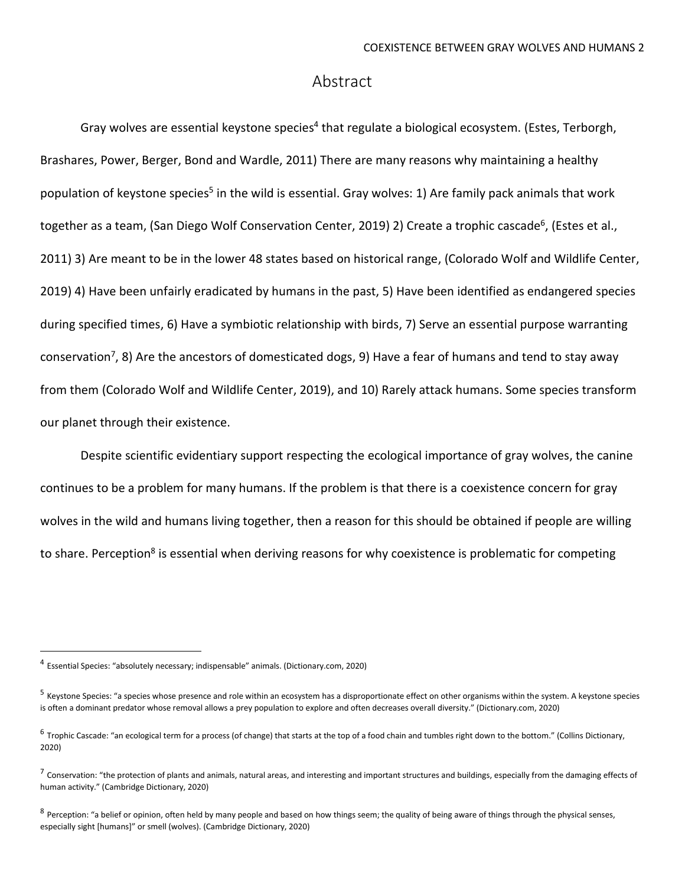# Abstract

Gray wolves are essential keystone species[4] that regulate a biological ecosystem. (Estes, Terborgh, Brashares, Power, Berger, Bond and Wardle, 2011) There are many reasons why maintaining a healthy population of keystone species[5] in the wild is essential. Gray wolves: 1) Are family pack animals that work together as a team, (San Diego Wolf Conservation Center, 2019) 2) Create a trophic cascade[6], (Estes et al., 2011) 3) Are meant to be in the lower 48 states based on historical range, (Colorado Wolf and Wildlife Center, 2019) 4) Have been unfairly eradicated by humans in the past, 5) Have been identified as endangered species during specified times, 6) Have a symbiotic relationship with birds, 7) Serve an essential purpose warranting conservation[7], 8) Are the ancestors of domesticated dogs, 9) Have a fear of humans and tend to stay away from them (Colorado Wolf and Wildlife Center, 2019), and 10) Rarely attack humans. Some species transform our planet through their existence.

Despite scientific evidentiary support respecting the ecological importance of gray wolves, the canine continues to be a problem for many humans. If the problem is that there is a coexistence concern for gray wolves in the wild and humans living together, then a reason for this should be obtained if people are willing to share. Perception[8] is essential when deriving reasons for why coexistence is problematic for competing

---

[4] Essential Species: "absolutely necessary; indispensable" animals. (Dictionary.com, 2020)

[5] Keystone Species: "a species whose presence and role within an ecosystem has a disproportionate effect on other organisms within the system. A keystone species is often a dominant predator whose removal allows a prey population to explore and often decreases overall diversity." (Dictionary.com, 2020)

[6] Trophic Cascade: "an ecological term for a process (of change) that starts at the top of a food chain and tumbles right down to the bottom." (Collins Dictionary, 2020)

[7] Conservation: "the protection of plants and animals, natural areas, and interesting and important structures and buildings, especially from the damaging effects of human activity." (Cambridge Dictionary, 2020)

[8] Perception: "a belief or opinion, often held by many people and based on how things seem; the quality of being aware of things through the physical senses, especially sight [humans]" or smell (wolves). (Cambridge Dictionary, 2020)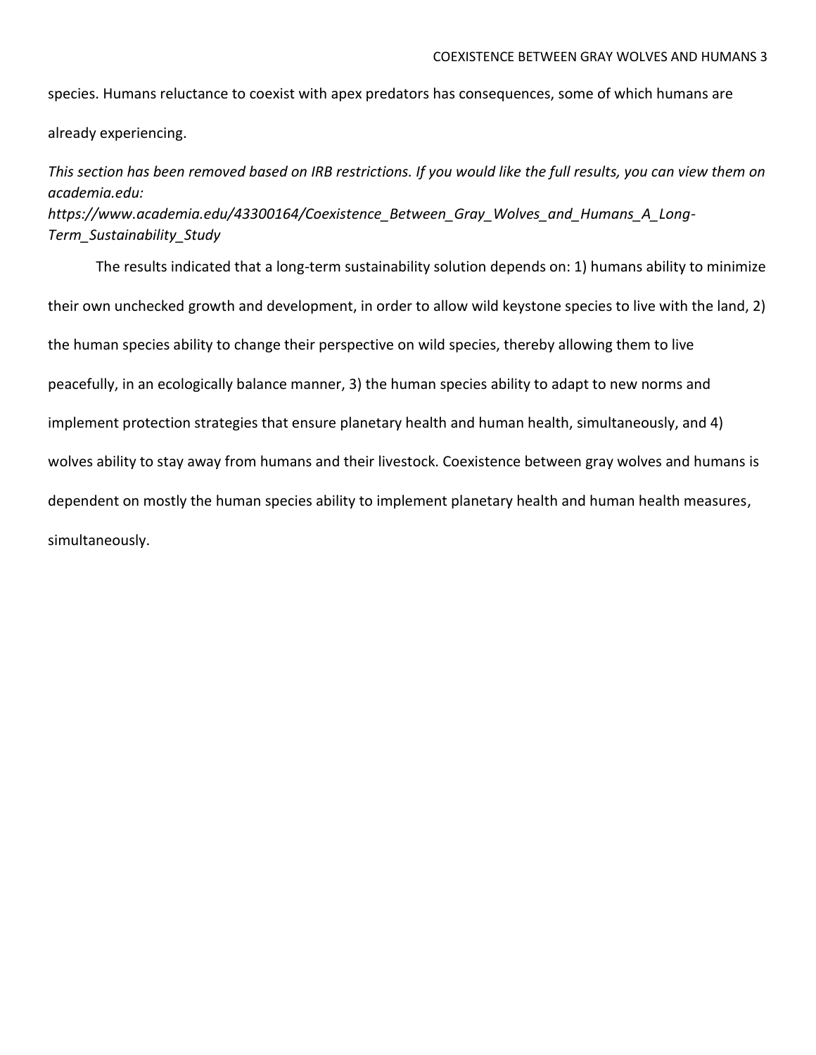species. Humans reluctance to coexist with apex predators has consequences, some of which humans are already experiencing.

*This section has been removed based on IRB restrictions. If you would like the full results, you can view them on academia.edu: https://www.academia.edu/43300164/Coexistence_Between_Gray_Wolves_and_Humans_A_Long-Term_Sustainability_Study*

The results indicated that a long-term sustainability solution depends on: 1) humans ability to minimize their own unchecked growth and development, in order to allow wild keystone species to live with the land, 2) the human species ability to change their perspective on wild species, thereby allowing them to live peacefully, in an ecologically balance manner, 3) the human species ability to adapt to new norms and implement protection strategies that ensure planetary health and human health, simultaneously, and 4) wolves ability to stay away from humans and their livestock. Coexistence between gray wolves and humans is dependent on mostly the human species ability to implement planetary health and human health measures, simultaneously.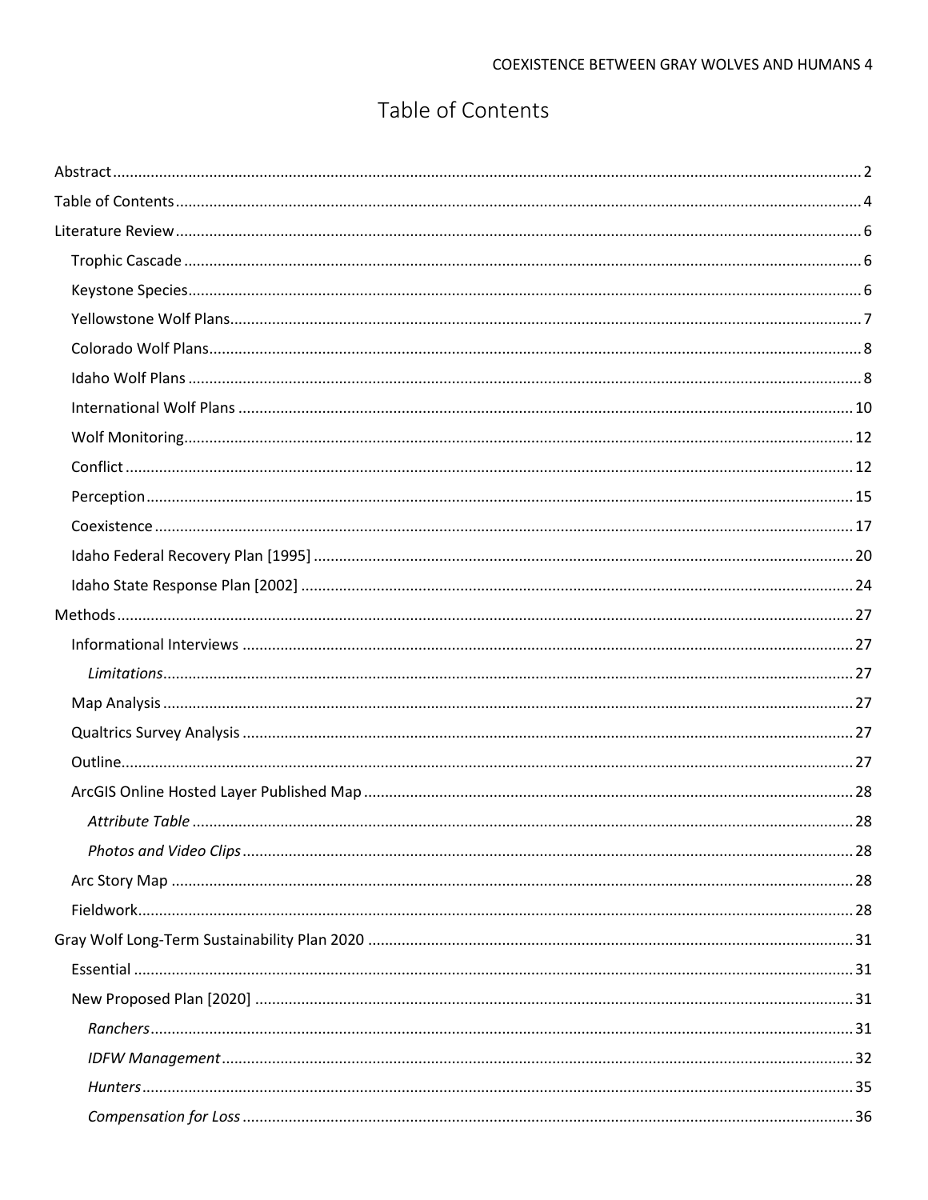# Table of Contents

- Abstract ..... 2
- Table of Contents ..... 4
- Literature Review ..... 6
  - Trophic Cascade ..... 6
  - Keystone Species ..... 6
  - Yellowstone Wolf Plans ..... 7
  - Colorado Wolf Plans ..... 8
  - Idaho Wolf Plans ..... 8
  - International Wolf Plans ..... 10
  - Wolf Monitoring ..... 12
  - Conflict ..... 12
  - Perception ..... 15
  - Coexistence ..... 17
  - Idaho Federal Recovery Plan [1995] ..... 20
  - Idaho State Response Plan [2002] ..... 24
- Methods ..... 27
  - Informational Interviews ..... 27
    - *Limitations* ..... 27
  - Map Analysis ..... 27
  - Qualtrics Survey Analysis ..... 27
  - Outline ..... 27
  - ArcGIS Online Hosted Layer Published Map ..... 28
    - *Attribute Table* ..... 28
    - *Photos and Video Clips* ..... 28
  - Arc Story Map ..... 28
  - Fieldwork ..... 28
- Gray Wolf Long-Term Sustainability Plan 2020 ..... 31
  - Essential ..... 31
  - New Proposed Plan [2020] ..... 31
    - *Ranchers* ..... 31
    - *IDFW Management* ..... 32
    - *Hunters* ..... 35
    - *Compensation for Loss* ..... 36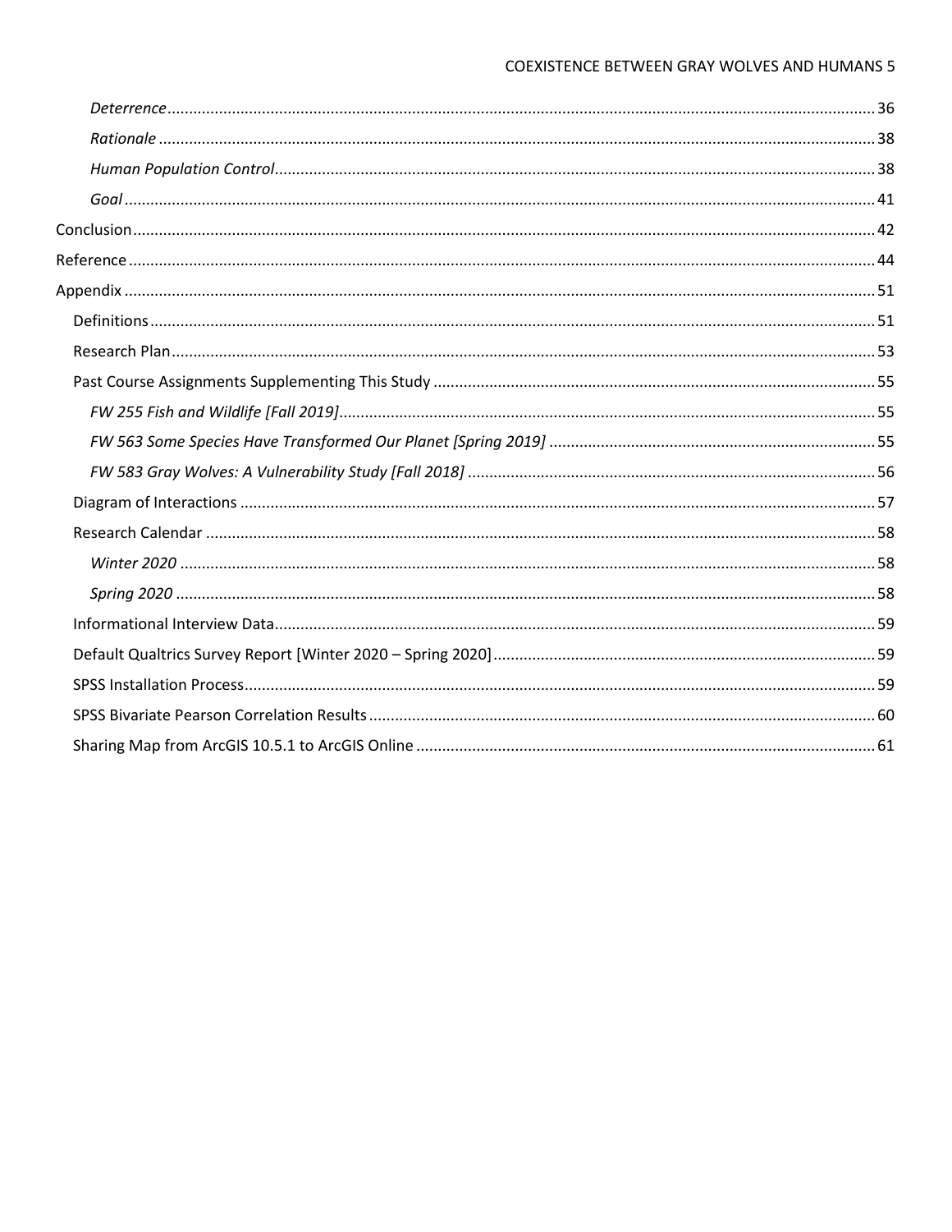*Deterrence* .................................................................................................................................................. 36

*Rationale* .................................................................................................................................................... 38

*Human Population Control* .......................................................................................................................... 38

*Goal* ............................................................................................................................................................ 41

Conclusion ......................................................................................................................................................... 42

Reference .......................................................................................................................................................... 44

Appendix ........................................................................................................................................................... 51

Definitions ...................................................................................................................................................... 51

Research Plan ................................................................................................................................................. 53

Past Course Assignments Supplementing This Study ..................................................................................... 55

*FW 255 Fish and Wildlife [Fall 2019]* .......................................................................................................... 55

*FW 563 Some Species Have Transformed Our Planet [Spring 2019]* ........................................................... 55

*FW 583 Gray Wolves: A Vulnerability Study [Fall 2018]* ............................................................................. 56

Diagram of Interactions .................................................................................................................................. 57

Research Calendar .......................................................................................................................................... 58

*Winter 2020* ............................................................................................................................................... 58

*Spring 2020* ................................................................................................................................................ 58

Informational Interview Data .......................................................................................................................... 59

Default Qualtrics Survey Report [Winter 2020 – Spring 2020] ....................................................................... 59

SPSS Installation Process ................................................................................................................................. 59

SPSS Bivariate Pearson Correlation Results .................................................................................................... 60

Sharing Map from ArcGIS 10.5.1 to ArcGIS Online ......................................................................................... 61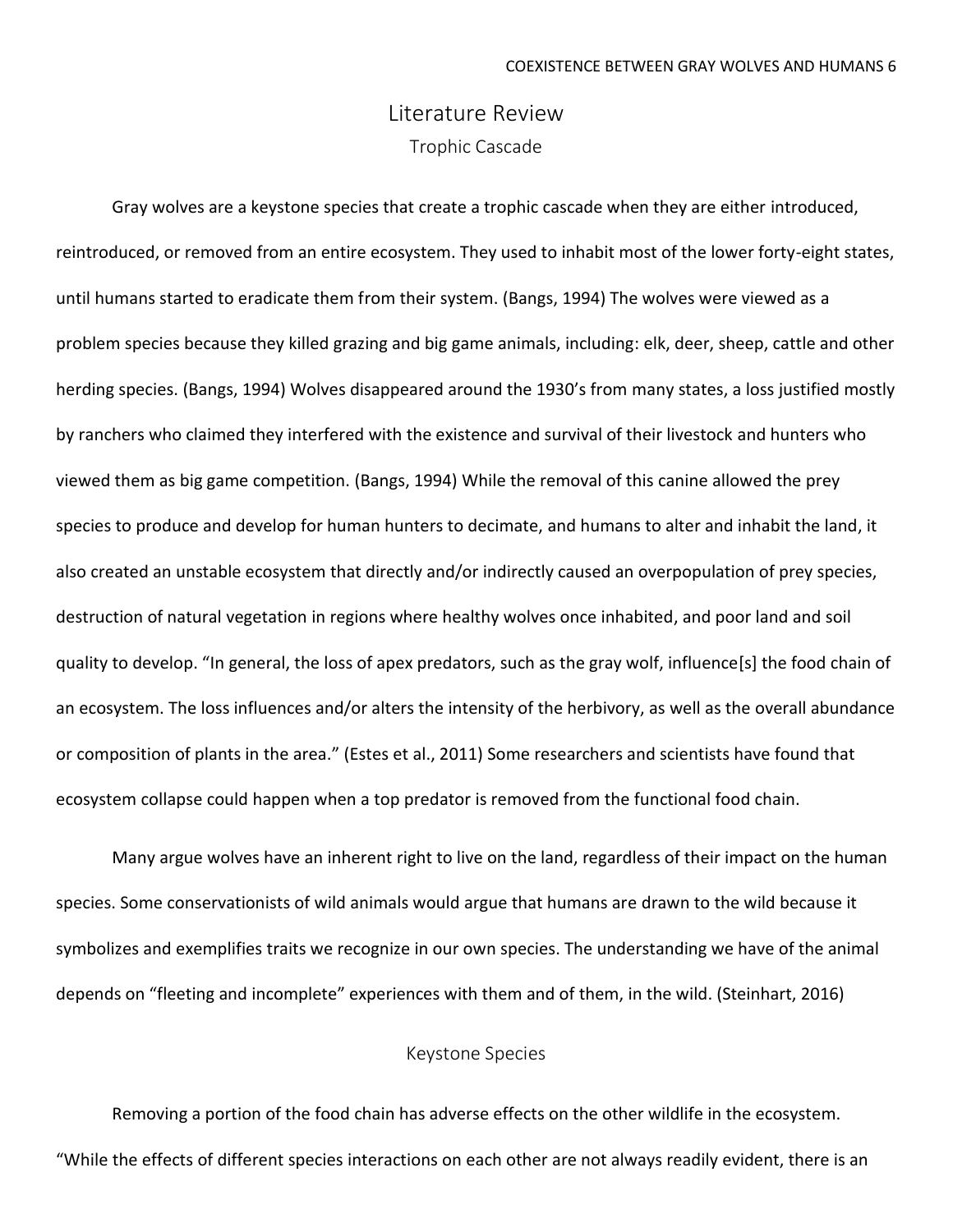# Literature Review

## Trophic Cascade

Gray wolves are a keystone species that create a trophic cascade when they are either introduced, reintroduced, or removed from an entire ecosystem. They used to inhabit most of the lower forty-eight states, until humans started to eradicate them from their system. (Bangs, 1994) The wolves were viewed as a problem species because they killed grazing and big game animals, including: elk, deer, sheep, cattle and other herding species. (Bangs, 1994) Wolves disappeared around the 1930's from many states, a loss justified mostly by ranchers who claimed they interfered with the existence and survival of their livestock and hunters who viewed them as big game competition. (Bangs, 1994) While the removal of this canine allowed the prey species to produce and develop for human hunters to decimate, and humans to alter and inhabit the land, it also created an unstable ecosystem that directly and/or indirectly caused an overpopulation of prey species, destruction of natural vegetation in regions where healthy wolves once inhabited, and poor land and soil quality to develop. "In general, the loss of apex predators, such as the gray wolf, influence[s] the food chain of an ecosystem. The loss influences and/or alters the intensity of the herbivory, as well as the overall abundance or composition of plants in the area." (Estes et al., 2011) Some researchers and scientists have found that ecosystem collapse could happen when a top predator is removed from the functional food chain.

Many argue wolves have an inherent right to live on the land, regardless of their impact on the human species. Some conservationists of wild animals would argue that humans are drawn to the wild because it symbolizes and exemplifies traits we recognize in our own species. The understanding we have of the animal depends on "fleeting and incomplete" experiences with them and of them, in the wild. (Steinhart, 2016)

## Keystone Species

Removing a portion of the food chain has adverse effects on the other wildlife in the ecosystem. "While the effects of different species interactions on each other are not always readily evident, there is an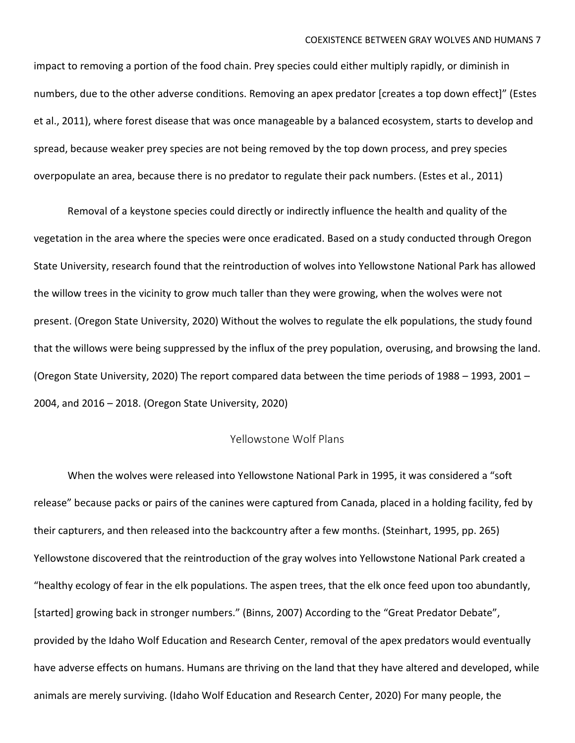impact to removing a portion of the food chain. Prey species could either multiply rapidly, or diminish in numbers, due to the other adverse conditions. Removing an apex predator [creates a top down effect]" (Estes et al., 2011), where forest disease that was once manageable by a balanced ecosystem, starts to develop and spread, because weaker prey species are not being removed by the top down process, and prey species overpopulate an area, because there is no predator to regulate their pack numbers. (Estes et al., 2011)

Removal of a keystone species could directly or indirectly influence the health and quality of the vegetation in the area where the species were once eradicated. Based on a study conducted through Oregon State University, research found that the reintroduction of wolves into Yellowstone National Park has allowed the willow trees in the vicinity to grow much taller than they were growing, when the wolves were not present. (Oregon State University, 2020) Without the wolves to regulate the elk populations, the study found that the willows were being suppressed by the influx of the prey population, overusing, and browsing the land. (Oregon State University, 2020) The report compared data between the time periods of 1988 – 1993, 2001 – 2004, and 2016 – 2018. (Oregon State University, 2020)

## Yellowstone Wolf Plans

When the wolves were released into Yellowstone National Park in 1995, it was considered a "soft release" because packs or pairs of the canines were captured from Canada, placed in a holding facility, fed by their capturers, and then released into the backcountry after a few months. (Steinhart, 1995, pp. 265) Yellowstone discovered that the reintroduction of the gray wolves into Yellowstone National Park created a "healthy ecology of fear in the elk populations. The aspen trees, that the elk once feed upon too abundantly, [started] growing back in stronger numbers." (Binns, 2007) According to the "Great Predator Debate", provided by the Idaho Wolf Education and Research Center, removal of the apex predators would eventually have adverse effects on humans. Humans are thriving on the land that they have altered and developed, while animals are merely surviving. (Idaho Wolf Education and Research Center, 2020) For many people, the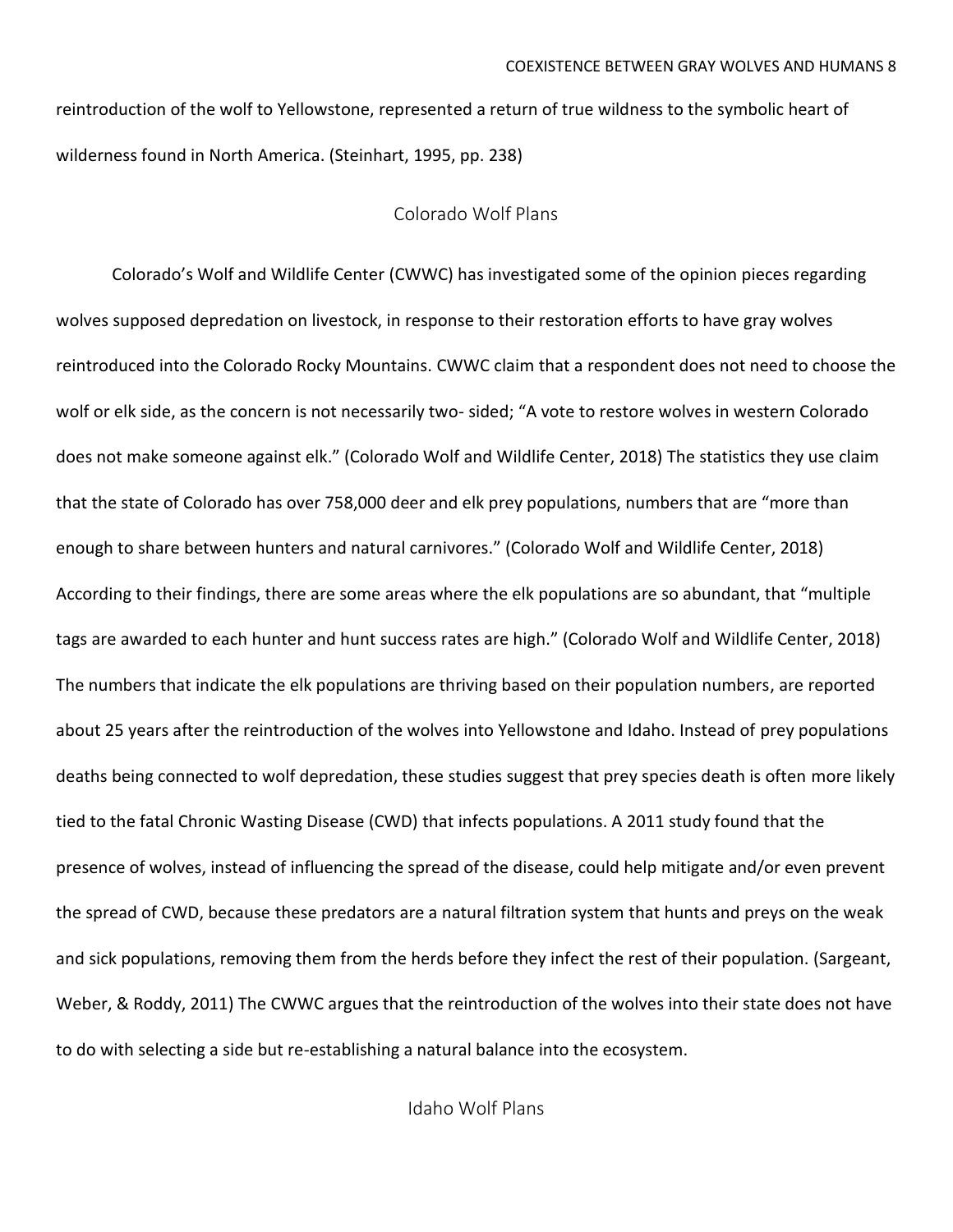reintroduction of the wolf to Yellowstone, represented a return of true wildness to the symbolic heart of wilderness found in North America. (Steinhart, 1995, pp. 238)

## Colorado Wolf Plans

Colorado's Wolf and Wildlife Center (CWWC) has investigated some of the opinion pieces regarding wolves supposed depredation on livestock, in response to their restoration efforts to have gray wolves reintroduced into the Colorado Rocky Mountains. CWWC claim that a respondent does not need to choose the wolf or elk side, as the concern is not necessarily two- sided; "A vote to restore wolves in western Colorado does not make someone against elk." (Colorado Wolf and Wildlife Center, 2018) The statistics they use claim that the state of Colorado has over 758,000 deer and elk prey populations, numbers that are "more than enough to share between hunters and natural carnivores." (Colorado Wolf and Wildlife Center, 2018) According to their findings, there are some areas where the elk populations are so abundant, that "multiple tags are awarded to each hunter and hunt success rates are high." (Colorado Wolf and Wildlife Center, 2018) The numbers that indicate the elk populations are thriving based on their population numbers, are reported about 25 years after the reintroduction of the wolves into Yellowstone and Idaho. Instead of prey populations deaths being connected to wolf depredation, these studies suggest that prey species death is often more likely tied to the fatal Chronic Wasting Disease (CWD) that infects populations. A 2011 study found that the presence of wolves, instead of influencing the spread of the disease, could help mitigate and/or even prevent the spread of CWD, because these predators are a natural filtration system that hunts and preys on the weak and sick populations, removing them from the herds before they infect the rest of their population. (Sargeant, Weber, & Roddy, 2011) The CWWC argues that the reintroduction of the wolves into their state does not have to do with selecting a side but re-establishing a natural balance into the ecosystem.

## Idaho Wolf Plans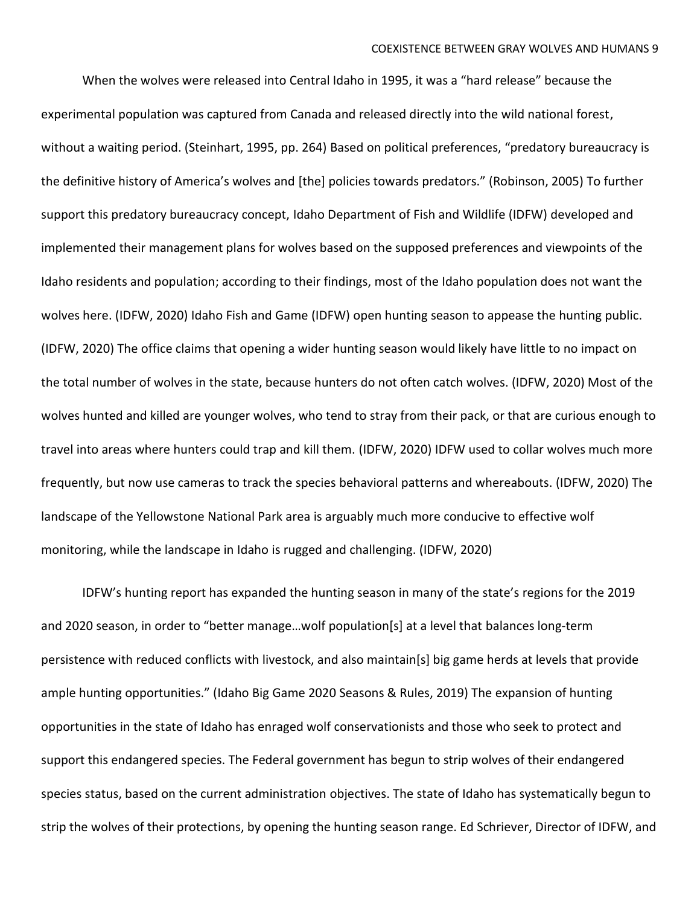When the wolves were released into Central Idaho in 1995, it was a "hard release" because the experimental population was captured from Canada and released directly into the wild national forest, without a waiting period. (Steinhart, 1995, pp. 264) Based on political preferences, "predatory bureaucracy is the definitive history of America's wolves and [the] policies towards predators." (Robinson, 2005) To further support this predatory bureaucracy concept, Idaho Department of Fish and Wildlife (IDFW) developed and implemented their management plans for wolves based on the supposed preferences and viewpoints of the Idaho residents and population; according to their findings, most of the Idaho population does not want the wolves here. (IDFW, 2020) Idaho Fish and Game (IDFW) open hunting season to appease the hunting public. (IDFW, 2020) The office claims that opening a wider hunting season would likely have little to no impact on the total number of wolves in the state, because hunters do not often catch wolves. (IDFW, 2020) Most of the wolves hunted and killed are younger wolves, who tend to stray from their pack, or that are curious enough to travel into areas where hunters could trap and kill them. (IDFW, 2020) IDFW used to collar wolves much more frequently, but now use cameras to track the species behavioral patterns and whereabouts. (IDFW, 2020) The landscape of the Yellowstone National Park area is arguably much more conducive to effective wolf monitoring, while the landscape in Idaho is rugged and challenging. (IDFW, 2020)

IDFW's hunting report has expanded the hunting season in many of the state's regions for the 2019 and 2020 season, in order to "better manage…wolf population[s] at a level that balances long-term persistence with reduced conflicts with livestock, and also maintain[s] big game herds at levels that provide ample hunting opportunities." (Idaho Big Game 2020 Seasons & Rules, 2019) The expansion of hunting opportunities in the state of Idaho has enraged wolf conservationists and those who seek to protect and support this endangered species. The Federal government has begun to strip wolves of their endangered species status, based on the current administration objectives. The state of Idaho has systematically begun to strip the wolves of their protections, by opening the hunting season range. Ed Schriever, Director of IDFW, and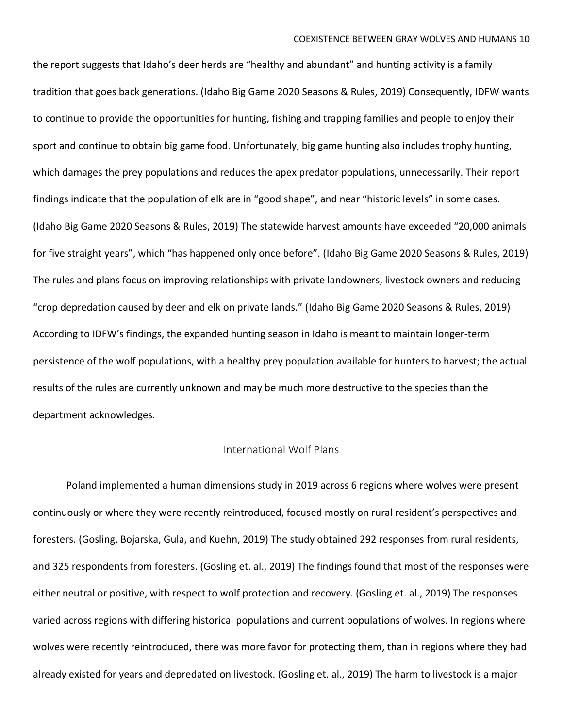the report suggests that Idaho's deer herds are "healthy and abundant" and hunting activity is a family tradition that goes back generations. (Idaho Big Game 2020 Seasons & Rules, 2019) Consequently, IDFW wants to continue to provide the opportunities for hunting, fishing and trapping families and people to enjoy their sport and continue to obtain big game food. Unfortunately, big game hunting also includes trophy hunting, which damages the prey populations and reduces the apex predator populations, unnecessarily. Their report findings indicate that the population of elk are in "good shape", and near "historic levels" in some cases. (Idaho Big Game 2020 Seasons & Rules, 2019) The statewide harvest amounts have exceeded "20,000 animals for five straight years", which "has happened only once before". (Idaho Big Game 2020 Seasons & Rules, 2019) The rules and plans focus on improving relationships with private landowners, livestock owners and reducing "crop depredation caused by deer and elk on private lands." (Idaho Big Game 2020 Seasons & Rules, 2019) According to IDFW's findings, the expanded hunting season in Idaho is meant to maintain longer-term persistence of the wolf populations, with a healthy prey population available for hunters to harvest; the actual results of the rules are currently unknown and may be much more destructive to the species than the department acknowledges.

## International Wolf Plans

Poland implemented a human dimensions study in 2019 across 6 regions where wolves were present continuously or where they were recently reintroduced, focused mostly on rural resident's perspectives and foresters. (Gosling, Bojarska, Gula, and Kuehn, 2019) The study obtained 292 responses from rural residents, and 325 respondents from foresters. (Gosling et. al., 2019) The findings found that most of the responses were either neutral or positive, with respect to wolf protection and recovery. (Gosling et. al., 2019) The responses varied across regions with differing historical populations and current populations of wolves. In regions where wolves were recently reintroduced, there was more favor for protecting them, than in regions where they had already existed for years and depredated on livestock. (Gosling et. al., 2019) The harm to livestock is a major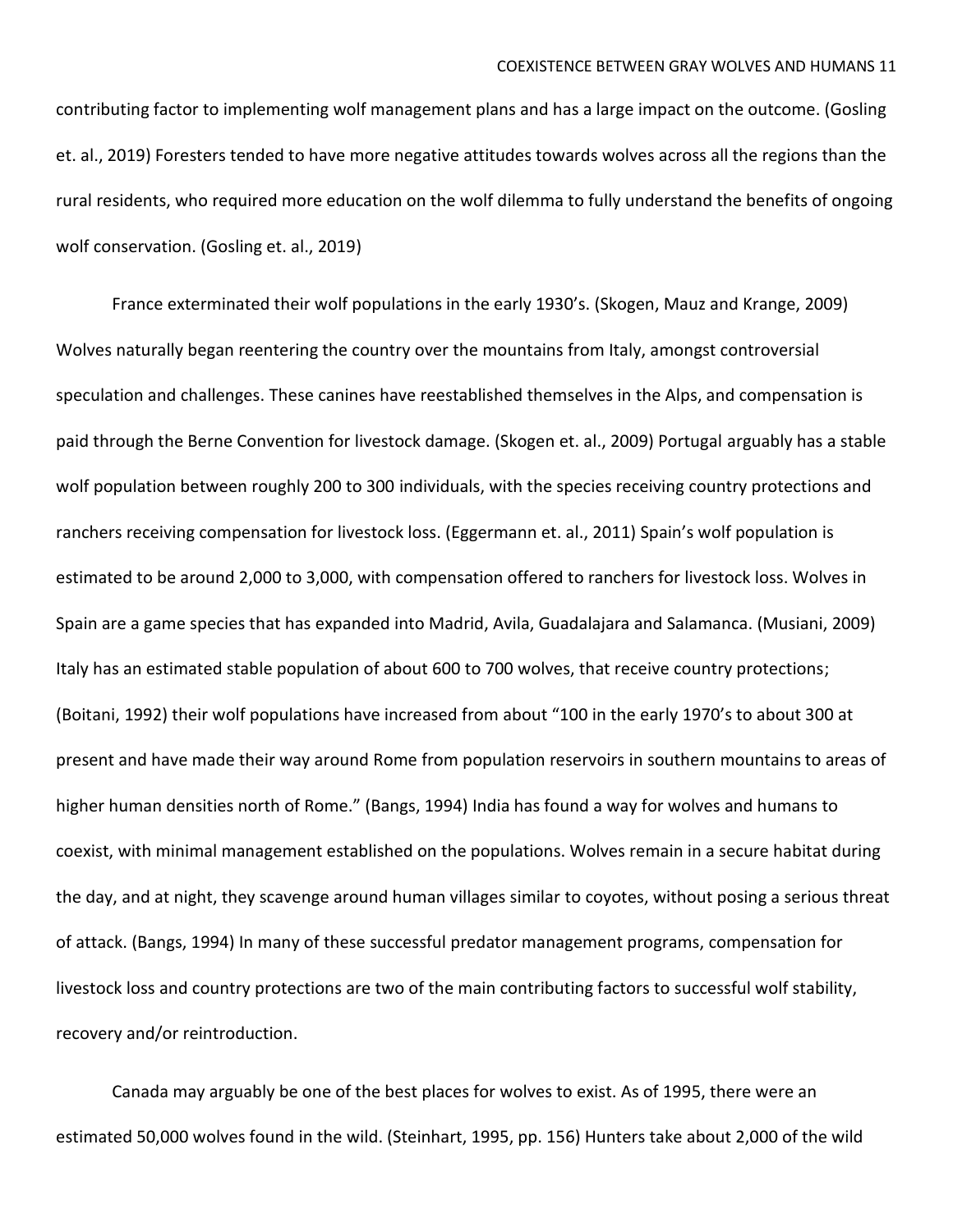contributing factor to implementing wolf management plans and has a large impact on the outcome. (Gosling et. al., 2019) Foresters tended to have more negative attitudes towards wolves across all the regions than the rural residents, who required more education on the wolf dilemma to fully understand the benefits of ongoing wolf conservation. (Gosling et. al., 2019)

France exterminated their wolf populations in the early 1930's. (Skogen, Mauz and Krange, 2009) Wolves naturally began reentering the country over the mountains from Italy, amongst controversial speculation and challenges. These canines have reestablished themselves in the Alps, and compensation is paid through the Berne Convention for livestock damage. (Skogen et. al., 2009) Portugal arguably has a stable wolf population between roughly 200 to 300 individuals, with the species receiving country protections and ranchers receiving compensation for livestock loss. (Eggermann et. al., 2011) Spain's wolf population is estimated to be around 2,000 to 3,000, with compensation offered to ranchers for livestock loss. Wolves in Spain are a game species that has expanded into Madrid, Avila, Guadalajara and Salamanca. (Musiani, 2009) Italy has an estimated stable population of about 600 to 700 wolves, that receive country protections; (Boitani, 1992) their wolf populations have increased from about "100 in the early 1970's to about 300 at present and have made their way around Rome from population reservoirs in southern mountains to areas of higher human densities north of Rome." (Bangs, 1994) India has found a way for wolves and humans to coexist, with minimal management established on the populations. Wolves remain in a secure habitat during the day, and at night, they scavenge around human villages similar to coyotes, without posing a serious threat of attack. (Bangs, 1994) In many of these successful predator management programs, compensation for livestock loss and country protections are two of the main contributing factors to successful wolf stability, recovery and/or reintroduction.

Canada may arguably be one of the best places for wolves to exist. As of 1995, there were an estimated 50,000 wolves found in the wild. (Steinhart, 1995, pp. 156) Hunters take about 2,000 of the wild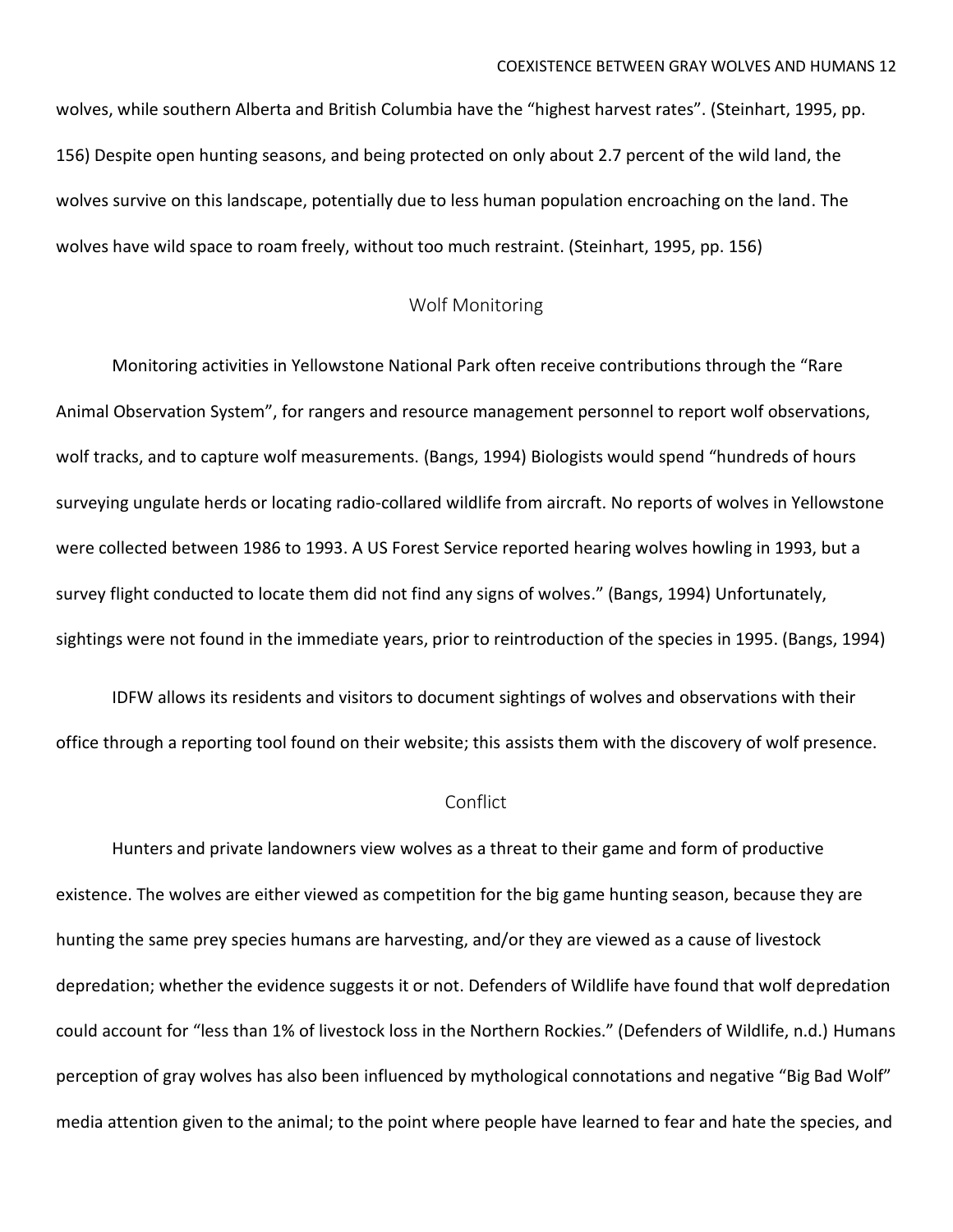wolves, while southern Alberta and British Columbia have the "highest harvest rates". (Steinhart, 1995, pp. 156) Despite open hunting seasons, and being protected on only about 2.7 percent of the wild land, the wolves survive on this landscape, potentially due to less human population encroaching on the land. The wolves have wild space to roam freely, without too much restraint. (Steinhart, 1995, pp. 156)

## Wolf Monitoring

Monitoring activities in Yellowstone National Park often receive contributions through the "Rare Animal Observation System", for rangers and resource management personnel to report wolf observations, wolf tracks, and to capture wolf measurements. (Bangs, 1994) Biologists would spend "hundreds of hours surveying ungulate herds or locating radio-collared wildlife from aircraft. No reports of wolves in Yellowstone were collected between 1986 to 1993. A US Forest Service reported hearing wolves howling in 1993, but a survey flight conducted to locate them did not find any signs of wolves." (Bangs, 1994) Unfortunately, sightings were not found in the immediate years, prior to reintroduction of the species in 1995. (Bangs, 1994)

IDFW allows its residents and visitors to document sightings of wolves and observations with their office through a reporting tool found on their website; this assists them with the discovery of wolf presence.

## Conflict

Hunters and private landowners view wolves as a threat to their game and form of productive existence. The wolves are either viewed as competition for the big game hunting season, because they are hunting the same prey species humans are harvesting, and/or they are viewed as a cause of livestock depredation; whether the evidence suggests it or not. Defenders of Wildlife have found that wolf depredation could account for "less than 1% of livestock loss in the Northern Rockies." (Defenders of Wildlife, n.d.) Humans perception of gray wolves has also been influenced by mythological connotations and negative "Big Bad Wolf" media attention given to the animal; to the point where people have learned to fear and hate the species, and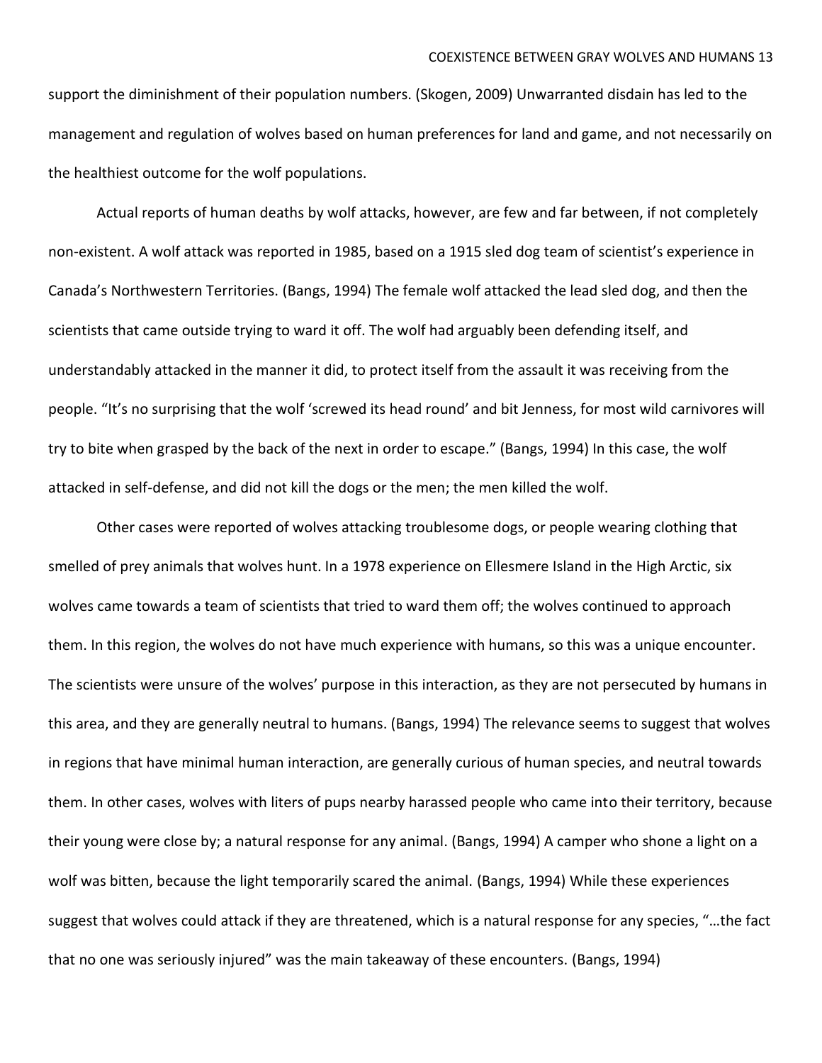support the diminishment of their population numbers. (Skogen, 2009) Unwarranted disdain has led to the management and regulation of wolves based on human preferences for land and game, and not necessarily on the healthiest outcome for the wolf populations.

Actual reports of human deaths by wolf attacks, however, are few and far between, if not completely non-existent. A wolf attack was reported in 1985, based on a 1915 sled dog team of scientist's experience in Canada's Northwestern Territories. (Bangs, 1994) The female wolf attacked the lead sled dog, and then the scientists that came outside trying to ward it off. The wolf had arguably been defending itself, and understandably attacked in the manner it did, to protect itself from the assault it was receiving from the people. "It's no surprising that the wolf 'screwed its head round' and bit Jenness, for most wild carnivores will try to bite when grasped by the back of the next in order to escape." (Bangs, 1994) In this case, the wolf attacked in self-defense, and did not kill the dogs or the men; the men killed the wolf.

Other cases were reported of wolves attacking troublesome dogs, or people wearing clothing that smelled of prey animals that wolves hunt. In a 1978 experience on Ellesmere Island in the High Arctic, six wolves came towards a team of scientists that tried to ward them off; the wolves continued to approach them. In this region, the wolves do not have much experience with humans, so this was a unique encounter. The scientists were unsure of the wolves' purpose in this interaction, as they are not persecuted by humans in this area, and they are generally neutral to humans. (Bangs, 1994) The relevance seems to suggest that wolves in regions that have minimal human interaction, are generally curious of human species, and neutral towards them. In other cases, wolves with liters of pups nearby harassed people who came into their territory, because their young were close by; a natural response for any animal. (Bangs, 1994) A camper who shone a light on a wolf was bitten, because the light temporarily scared the animal. (Bangs, 1994) While these experiences suggest that wolves could attack if they are threatened, which is a natural response for any species, "…the fact that no one was seriously injured" was the main takeaway of these encounters. (Bangs, 1994)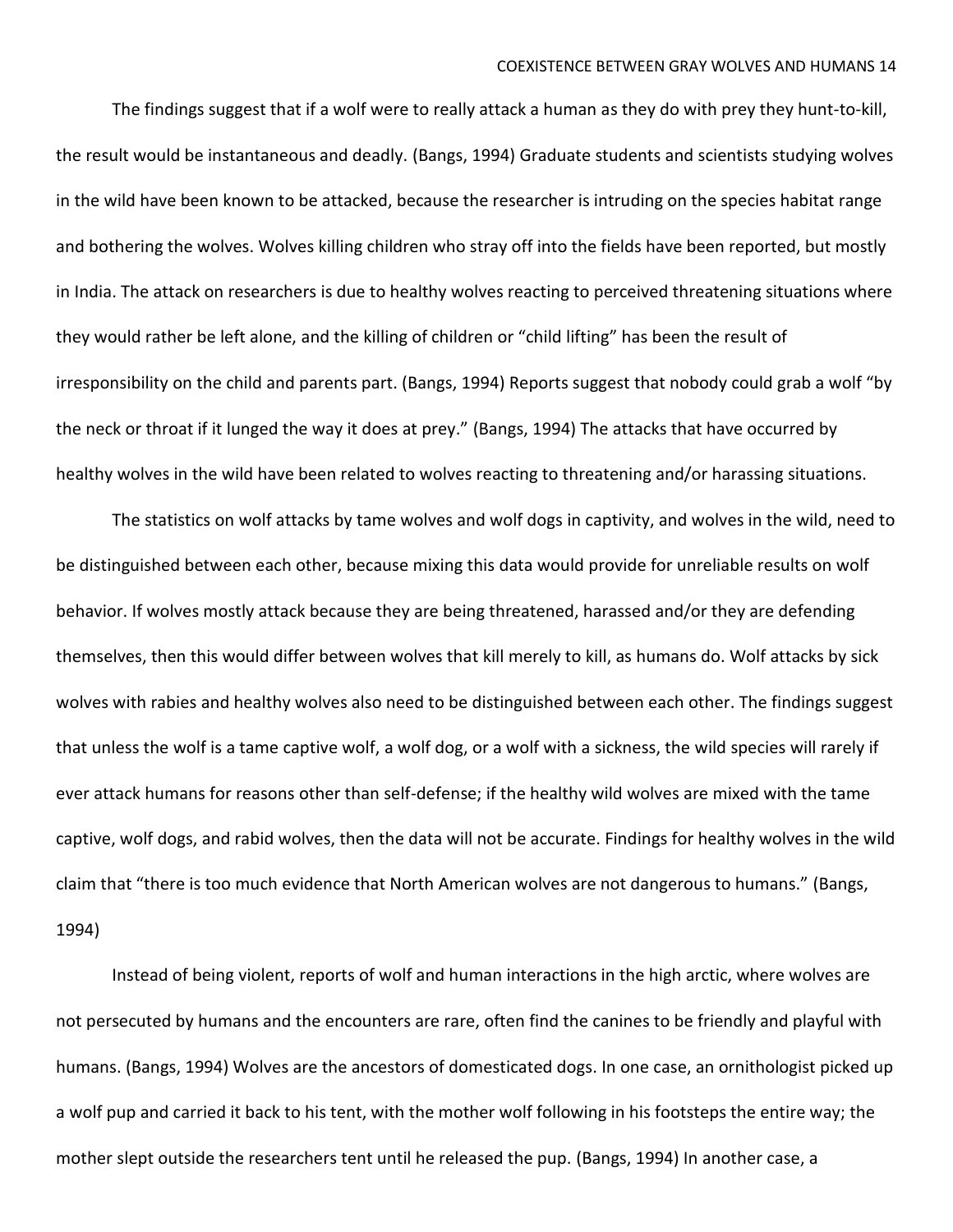The findings suggest that if a wolf were to really attack a human as they do with prey they hunt-to-kill, the result would be instantaneous and deadly. (Bangs, 1994) Graduate students and scientists studying wolves in the wild have been known to be attacked, because the researcher is intruding on the species habitat range and bothering the wolves. Wolves killing children who stray off into the fields have been reported, but mostly in India. The attack on researchers is due to healthy wolves reacting to perceived threatening situations where they would rather be left alone, and the killing of children or "child lifting" has been the result of irresponsibility on the child and parents part. (Bangs, 1994) Reports suggest that nobody could grab a wolf "by the neck or throat if it lunged the way it does at prey." (Bangs, 1994) The attacks that have occurred by healthy wolves in the wild have been related to wolves reacting to threatening and/or harassing situations.

The statistics on wolf attacks by tame wolves and wolf dogs in captivity, and wolves in the wild, need to be distinguished between each other, because mixing this data would provide for unreliable results on wolf behavior. If wolves mostly attack because they are being threatened, harassed and/or they are defending themselves, then this would differ between wolves that kill merely to kill, as humans do. Wolf attacks by sick wolves with rabies and healthy wolves also need to be distinguished between each other. The findings suggest that unless the wolf is a tame captive wolf, a wolf dog, or a wolf with a sickness, the wild species will rarely if ever attack humans for reasons other than self-defense; if the healthy wild wolves are mixed with the tame captive, wolf dogs, and rabid wolves, then the data will not be accurate. Findings for healthy wolves in the wild claim that "there is too much evidence that North American wolves are not dangerous to humans." (Bangs, 1994)

Instead of being violent, reports of wolf and human interactions in the high arctic, where wolves are not persecuted by humans and the encounters are rare, often find the canines to be friendly and playful with humans. (Bangs, 1994) Wolves are the ancestors of domesticated dogs. In one case, an ornithologist picked up a wolf pup and carried it back to his tent, with the mother wolf following in his footsteps the entire way; the mother slept outside the researchers tent until he released the pup. (Bangs, 1994) In another case, a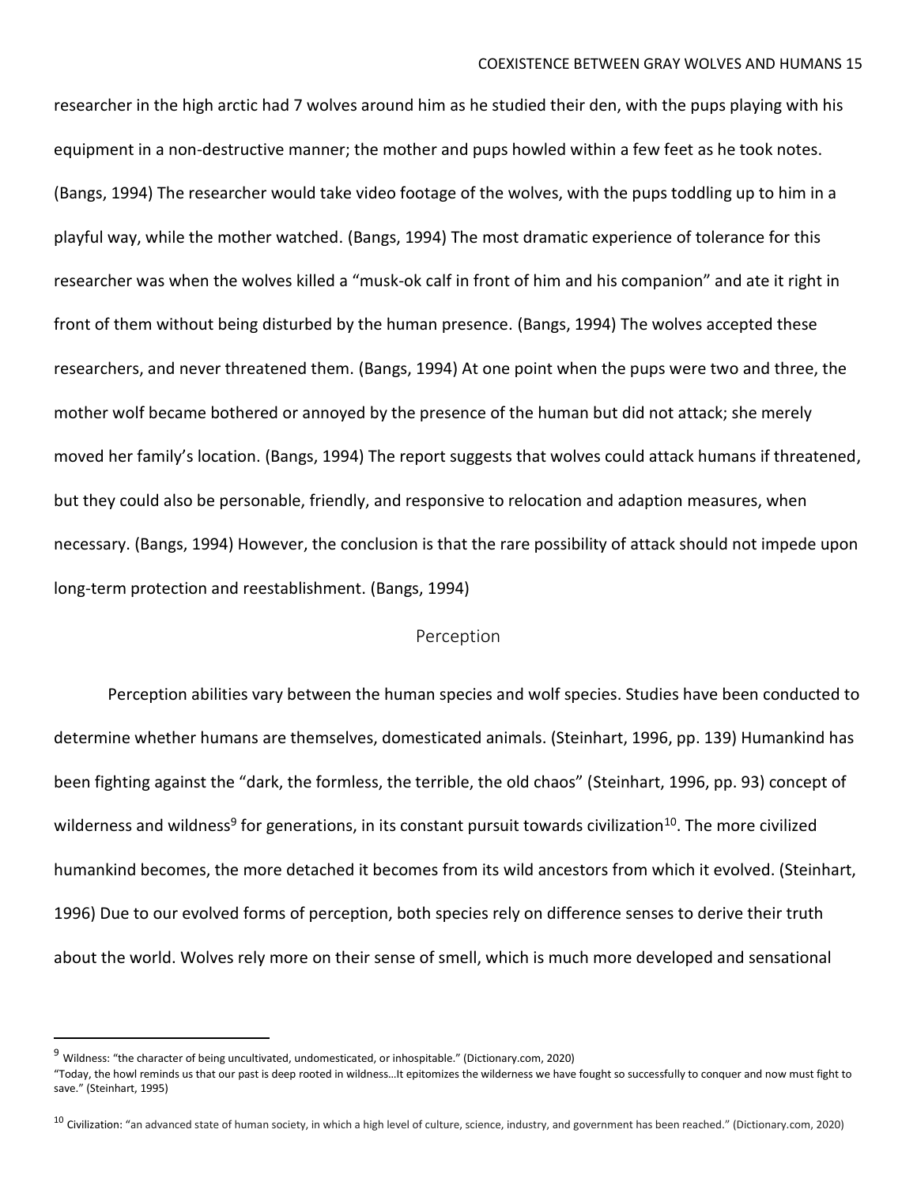researcher in the high arctic had 7 wolves around him as he studied their den, with the pups playing with his equipment in a non-destructive manner; the mother and pups howled within a few feet as he took notes. (Bangs, 1994) The researcher would take video footage of the wolves, with the pups toddling up to him in a playful way, while the mother watched. (Bangs, 1994) The most dramatic experience of tolerance for this researcher was when the wolves killed a "musk-ok calf in front of him and his companion" and ate it right in front of them without being disturbed by the human presence. (Bangs, 1994) The wolves accepted these researchers, and never threatened them. (Bangs, 1994) At one point when the pups were two and three, the mother wolf became bothered or annoyed by the presence of the human but did not attack; she merely moved her family's location. (Bangs, 1994) The report suggests that wolves could attack humans if threatened, but they could also be personable, friendly, and responsive to relocation and adaption measures, when necessary. (Bangs, 1994) However, the conclusion is that the rare possibility of attack should not impede upon long-term protection and reestablishment. (Bangs, 1994)

## Perception

Perception abilities vary between the human species and wolf species. Studies have been conducted to determine whether humans are themselves, domesticated animals. (Steinhart, 1996, pp. 139) Humankind has been fighting against the "dark, the formless, the terrible, the old chaos" (Steinhart, 1996, pp. 93) concept of wilderness and wildness[9] for generations, in its constant pursuit towards civilization[10]. The more civilized humankind becomes, the more detached it becomes from its wild ancestors from which it evolved. (Steinhart, 1996) Due to our evolved forms of perception, both species rely on difference senses to derive their truth about the world. Wolves rely more on their sense of smell, which is much more developed and sensational

---

[9] Wildness: "the character of being uncultivated, undomesticated, or inhospitable." (Dictionary.com, 2020)
"Today, the howl reminds us that our past is deep rooted in wildness…It epitomizes the wilderness we have fought so successfully to conquer and now must fight to save." (Steinhart, 1995)

[10] Civilization: "an advanced state of human society, in which a high level of culture, science, industry, and government has been reached." (Dictionary.com, 2020)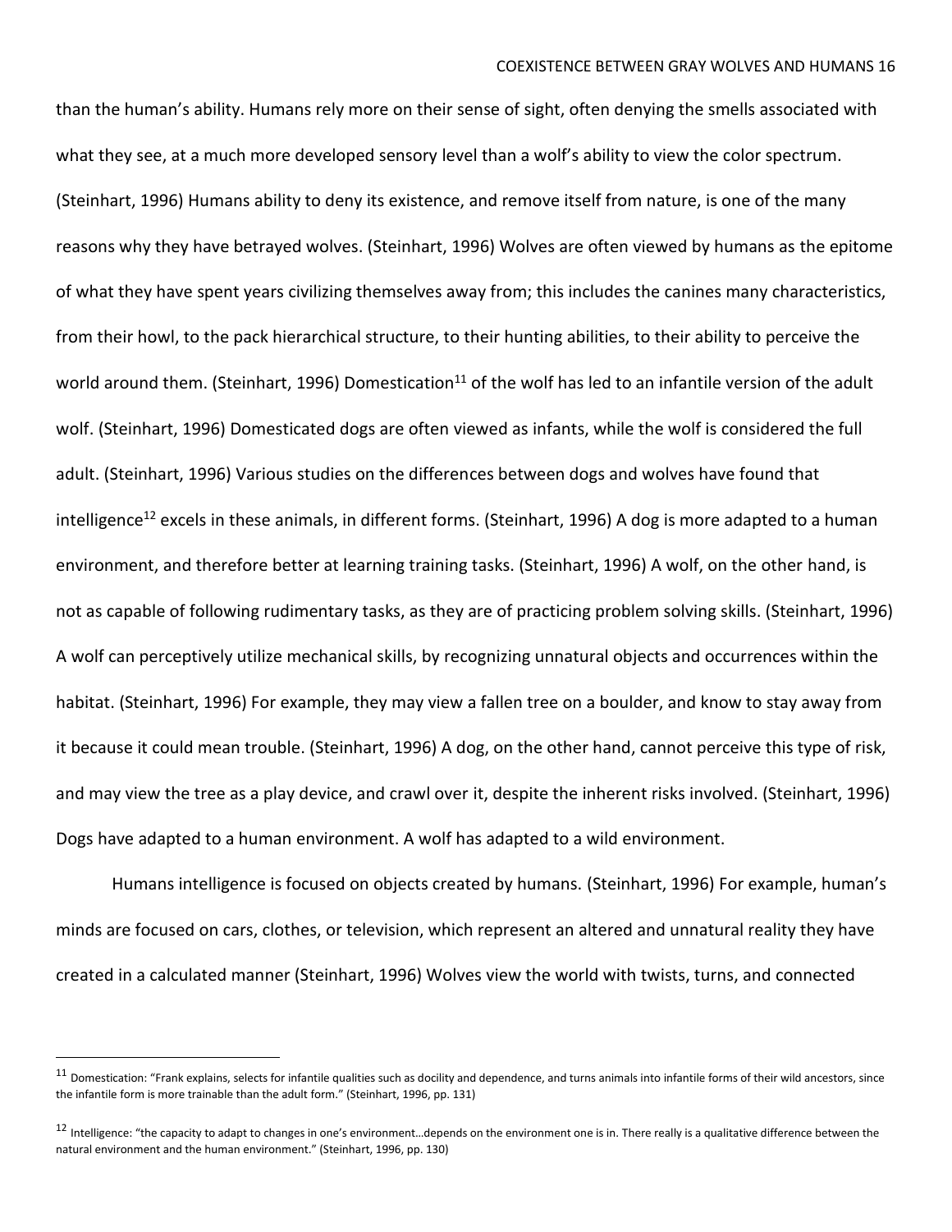than the human's ability. Humans rely more on their sense of sight, often denying the smells associated with what they see, at a much more developed sensory level than a wolf's ability to view the color spectrum. (Steinhart, 1996) Humans ability to deny its existence, and remove itself from nature, is one of the many reasons why they have betrayed wolves. (Steinhart, 1996) Wolves are often viewed by humans as the epitome of what they have spent years civilizing themselves away from; this includes the canines many characteristics, from their howl, to the pack hierarchical structure, to their hunting abilities, to their ability to perceive the world around them. (Steinhart, 1996) Domestication[11] of the wolf has led to an infantile version of the adult wolf. (Steinhart, 1996) Domesticated dogs are often viewed as infants, while the wolf is considered the full adult. (Steinhart, 1996) Various studies on the differences between dogs and wolves have found that intelligence[12] excels in these animals, in different forms. (Steinhart, 1996) A dog is more adapted to a human environment, and therefore better at learning training tasks. (Steinhart, 1996) A wolf, on the other hand, is not as capable of following rudimentary tasks, as they are of practicing problem solving skills. (Steinhart, 1996) A wolf can perceptively utilize mechanical skills, by recognizing unnatural objects and occurrences within the habitat. (Steinhart, 1996) For example, they may view a fallen tree on a boulder, and know to stay away from it because it could mean trouble. (Steinhart, 1996) A dog, on the other hand, cannot perceive this type of risk, and may view the tree as a play device, and crawl over it, despite the inherent risks involved. (Steinhart, 1996) Dogs have adapted to a human environment. A wolf has adapted to a wild environment.

Humans intelligence is focused on objects created by humans. (Steinhart, 1996) For example, human's minds are focused on cars, clothes, or television, which represent an altered and unnatural reality they have created in a calculated manner (Steinhart, 1996) Wolves view the world with twists, turns, and connected

---

[11] Domestication: "Frank explains, selects for infantile qualities such as docility and dependence, and turns animals into infantile forms of their wild ancestors, since the infantile form is more trainable than the adult form." (Steinhart, 1996, pp. 131)

[12] Intelligence: "the capacity to adapt to changes in one's environment…depends on the environment one is in. There really is a qualitative difference between the natural environment and the human environment." (Steinhart, 1996, pp. 130)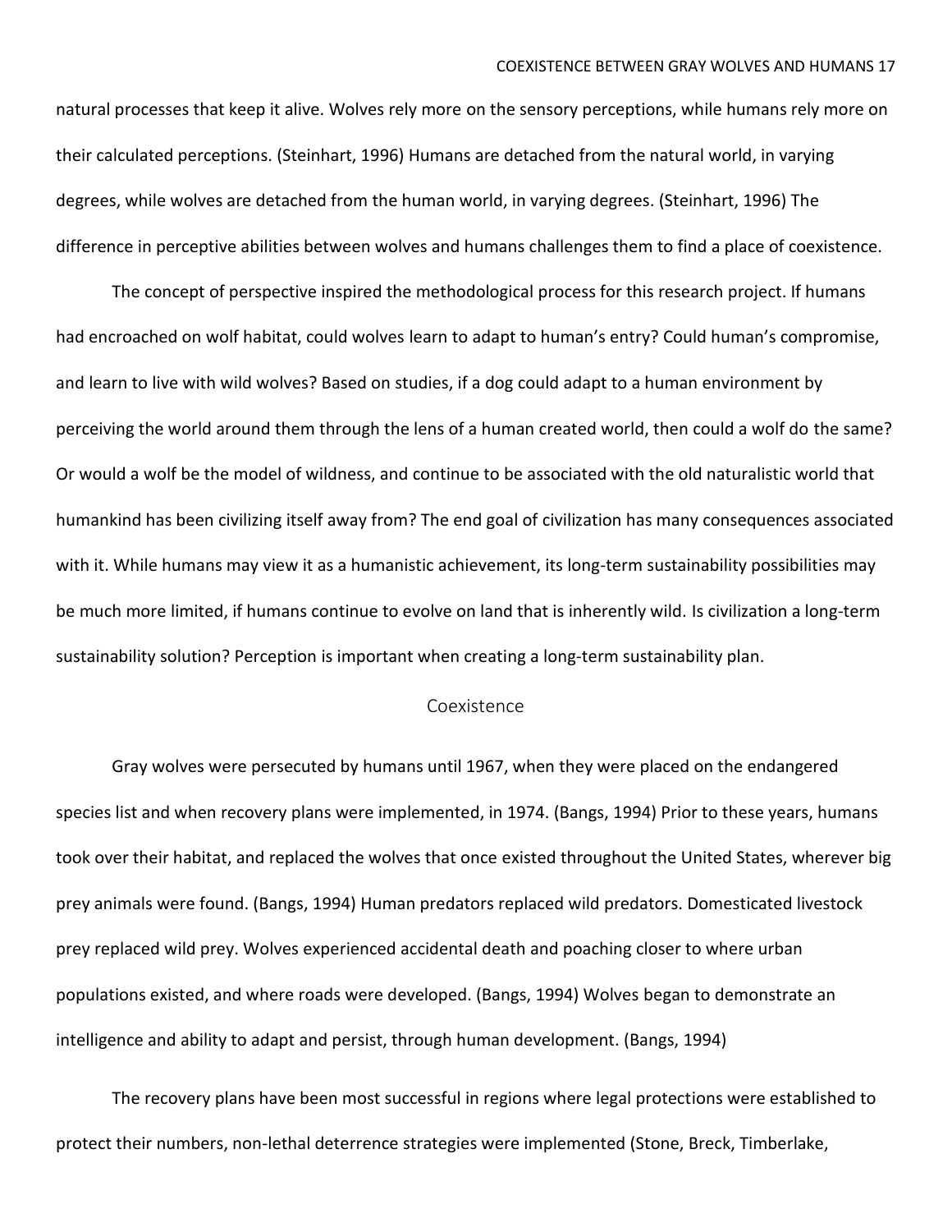natural processes that keep it alive. Wolves rely more on the sensory perceptions, while humans rely more on their calculated perceptions. (Steinhart, 1996) Humans are detached from the natural world, in varying degrees, while wolves are detached from the human world, in varying degrees. (Steinhart, 1996) The difference in perceptive abilities between wolves and humans challenges them to find a place of coexistence.

The concept of perspective inspired the methodological process for this research project. If humans had encroached on wolf habitat, could wolves learn to adapt to human's entry? Could human's compromise, and learn to live with wild wolves? Based on studies, if a dog could adapt to a human environment by perceiving the world around them through the lens of a human created world, then could a wolf do the same? Or would a wolf be the model of wildness, and continue to be associated with the old naturalistic world that humankind has been civilizing itself away from? The end goal of civilization has many consequences associated with it. While humans may view it as a humanistic achievement, its long-term sustainability possibilities may be much more limited, if humans continue to evolve on land that is inherently wild. Is civilization a long-term sustainability solution? Perception is important when creating a long-term sustainability plan.

## Coexistence

Gray wolves were persecuted by humans until 1967, when they were placed on the endangered species list and when recovery plans were implemented, in 1974. (Bangs, 1994) Prior to these years, humans took over their habitat, and replaced the wolves that once existed throughout the United States, wherever big prey animals were found. (Bangs, 1994) Human predators replaced wild predators. Domesticated livestock prey replaced wild prey. Wolves experienced accidental death and poaching closer to where urban populations existed, and where roads were developed. (Bangs, 1994) Wolves began to demonstrate an intelligence and ability to adapt and persist, through human development. (Bangs, 1994)

The recovery plans have been most successful in regions where legal protections were established to protect their numbers, non-lethal deterrence strategies were implemented (Stone, Breck, Timberlake,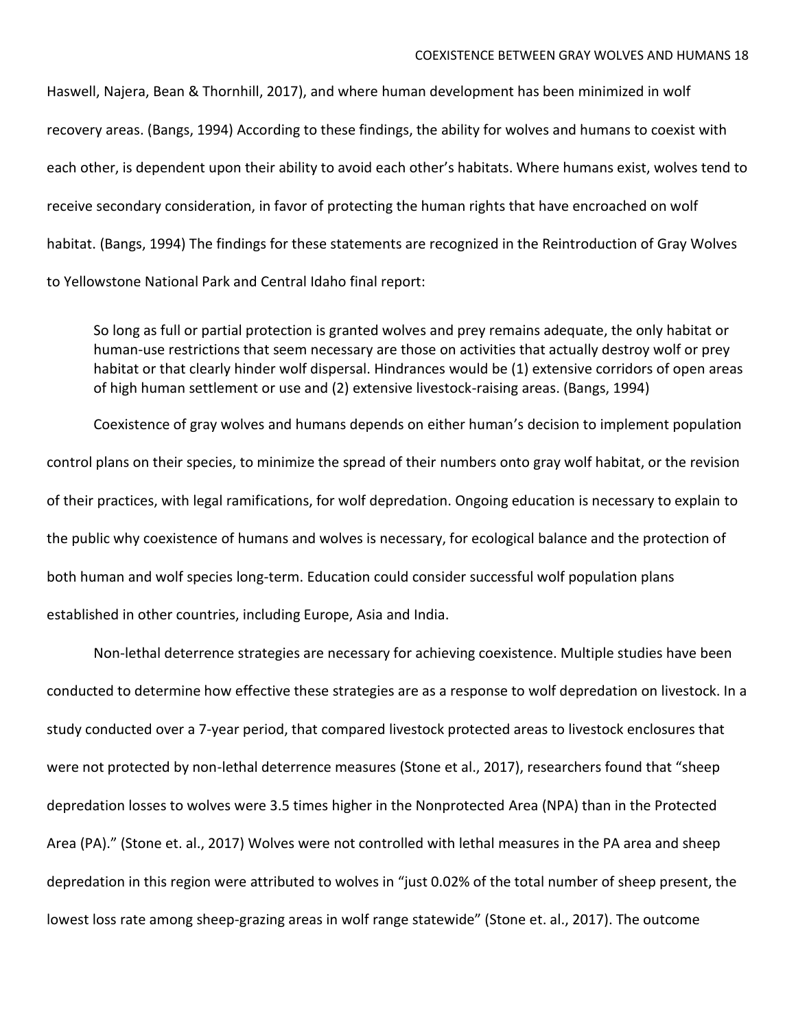Haswell, Najera, Bean & Thornhill, 2017), and where human development has been minimized in wolf recovery areas. (Bangs, 1994) According to these findings, the ability for wolves and humans to coexist with each other, is dependent upon their ability to avoid each other's habitats. Where humans exist, wolves tend to receive secondary consideration, in favor of protecting the human rights that have encroached on wolf habitat. (Bangs, 1994) The findings for these statements are recognized in the Reintroduction of Gray Wolves to Yellowstone National Park and Central Idaho final report:

> So long as full or partial protection is granted wolves and prey remains adequate, the only habitat or human-use restrictions that seem necessary are those on activities that actually destroy wolf or prey habitat or that clearly hinder wolf dispersal. Hindrances would be (1) extensive corridors of open areas of high human settlement or use and (2) extensive livestock-raising areas. (Bangs, 1994)

Coexistence of gray wolves and humans depends on either human's decision to implement population control plans on their species, to minimize the spread of their numbers onto gray wolf habitat, or the revision of their practices, with legal ramifications, for wolf depredation. Ongoing education is necessary to explain to the public why coexistence of humans and wolves is necessary, for ecological balance and the protection of both human and wolf species long-term. Education could consider successful wolf population plans established in other countries, including Europe, Asia and India.

Non-lethal deterrence strategies are necessary for achieving coexistence. Multiple studies have been conducted to determine how effective these strategies are as a response to wolf depredation on livestock. In a study conducted over a 7-year period, that compared livestock protected areas to livestock enclosures that were not protected by non-lethal deterrence measures (Stone et al., 2017), researchers found that "sheep depredation losses to wolves were 3.5 times higher in the Nonprotected Area (NPA) than in the Protected Area (PA)." (Stone et. al., 2017) Wolves were not controlled with lethal measures in the PA area and sheep depredation in this region were attributed to wolves in "just 0.02% of the total number of sheep present, the lowest loss rate among sheep-grazing areas in wolf range statewide" (Stone et. al., 2017). The outcome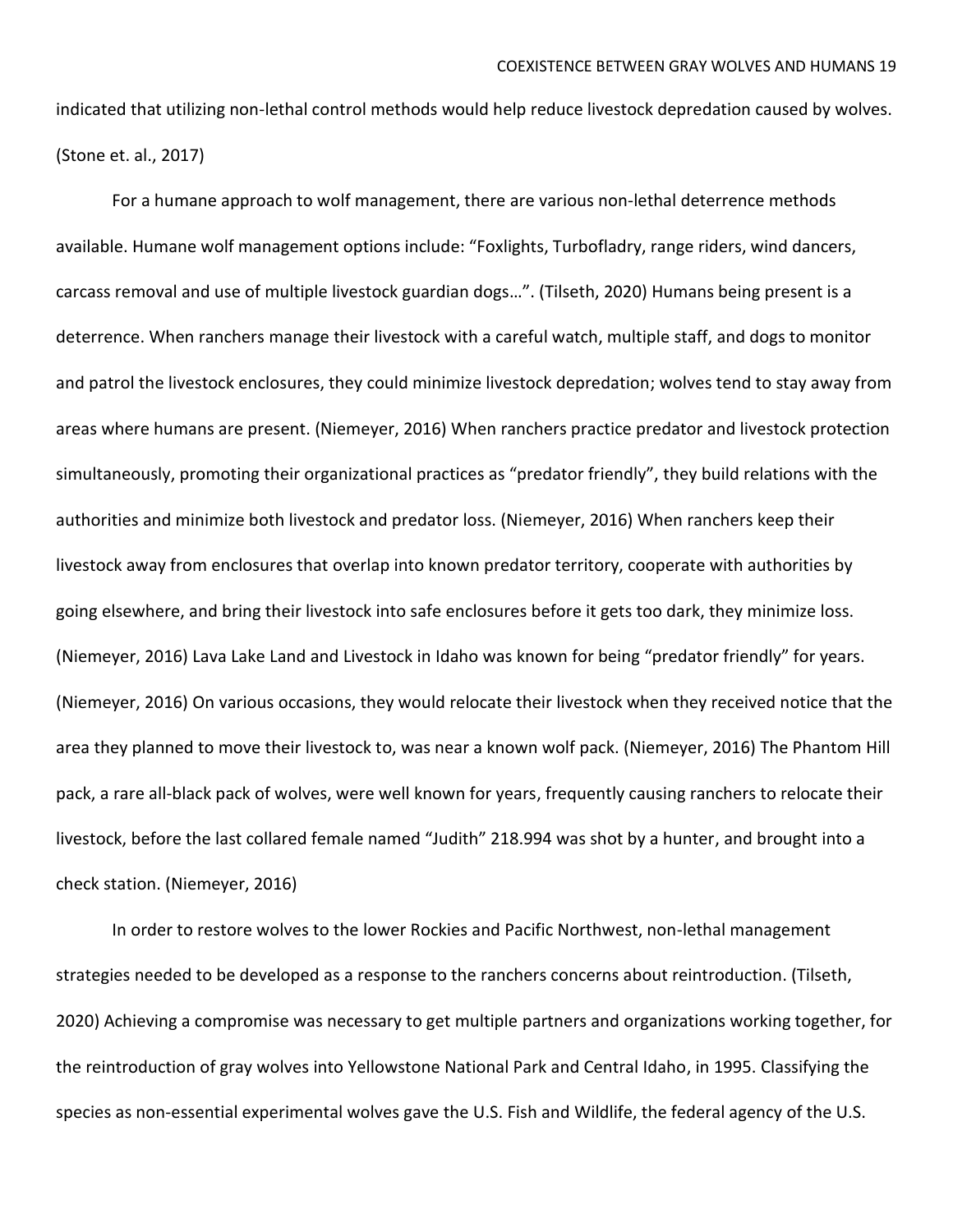indicated that utilizing non-lethal control methods would help reduce livestock depredation caused by wolves. (Stone et. al., 2017)

For a humane approach to wolf management, there are various non-lethal deterrence methods available. Humane wolf management options include: "Foxlights, Turbofladry, range riders, wind dancers, carcass removal and use of multiple livestock guardian dogs…". (Tilseth, 2020) Humans being present is a deterrence. When ranchers manage their livestock with a careful watch, multiple staff, and dogs to monitor and patrol the livestock enclosures, they could minimize livestock depredation; wolves tend to stay away from areas where humans are present. (Niemeyer, 2016) When ranchers practice predator and livestock protection simultaneously, promoting their organizational practices as "predator friendly", they build relations with the authorities and minimize both livestock and predator loss. (Niemeyer, 2016) When ranchers keep their livestock away from enclosures that overlap into known predator territory, cooperate with authorities by going elsewhere, and bring their livestock into safe enclosures before it gets too dark, they minimize loss. (Niemeyer, 2016) Lava Lake Land and Livestock in Idaho was known for being "predator friendly" for years. (Niemeyer, 2016) On various occasions, they would relocate their livestock when they received notice that the area they planned to move their livestock to, was near a known wolf pack. (Niemeyer, 2016) The Phantom Hill pack, a rare all-black pack of wolves, were well known for years, frequently causing ranchers to relocate their livestock, before the last collared female named "Judith" 218.994 was shot by a hunter, and brought into a check station. (Niemeyer, 2016)

In order to restore wolves to the lower Rockies and Pacific Northwest, non-lethal management strategies needed to be developed as a response to the ranchers concerns about reintroduction. (Tilseth, 2020) Achieving a compromise was necessary to get multiple partners and organizations working together, for the reintroduction of gray wolves into Yellowstone National Park and Central Idaho, in 1995. Classifying the species as non-essential experimental wolves gave the U.S. Fish and Wildlife, the federal agency of the U.S.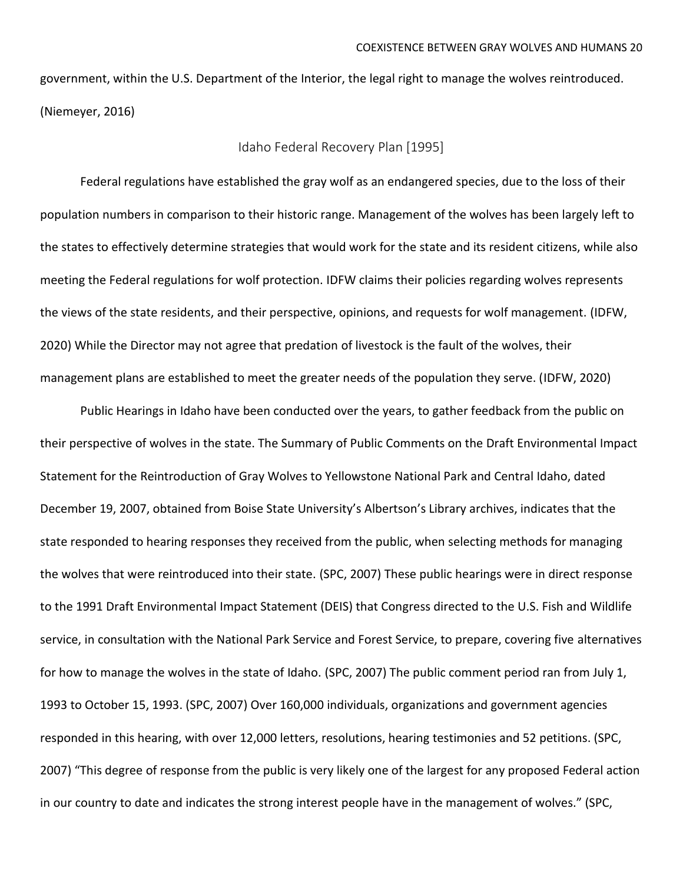government, within the U.S. Department of the Interior, the legal right to manage the wolves reintroduced. (Niemeyer, 2016)

## Idaho Federal Recovery Plan [1995]

Federal regulations have established the gray wolf as an endangered species, due to the loss of their population numbers in comparison to their historic range. Management of the wolves has been largely left to the states to effectively determine strategies that would work for the state and its resident citizens, while also meeting the Federal regulations for wolf protection. IDFW claims their policies regarding wolves represents the views of the state residents, and their perspective, opinions, and requests for wolf management. (IDFW, 2020) While the Director may not agree that predation of livestock is the fault of the wolves, their management plans are established to meet the greater needs of the population they serve. (IDFW, 2020)

Public Hearings in Idaho have been conducted over the years, to gather feedback from the public on their perspective of wolves in the state. The Summary of Public Comments on the Draft Environmental Impact Statement for the Reintroduction of Gray Wolves to Yellowstone National Park and Central Idaho, dated December 19, 2007, obtained from Boise State University's Albertson's Library archives, indicates that the state responded to hearing responses they received from the public, when selecting methods for managing the wolves that were reintroduced into their state. (SPC, 2007) These public hearings were in direct response to the 1991 Draft Environmental Impact Statement (DEIS) that Congress directed to the U.S. Fish and Wildlife service, in consultation with the National Park Service and Forest Service, to prepare, covering five alternatives for how to manage the wolves in the state of Idaho. (SPC, 2007) The public comment period ran from July 1, 1993 to October 15, 1993. (SPC, 2007) Over 160,000 individuals, organizations and government agencies responded in this hearing, with over 12,000 letters, resolutions, hearing testimonies and 52 petitions. (SPC, 2007) "This degree of response from the public is very likely one of the largest for any proposed Federal action in our country to date and indicates the strong interest people have in the management of wolves." (SPC,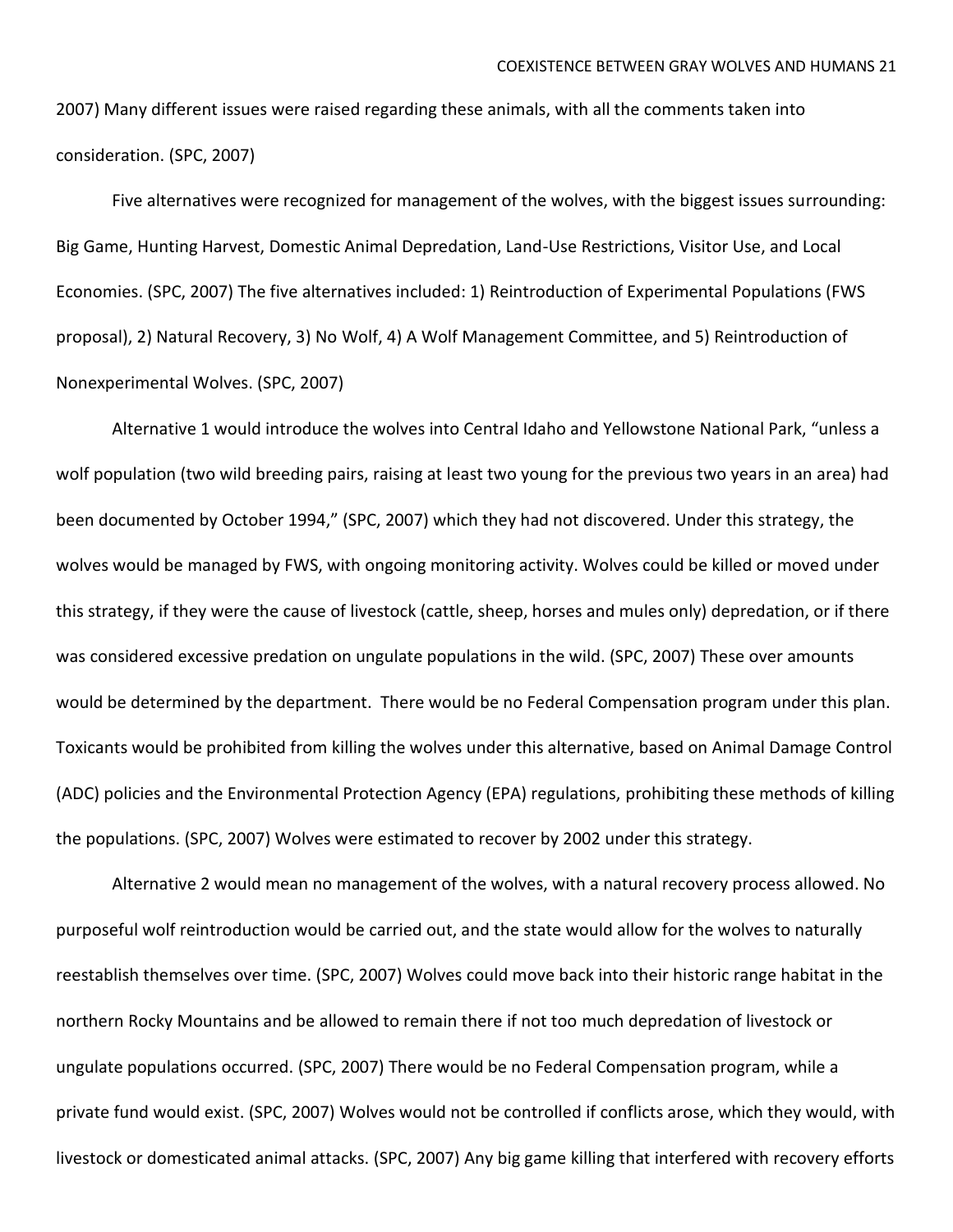2007) Many different issues were raised regarding these animals, with all the comments taken into consideration. (SPC, 2007)

Five alternatives were recognized for management of the wolves, with the biggest issues surrounding: Big Game, Hunting Harvest, Domestic Animal Depredation, Land-Use Restrictions, Visitor Use, and Local Economies. (SPC, 2007) The five alternatives included: 1) Reintroduction of Experimental Populations (FWS proposal), 2) Natural Recovery, 3) No Wolf, 4) A Wolf Management Committee, and 5) Reintroduction of Nonexperimental Wolves. (SPC, 2007)

Alternative 1 would introduce the wolves into Central Idaho and Yellowstone National Park, "unless a wolf population (two wild breeding pairs, raising at least two young for the previous two years in an area) had been documented by October 1994," (SPC, 2007) which they had not discovered. Under this strategy, the wolves would be managed by FWS, with ongoing monitoring activity. Wolves could be killed or moved under this strategy, if they were the cause of livestock (cattle, sheep, horses and mules only) depredation, or if there was considered excessive predation on ungulate populations in the wild. (SPC, 2007) These over amounts would be determined by the department. There would be no Federal Compensation program under this plan. Toxicants would be prohibited from killing the wolves under this alternative, based on Animal Damage Control (ADC) policies and the Environmental Protection Agency (EPA) regulations, prohibiting these methods of killing the populations. (SPC, 2007) Wolves were estimated to recover by 2002 under this strategy.

Alternative 2 would mean no management of the wolves, with a natural recovery process allowed. No purposeful wolf reintroduction would be carried out, and the state would allow for the wolves to naturally reestablish themselves over time. (SPC, 2007) Wolves could move back into their historic range habitat in the northern Rocky Mountains and be allowed to remain there if not too much depredation of livestock or ungulate populations occurred. (SPC, 2007) There would be no Federal Compensation program, while a private fund would exist. (SPC, 2007) Wolves would not be controlled if conflicts arose, which they would, with livestock or domesticated animal attacks. (SPC, 2007) Any big game killing that interfered with recovery efforts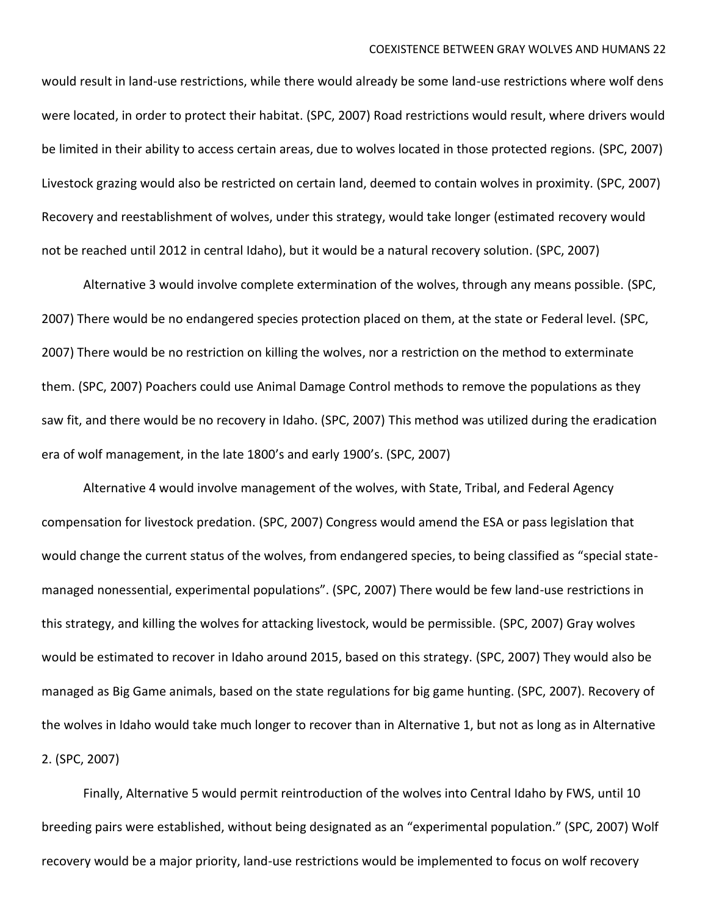would result in land-use restrictions, while there would already be some land-use restrictions where wolf dens were located, in order to protect their habitat. (SPC, 2007) Road restrictions would result, where drivers would be limited in their ability to access certain areas, due to wolves located in those protected regions. (SPC, 2007) Livestock grazing would also be restricted on certain land, deemed to contain wolves in proximity. (SPC, 2007) Recovery and reestablishment of wolves, under this strategy, would take longer (estimated recovery would not be reached until 2012 in central Idaho), but it would be a natural recovery solution. (SPC, 2007)

Alternative 3 would involve complete extermination of the wolves, through any means possible. (SPC, 2007) There would be no endangered species protection placed on them, at the state or Federal level. (SPC, 2007) There would be no restriction on killing the wolves, nor a restriction on the method to exterminate them. (SPC, 2007) Poachers could use Animal Damage Control methods to remove the populations as they saw fit, and there would be no recovery in Idaho. (SPC, 2007) This method was utilized during the eradication era of wolf management, in the late 1800's and early 1900's. (SPC, 2007)

Alternative 4 would involve management of the wolves, with State, Tribal, and Federal Agency compensation for livestock predation. (SPC, 2007) Congress would amend the ESA or pass legislation that would change the current status of the wolves, from endangered species, to being classified as "special state-managed nonessential, experimental populations". (SPC, 2007) There would be few land-use restrictions in this strategy, and killing the wolves for attacking livestock, would be permissible. (SPC, 2007) Gray wolves would be estimated to recover in Idaho around 2015, based on this strategy. (SPC, 2007) They would also be managed as Big Game animals, based on the state regulations for big game hunting. (SPC, 2007). Recovery of the wolves in Idaho would take much longer to recover than in Alternative 1, but not as long as in Alternative 2. (SPC, 2007)

Finally, Alternative 5 would permit reintroduction of the wolves into Central Idaho by FWS, until 10 breeding pairs were established, without being designated as an "experimental population." (SPC, 2007) Wolf recovery would be a major priority, land-use restrictions would be implemented to focus on wolf recovery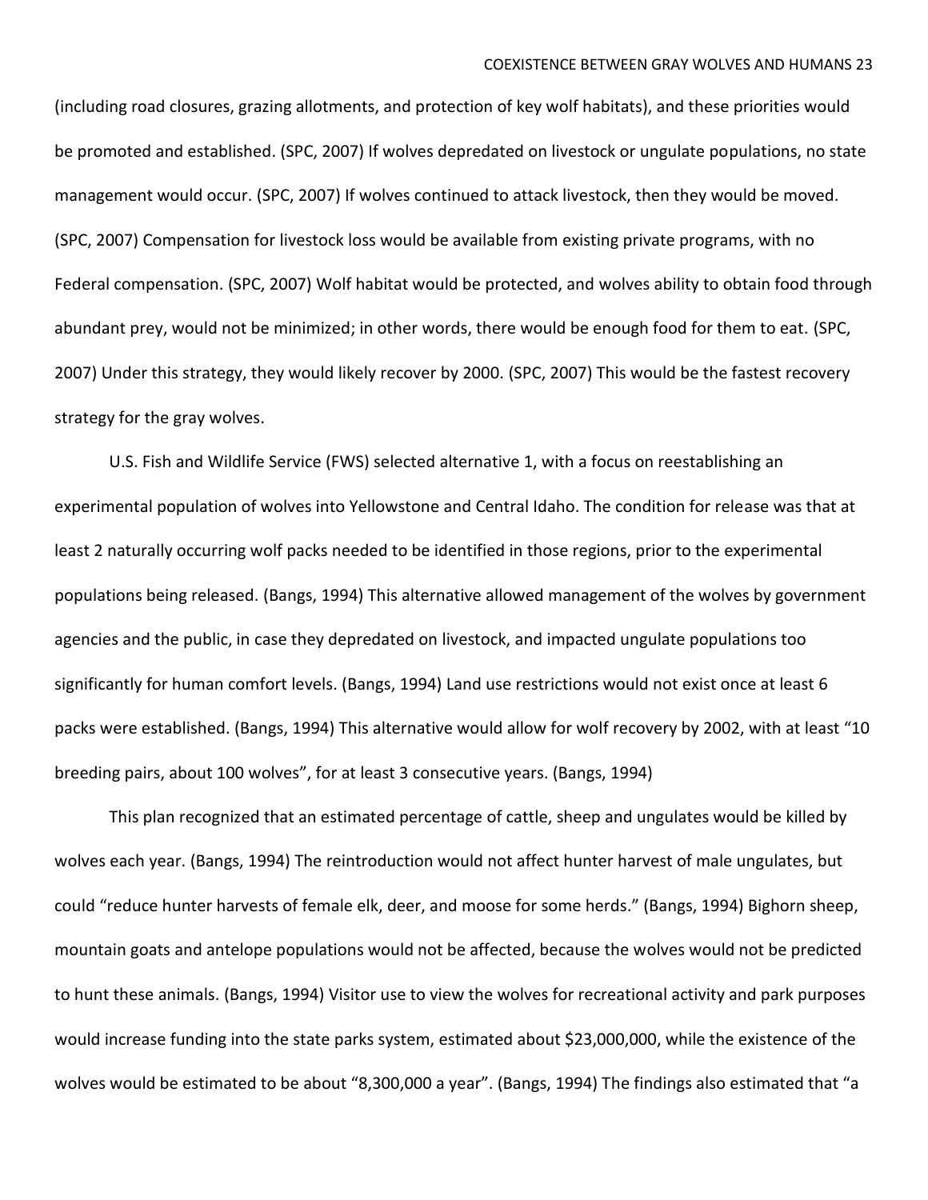(including road closures, grazing allotments, and protection of key wolf habitats), and these priorities would be promoted and established. (SPC, 2007) If wolves depredated on livestock or ungulate populations, no state management would occur. (SPC, 2007) If wolves continued to attack livestock, then they would be moved. (SPC, 2007) Compensation for livestock loss would be available from existing private programs, with no Federal compensation. (SPC, 2007) Wolf habitat would be protected, and wolves ability to obtain food through abundant prey, would not be minimized; in other words, there would be enough food for them to eat. (SPC, 2007) Under this strategy, they would likely recover by 2000. (SPC, 2007) This would be the fastest recovery strategy for the gray wolves.

U.S. Fish and Wildlife Service (FWS) selected alternative 1, with a focus on reestablishing an experimental population of wolves into Yellowstone and Central Idaho. The condition for release was that at least 2 naturally occurring wolf packs needed to be identified in those regions, prior to the experimental populations being released. (Bangs, 1994) This alternative allowed management of the wolves by government agencies and the public, in case they depredated on livestock, and impacted ungulate populations too significantly for human comfort levels. (Bangs, 1994) Land use restrictions would not exist once at least 6 packs were established. (Bangs, 1994) This alternative would allow for wolf recovery by 2002, with at least "10 breeding pairs, about 100 wolves", for at least 3 consecutive years. (Bangs, 1994)

This plan recognized that an estimated percentage of cattle, sheep and ungulates would be killed by wolves each year. (Bangs, 1994) The reintroduction would not affect hunter harvest of male ungulates, but could "reduce hunter harvests of female elk, deer, and moose for some herds." (Bangs, 1994) Bighorn sheep, mountain goats and antelope populations would not be affected, because the wolves would not be predicted to hunt these animals. (Bangs, 1994) Visitor use to view the wolves for recreational activity and park purposes would increase funding into the state parks system, estimated about $23,000,000, while the existence of the wolves would be estimated to be about "8,300,000 a year". (Bangs, 1994) The findings also estimated that "a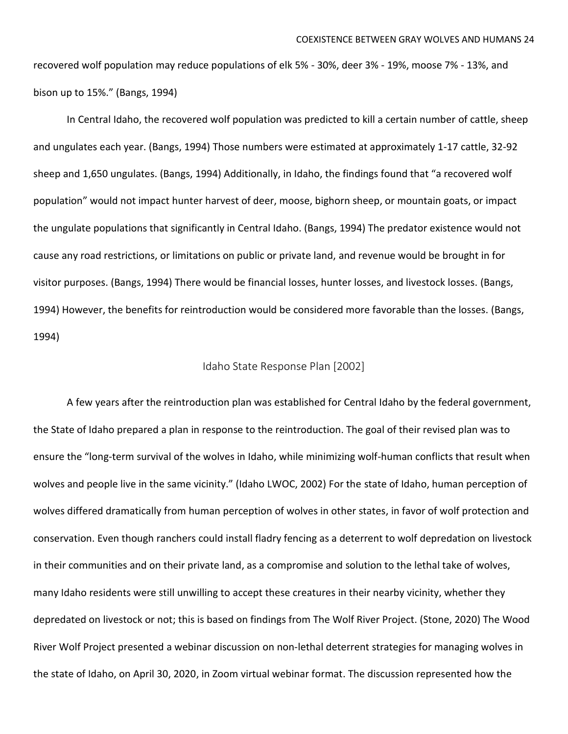recovered wolf population may reduce populations of elk 5% - 30%, deer 3% - 19%, moose 7% - 13%, and bison up to 15%." (Bangs, 1994)

In Central Idaho, the recovered wolf population was predicted to kill a certain number of cattle, sheep and ungulates each year. (Bangs, 1994) Those numbers were estimated at approximately 1-17 cattle, 32-92 sheep and 1,650 ungulates. (Bangs, 1994) Additionally, in Idaho, the findings found that "a recovered wolf population" would not impact hunter harvest of deer, moose, bighorn sheep, or mountain goats, or impact the ungulate populations that significantly in Central Idaho. (Bangs, 1994) The predator existence would not cause any road restrictions, or limitations on public or private land, and revenue would be brought in for visitor purposes. (Bangs, 1994) There would be financial losses, hunter losses, and livestock losses. (Bangs, 1994) However, the benefits for reintroduction would be considered more favorable than the losses. (Bangs, 1994)

## Idaho State Response Plan [2002]

A few years after the reintroduction plan was established for Central Idaho by the federal government, the State of Idaho prepared a plan in response to the reintroduction. The goal of their revised plan was to ensure the "long-term survival of the wolves in Idaho, while minimizing wolf-human conflicts that result when wolves and people live in the same vicinity." (Idaho LWOC, 2002) For the state of Idaho, human perception of wolves differed dramatically from human perception of wolves in other states, in favor of wolf protection and conservation. Even though ranchers could install fladry fencing as a deterrent to wolf depredation on livestock in their communities and on their private land, as a compromise and solution to the lethal take of wolves, many Idaho residents were still unwilling to accept these creatures in their nearby vicinity, whether they depredated on livestock or not; this is based on findings from The Wolf River Project. (Stone, 2020) The Wood River Wolf Project presented a webinar discussion on non-lethal deterrent strategies for managing wolves in the state of Idaho, on April 30, 2020, in Zoom virtual webinar format. The discussion represented how the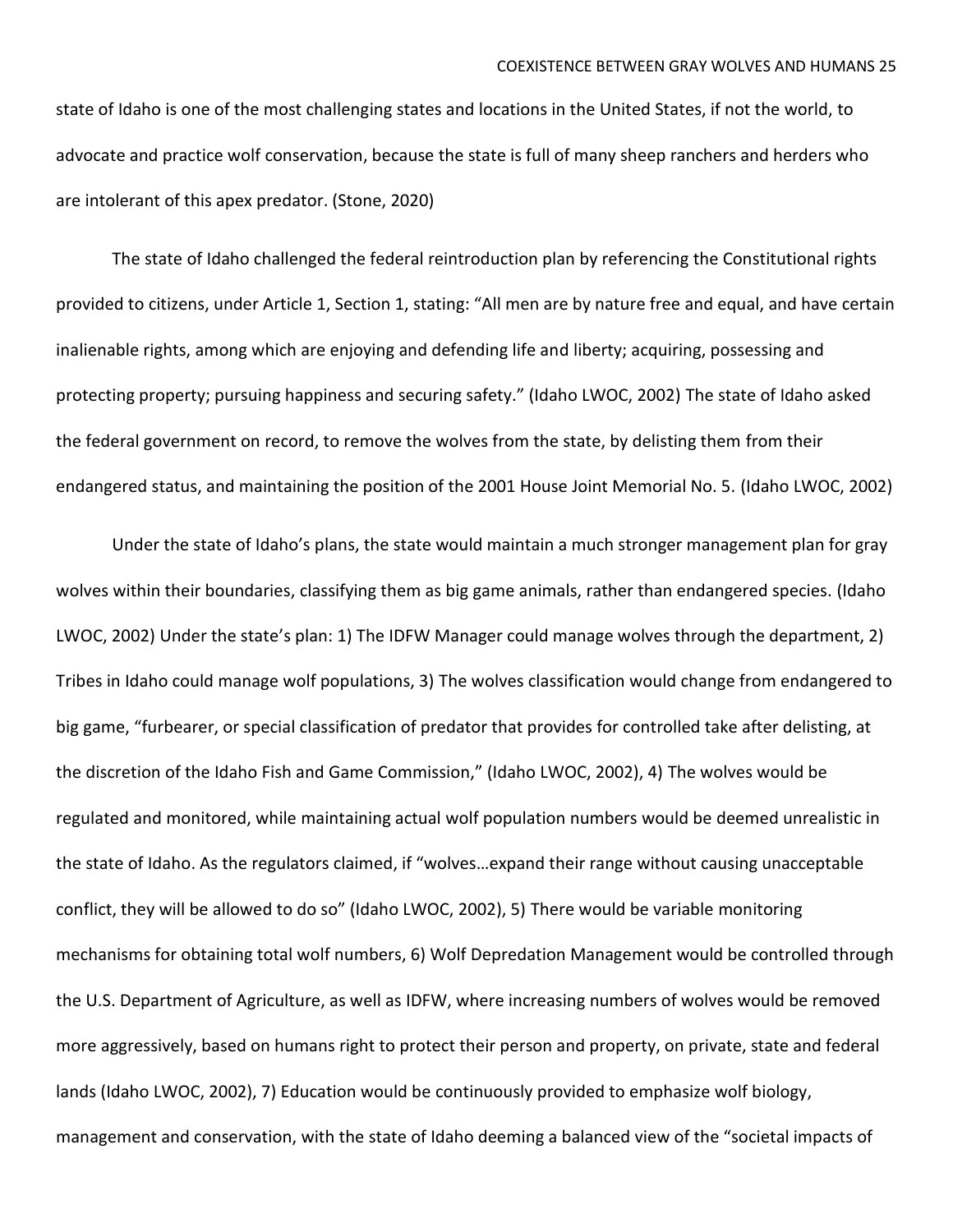state of Idaho is one of the most challenging states and locations in the United States, if not the world, to advocate and practice wolf conservation, because the state is full of many sheep ranchers and herders who are intolerant of this apex predator. (Stone, 2020)

The state of Idaho challenged the federal reintroduction plan by referencing the Constitutional rights provided to citizens, under Article 1, Section 1, stating: "All men are by nature free and equal, and have certain inalienable rights, among which are enjoying and defending life and liberty; acquiring, possessing and protecting property; pursuing happiness and securing safety." (Idaho LWOC, 2002) The state of Idaho asked the federal government on record, to remove the wolves from the state, by delisting them from their endangered status, and maintaining the position of the 2001 House Joint Memorial No. 5. (Idaho LWOC, 2002)

Under the state of Idaho's plans, the state would maintain a much stronger management plan for gray wolves within their boundaries, classifying them as big game animals, rather than endangered species. (Idaho LWOC, 2002) Under the state's plan: 1) The IDFW Manager could manage wolves through the department, 2) Tribes in Idaho could manage wolf populations, 3) The wolves classification would change from endangered to big game, "furbearer, or special classification of predator that provides for controlled take after delisting, at the discretion of the Idaho Fish and Game Commission," (Idaho LWOC, 2002), 4) The wolves would be regulated and monitored, while maintaining actual wolf population numbers would be deemed unrealistic in the state of Idaho. As the regulators claimed, if "wolves…expand their range without causing unacceptable conflict, they will be allowed to do so" (Idaho LWOC, 2002), 5) There would be variable monitoring mechanisms for obtaining total wolf numbers, 6) Wolf Depredation Management would be controlled through the U.S. Department of Agriculture, as well as IDFW, where increasing numbers of wolves would be removed more aggressively, based on humans right to protect their person and property, on private, state and federal lands (Idaho LWOC, 2002), 7) Education would be continuously provided to emphasize wolf biology, management and conservation, with the state of Idaho deeming a balanced view of the "societal impacts of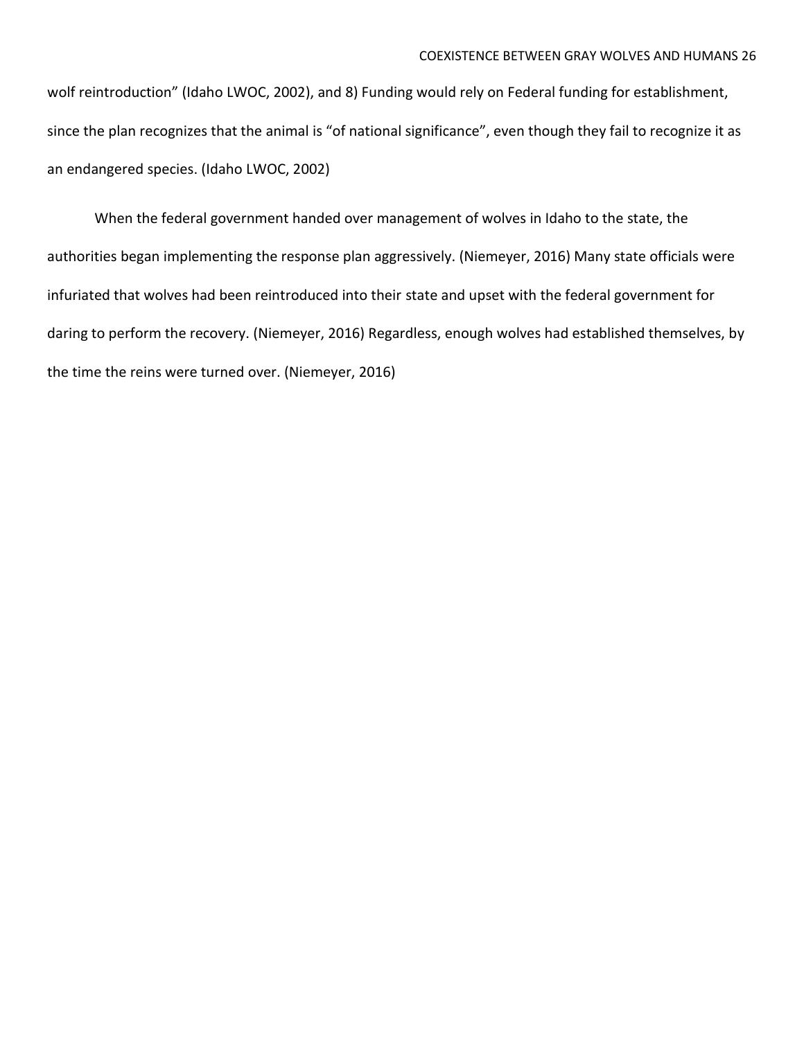wolf reintroduction" (Idaho LWOC, 2002), and 8) Funding would rely on Federal funding for establishment, since the plan recognizes that the animal is "of national significance", even though they fail to recognize it as an endangered species. (Idaho LWOC, 2002)

When the federal government handed over management of wolves in Idaho to the state, the authorities began implementing the response plan aggressively. (Niemeyer, 2016) Many state officials were infuriated that wolves had been reintroduced into their state and upset with the federal government for daring to perform the recovery. (Niemeyer, 2016) Regardless, enough wolves had established themselves, by the time the reins were turned over. (Niemeyer, 2016)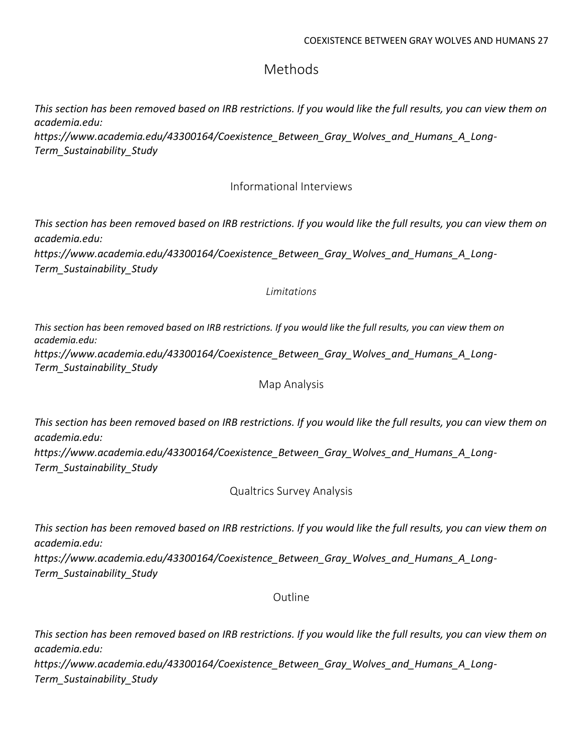# Methods

*This section has been removed based on IRB restrictions. If you would like the full results, you can view them on academia.edu:*
*https://www.academia.edu/43300164/Coexistence_Between_Gray_Wolves_and_Humans_A_Long-Term_Sustainability_Study*

## Informational Interviews

*This section has been removed based on IRB restrictions. If you would like the full results, you can view them on academia.edu:*
*https://www.academia.edu/43300164/Coexistence_Between_Gray_Wolves_and_Humans_A_Long-Term_Sustainability_Study*

### *Limitations*

*This section has been removed based on IRB restrictions. If you would like the full results, you can view them on academia.edu:*
*https://www.academia.edu/43300164/Coexistence_Between_Gray_Wolves_and_Humans_A_Long-Term_Sustainability_Study*

## Map Analysis

*This section has been removed based on IRB restrictions. If you would like the full results, you can view them on academia.edu:*
*https://www.academia.edu/43300164/Coexistence_Between_Gray_Wolves_and_Humans_A_Long-Term_Sustainability_Study*

## Qualtrics Survey Analysis

*This section has been removed based on IRB restrictions. If you would like the full results, you can view them on academia.edu:*
*https://www.academia.edu/43300164/Coexistence_Between_Gray_Wolves_and_Humans_A_Long-Term_Sustainability_Study*

## Outline

*This section has been removed based on IRB restrictions. If you would like the full results, you can view them on academia.edu:*
*https://www.academia.edu/43300164/Coexistence_Between_Gray_Wolves_and_Humans_A_Long-Term_Sustainability_Study*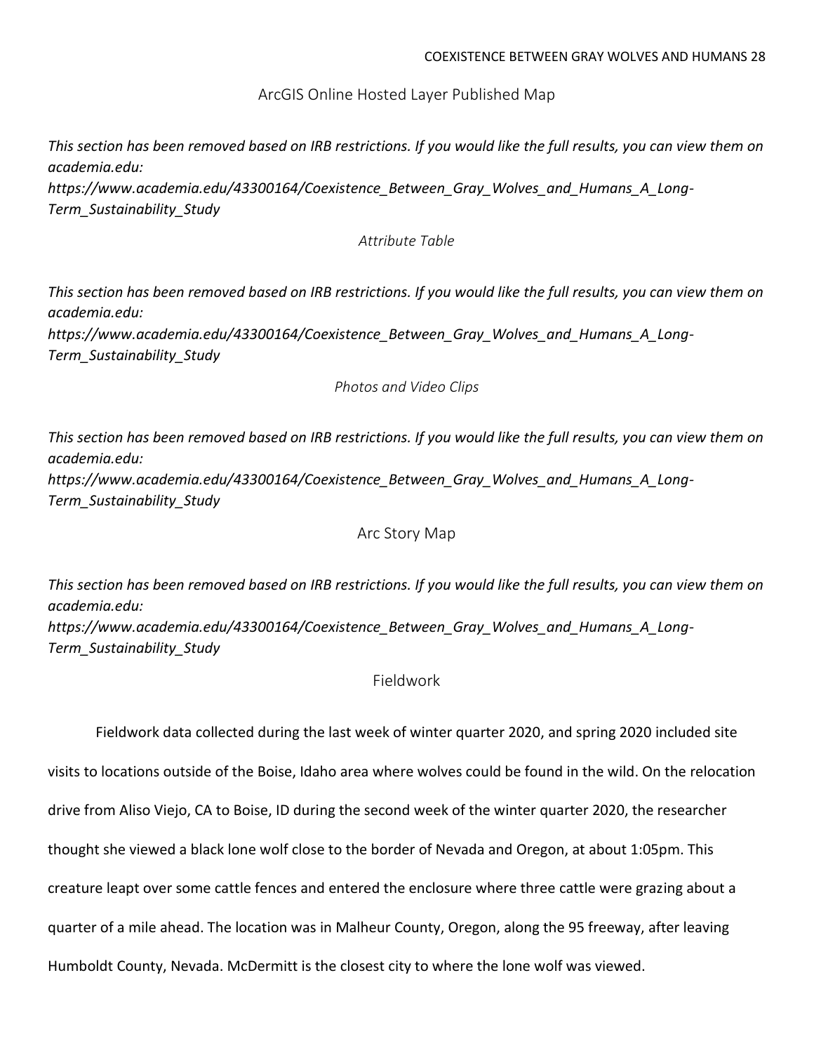## ArcGIS Online Hosted Layer Published Map

*This section has been removed based on IRB restrictions. If you would like the full results, you can view them on academia.edu: https://www.academia.edu/43300164/Coexistence_Between_Gray_Wolves_and_Humans_A_Long-Term_Sustainability_Study*

### *Attribute Table*

*This section has been removed based on IRB restrictions. If you would like the full results, you can view them on academia.edu: https://www.academia.edu/43300164/Coexistence_Between_Gray_Wolves_and_Humans_A_Long-Term_Sustainability_Study*

### *Photos and Video Clips*

*This section has been removed based on IRB restrictions. If you would like the full results, you can view them on academia.edu: https://www.academia.edu/43300164/Coexistence_Between_Gray_Wolves_and_Humans_A_Long-Term_Sustainability_Study*

## Arc Story Map

*This section has been removed based on IRB restrictions. If you would like the full results, you can view them on academia.edu: https://www.academia.edu/43300164/Coexistence_Between_Gray_Wolves_and_Humans_A_Long-Term_Sustainability_Study*

## Fieldwork

Fieldwork data collected during the last week of winter quarter 2020, and spring 2020 included site visits to locations outside of the Boise, Idaho area where wolves could be found in the wild. On the relocation drive from Aliso Viejo, CA to Boise, ID during the second week of the winter quarter 2020, the researcher thought she viewed a black lone wolf close to the border of Nevada and Oregon, at about 1:05pm. This creature leapt over some cattle fences and entered the enclosure where three cattle were grazing about a quarter of a mile ahead. The location was in Malheur County, Oregon, along the 95 freeway, after leaving Humboldt County, Nevada. McDermitt is the closest city to where the lone wolf was viewed.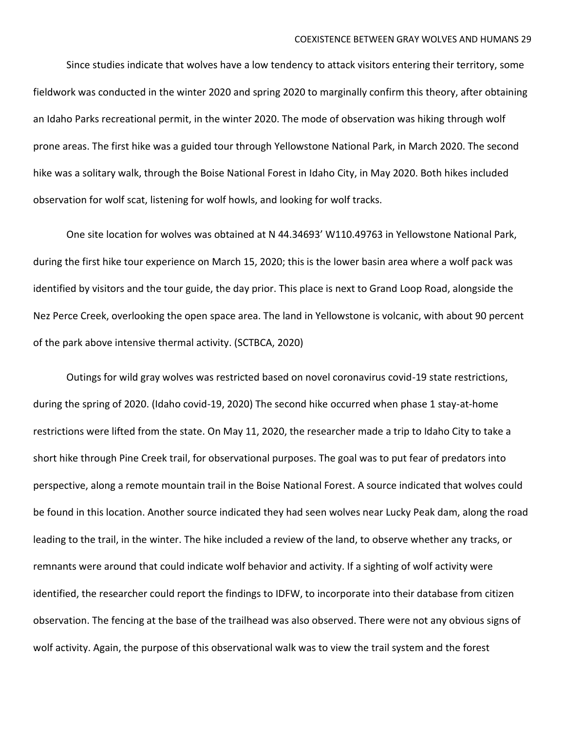Since studies indicate that wolves have a low tendency to attack visitors entering their territory, some fieldwork was conducted in the winter 2020 and spring 2020 to marginally confirm this theory, after obtaining an Idaho Parks recreational permit, in the winter 2020. The mode of observation was hiking through wolf prone areas. The first hike was a guided tour through Yellowstone National Park, in March 2020. The second hike was a solitary walk, through the Boise National Forest in Idaho City, in May 2020. Both hikes included observation for wolf scat, listening for wolf howls, and looking for wolf tracks.

One site location for wolves was obtained at N 44.34693' W110.49763 in Yellowstone National Park, during the first hike tour experience on March 15, 2020; this is the lower basin area where a wolf pack was identified by visitors and the tour guide, the day prior. This place is next to Grand Loop Road, alongside the Nez Perce Creek, overlooking the open space area. The land in Yellowstone is volcanic, with about 90 percent of the park above intensive thermal activity. (SCTBCA, 2020)

Outings for wild gray wolves was restricted based on novel coronavirus covid-19 state restrictions, during the spring of 2020. (Idaho covid-19, 2020) The second hike occurred when phase 1 stay-at-home restrictions were lifted from the state. On May 11, 2020, the researcher made a trip to Idaho City to take a short hike through Pine Creek trail, for observational purposes. The goal was to put fear of predators into perspective, along a remote mountain trail in the Boise National Forest. A source indicated that wolves could be found in this location. Another source indicated they had seen wolves near Lucky Peak dam, along the road leading to the trail, in the winter. The hike included a review of the land, to observe whether any tracks, or remnants were around that could indicate wolf behavior and activity. If a sighting of wolf activity were identified, the researcher could report the findings to IDFW, to incorporate into their database from citizen observation. The fencing at the base of the trailhead was also observed. There were not any obvious signs of wolf activity. Again, the purpose of this observational walk was to view the trail system and the forest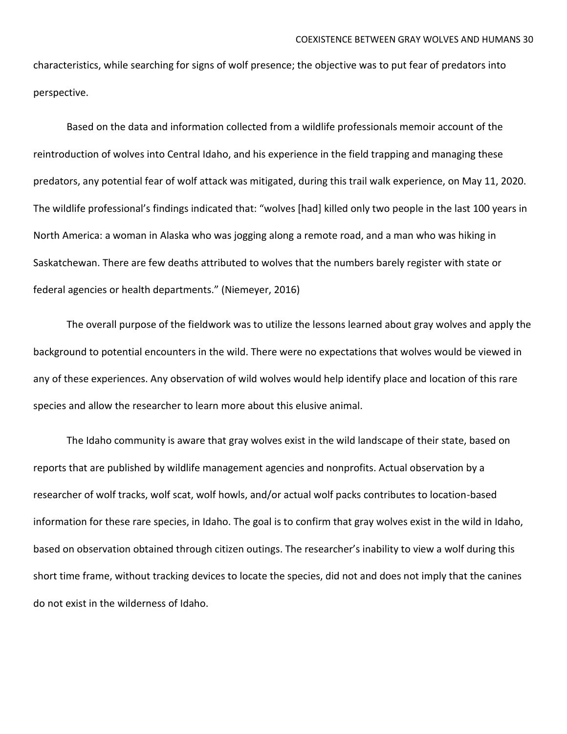characteristics, while searching for signs of wolf presence; the objective was to put fear of predators into perspective.

Based on the data and information collected from a wildlife professionals memoir account of the reintroduction of wolves into Central Idaho, and his experience in the field trapping and managing these predators, any potential fear of wolf attack was mitigated, during this trail walk experience, on May 11, 2020. The wildlife professional's findings indicated that: "wolves [had] killed only two people in the last 100 years in North America: a woman in Alaska who was jogging along a remote road, and a man who was hiking in Saskatchewan. There are few deaths attributed to wolves that the numbers barely register with state or federal agencies or health departments." (Niemeyer, 2016)

The overall purpose of the fieldwork was to utilize the lessons learned about gray wolves and apply the background to potential encounters in the wild. There were no expectations that wolves would be viewed in any of these experiences. Any observation of wild wolves would help identify place and location of this rare species and allow the researcher to learn more about this elusive animal.

The Idaho community is aware that gray wolves exist in the wild landscape of their state, based on reports that are published by wildlife management agencies and nonprofits. Actual observation by a researcher of wolf tracks, wolf scat, wolf howls, and/or actual wolf packs contributes to location-based information for these rare species, in Idaho. The goal is to confirm that gray wolves exist in the wild in Idaho, based on observation obtained through citizen outings. The researcher's inability to view a wolf during this short time frame, without tracking devices to locate the species, did not and does not imply that the canines do not exist in the wilderness of Idaho.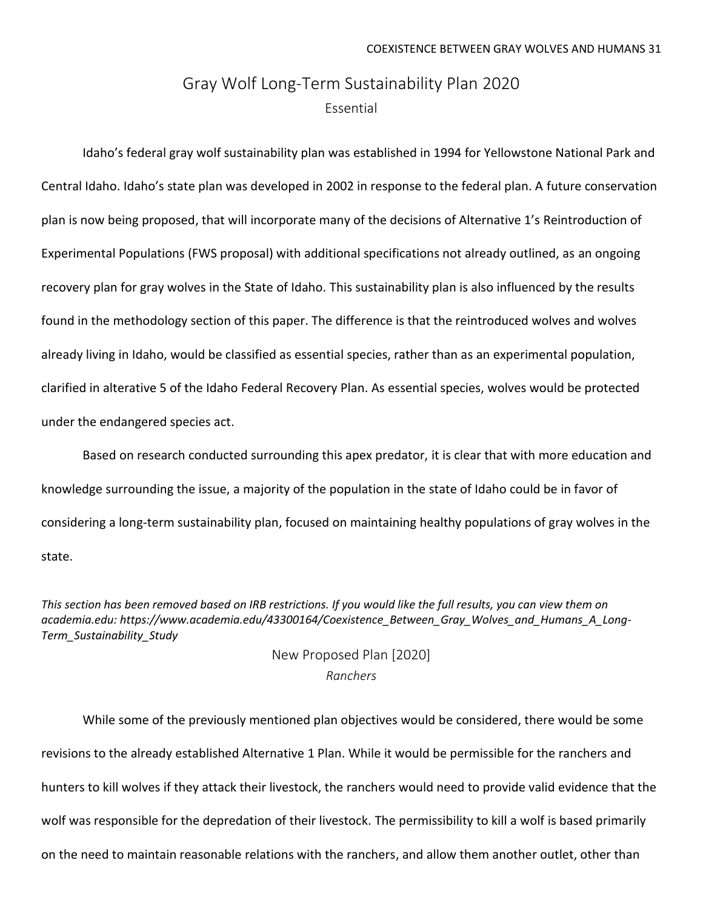## Gray Wolf Long-Term Sustainability Plan 2020

### Essential

Idaho's federal gray wolf sustainability plan was established in 1994 for Yellowstone National Park and Central Idaho. Idaho's state plan was developed in 2002 in response to the federal plan. A future conservation plan is now being proposed, that will incorporate many of the decisions of Alternative 1's Reintroduction of Experimental Populations (FWS proposal) with additional specifications not already outlined, as an ongoing recovery plan for gray wolves in the State of Idaho. This sustainability plan is also influenced by the results found in the methodology section of this paper. The difference is that the reintroduced wolves and wolves already living in Idaho, would be classified as essential species, rather than as an experimental population, clarified in alterative 5 of the Idaho Federal Recovery Plan. As essential species, wolves would be protected under the endangered species act.

Based on research conducted surrounding this apex predator, it is clear that with more education and knowledge surrounding the issue, a majority of the population in the state of Idaho could be in favor of considering a long-term sustainability plan, focused on maintaining healthy populations of gray wolves in the state.

*This section has been removed based on IRB restrictions. If you would like the full results, you can view them on academia.edu: https://www.academia.edu/43300164/Coexistence_Between_Gray_Wolves_and_Humans_A_Long-Term_Sustainability_Study*

## New Proposed Plan [2020]

### *Ranchers*

While some of the previously mentioned plan objectives would be considered, there would be some revisions to the already established Alternative 1 Plan. While it would be permissible for the ranchers and hunters to kill wolves if they attack their livestock, the ranchers would need to provide valid evidence that the wolf was responsible for the depredation of their livestock. The permissibility to kill a wolf is based primarily on the need to maintain reasonable relations with the ranchers, and allow them another outlet, other than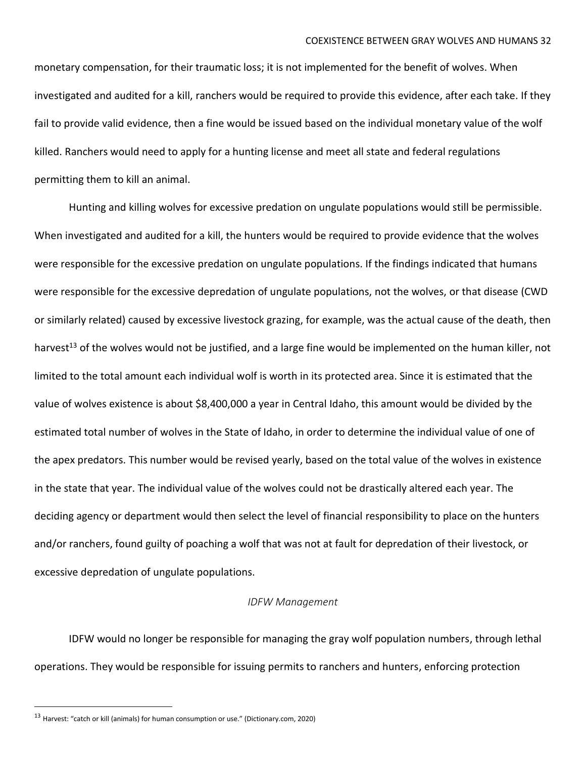monetary compensation, for their traumatic loss; it is not implemented for the benefit of wolves. When investigated and audited for a kill, ranchers would be required to provide this evidence, after each take. If they fail to provide valid evidence, then a fine would be issued based on the individual monetary value of the wolf killed. Ranchers would need to apply for a hunting license and meet all state and federal regulations permitting them to kill an animal.

Hunting and killing wolves for excessive predation on ungulate populations would still be permissible. When investigated and audited for a kill, the hunters would be required to provide evidence that the wolves were responsible for the excessive predation on ungulate populations. If the findings indicated that humans were responsible for the excessive depredation of ungulate populations, not the wolves, or that disease (CWD or similarly related) caused by excessive livestock grazing, for example, was the actual cause of the death, then harvest[13] of the wolves would not be justified, and a large fine would be implemented on the human killer, not limited to the total amount each individual wolf is worth in its protected area. Since it is estimated that the value of wolves existence is about $8,400,000 a year in Central Idaho, this amount would be divided by the estimated total number of wolves in the State of Idaho, in order to determine the individual value of one of the apex predators. This number would be revised yearly, based on the total value of the wolves in existence in the state that year. The individual value of the wolves could not be drastically altered each year. The deciding agency or department would then select the level of financial responsibility to place on the hunters and/or ranchers, found guilty of poaching a wolf that was not at fault for depredation of their livestock, or excessive depredation of ungulate populations.

*IDFW Management*

IDFW would no longer be responsible for managing the gray wolf population numbers, through lethal operations. They would be responsible for issuing permits to ranchers and hunters, enforcing protection

---

[13] Harvest: "catch or kill (animals) for human consumption or use." (Dictionary.com, 2020)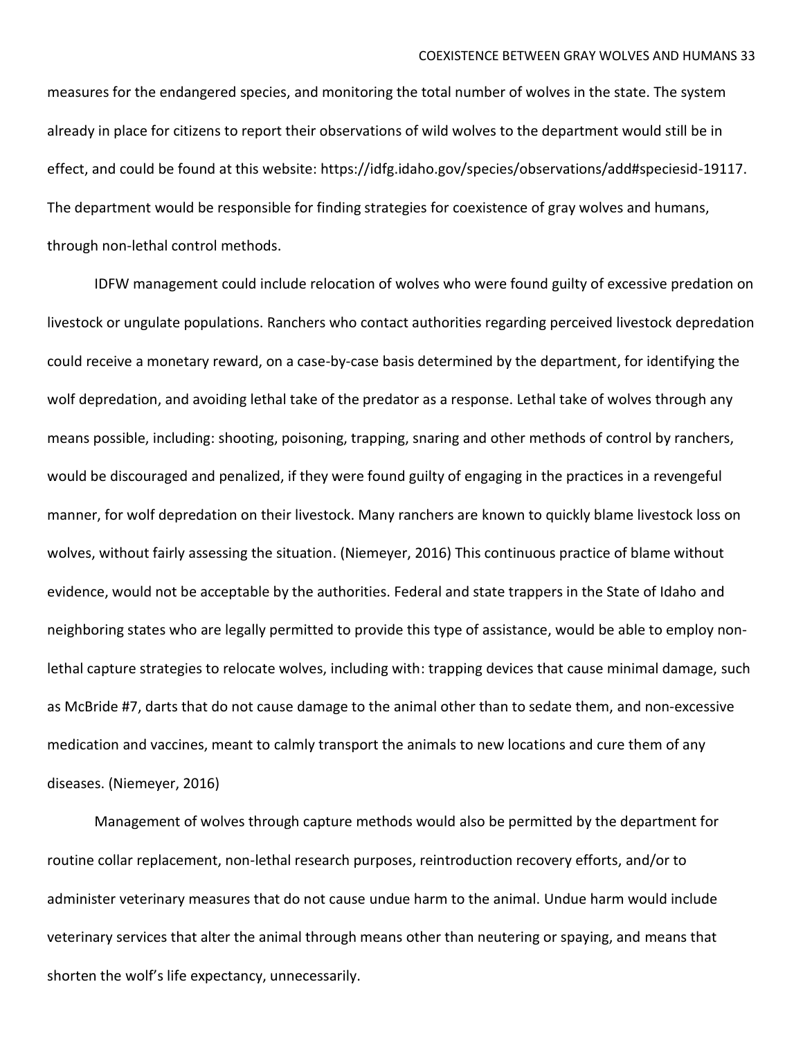measures for the endangered species, and monitoring the total number of wolves in the state. The system already in place for citizens to report their observations of wild wolves to the department would still be in effect, and could be found at this website: https://idfg.idaho.gov/species/observations/add#speciesid-19117. The department would be responsible for finding strategies for coexistence of gray wolves and humans, through non-lethal control methods.

IDFW management could include relocation of wolves who were found guilty of excessive predation on livestock or ungulate populations. Ranchers who contact authorities regarding perceived livestock depredation could receive a monetary reward, on a case-by-case basis determined by the department, for identifying the wolf depredation, and avoiding lethal take of the predator as a response. Lethal take of wolves through any means possible, including: shooting, poisoning, trapping, snaring and other methods of control by ranchers, would be discouraged and penalized, if they were found guilty of engaging in the practices in a revengeful manner, for wolf depredation on their livestock. Many ranchers are known to quickly blame livestock loss on wolves, without fairly assessing the situation. (Niemeyer, 2016) This continuous practice of blame without evidence, would not be acceptable by the authorities. Federal and state trappers in the State of Idaho and neighboring states who are legally permitted to provide this type of assistance, would be able to employ non-lethal capture strategies to relocate wolves, including with: trapping devices that cause minimal damage, such as McBride #7, darts that do not cause damage to the animal other than to sedate them, and non-excessive medication and vaccines, meant to calmly transport the animals to new locations and cure them of any diseases. (Niemeyer, 2016)

Management of wolves through capture methods would also be permitted by the department for routine collar replacement, non-lethal research purposes, reintroduction recovery efforts, and/or to administer veterinary measures that do not cause undue harm to the animal. Undue harm would include veterinary services that alter the animal through means other than neutering or spaying, and means that shorten the wolf's life expectancy, unnecessarily.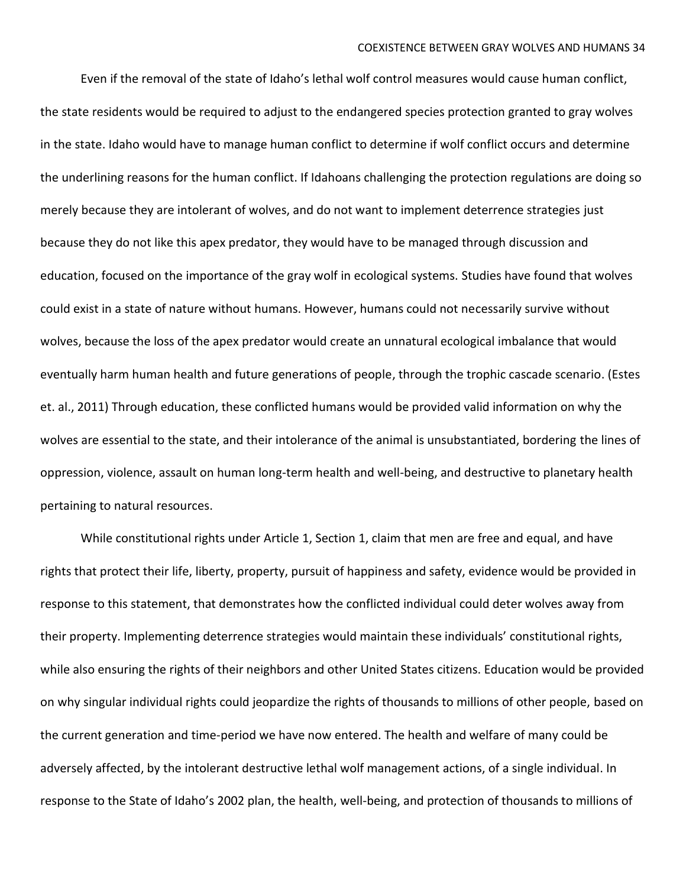Even if the removal of the state of Idaho's lethal wolf control measures would cause human conflict, the state residents would be required to adjust to the endangered species protection granted to gray wolves in the state. Idaho would have to manage human conflict to determine if wolf conflict occurs and determine the underlining reasons for the human conflict. If Idahoans challenging the protection regulations are doing so merely because they are intolerant of wolves, and do not want to implement deterrence strategies just because they do not like this apex predator, they would have to be managed through discussion and education, focused on the importance of the gray wolf in ecological systems. Studies have found that wolves could exist in a state of nature without humans. However, humans could not necessarily survive without wolves, because the loss of the apex predator would create an unnatural ecological imbalance that would eventually harm human health and future generations of people, through the trophic cascade scenario. (Estes et. al., 2011) Through education, these conflicted humans would be provided valid information on why the wolves are essential to the state, and their intolerance of the animal is unsubstantiated, bordering the lines of oppression, violence, assault on human long-term health and well-being, and destructive to planetary health pertaining to natural resources.

While constitutional rights under Article 1, Section 1, claim that men are free and equal, and have rights that protect their life, liberty, property, pursuit of happiness and safety, evidence would be provided in response to this statement, that demonstrates how the conflicted individual could deter wolves away from their property. Implementing deterrence strategies would maintain these individuals' constitutional rights, while also ensuring the rights of their neighbors and other United States citizens. Education would be provided on why singular individual rights could jeopardize the rights of thousands to millions of other people, based on the current generation and time-period we have now entered. The health and welfare of many could be adversely affected, by the intolerant destructive lethal wolf management actions, of a single individual. In response to the State of Idaho's 2002 plan, the health, well-being, and protection of thousands to millions of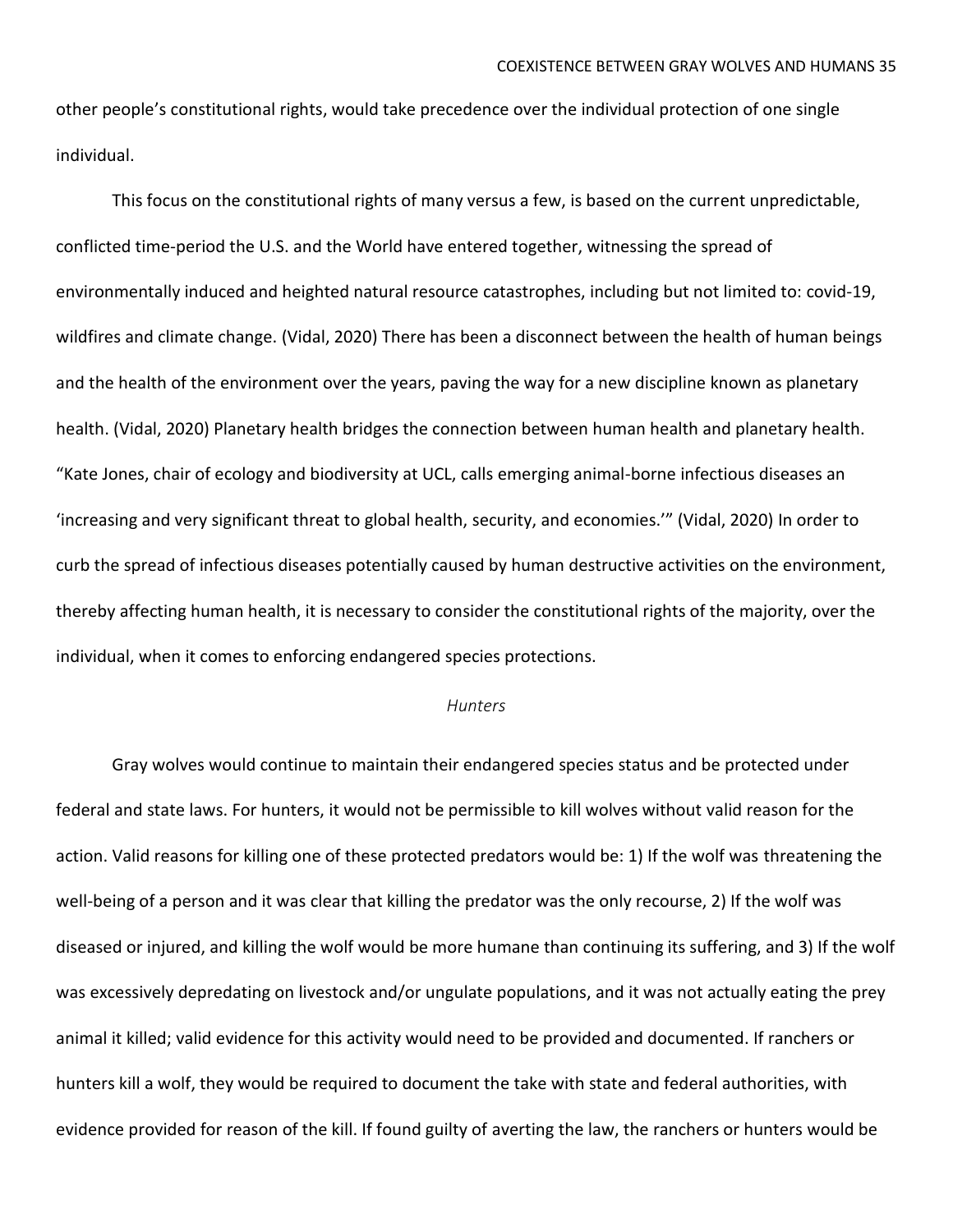other people's constitutional rights, would take precedence over the individual protection of one single individual.

This focus on the constitutional rights of many versus a few, is based on the current unpredictable, conflicted time-period the U.S. and the World have entered together, witnessing the spread of environmentally induced and heighted natural resource catastrophes, including but not limited to: covid-19, wildfires and climate change. (Vidal, 2020) There has been a disconnect between the health of human beings and the health of the environment over the years, paving the way for a new discipline known as planetary health. (Vidal, 2020) Planetary health bridges the connection between human health and planetary health. "Kate Jones, chair of ecology and biodiversity at UCL, calls emerging animal-borne infectious diseases an 'increasing and very significant threat to global health, security, and economies.'" (Vidal, 2020) In order to curb the spread of infectious diseases potentially caused by human destructive activities on the environment, thereby affecting human health, it is necessary to consider the constitutional rights of the majority, over the individual, when it comes to enforcing endangered species protections.

*Hunters*

Gray wolves would continue to maintain their endangered species status and be protected under federal and state laws. For hunters, it would not be permissible to kill wolves without valid reason for the action. Valid reasons for killing one of these protected predators would be: 1) If the wolf was threatening the well-being of a person and it was clear that killing the predator was the only recourse, 2) If the wolf was diseased or injured, and killing the wolf would be more humane than continuing its suffering, and 3) If the wolf was excessively depredating on livestock and/or ungulate populations, and it was not actually eating the prey animal it killed; valid evidence for this activity would need to be provided and documented. If ranchers or hunters kill a wolf, they would be required to document the take with state and federal authorities, with evidence provided for reason of the kill. If found guilty of averting the law, the ranchers or hunters would be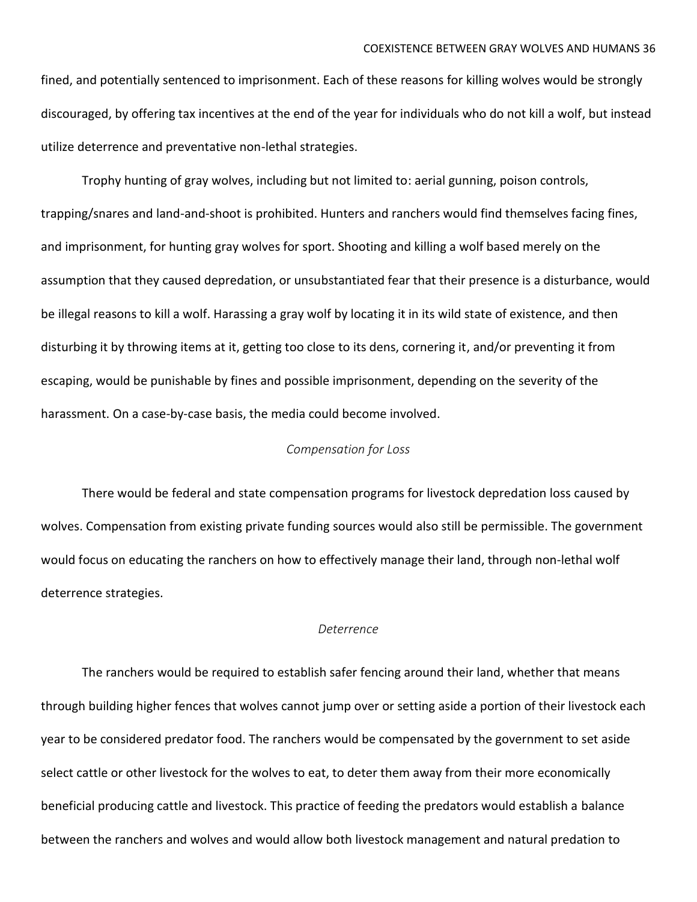fined, and potentially sentenced to imprisonment. Each of these reasons for killing wolves would be strongly discouraged, by offering tax incentives at the end of the year for individuals who do not kill a wolf, but instead utilize deterrence and preventative non-lethal strategies.

Trophy hunting of gray wolves, including but not limited to: aerial gunning, poison controls, trapping/snares and land-and-shoot is prohibited. Hunters and ranchers would find themselves facing fines, and imprisonment, for hunting gray wolves for sport. Shooting and killing a wolf based merely on the assumption that they caused depredation, or unsubstantiated fear that their presence is a disturbance, would be illegal reasons to kill a wolf. Harassing a gray wolf by locating it in its wild state of existence, and then disturbing it by throwing items at it, getting too close to its dens, cornering it, and/or preventing it from escaping, would be punishable by fines and possible imprisonment, depending on the severity of the harassment. On a case-by-case basis, the media could become involved.

### *Compensation for Loss*

There would be federal and state compensation programs for livestock depredation loss caused by wolves. Compensation from existing private funding sources would also still be permissible. The government would focus on educating the ranchers on how to effectively manage their land, through non-lethal wolf deterrence strategies.

### *Deterrence*

The ranchers would be required to establish safer fencing around their land, whether that means through building higher fences that wolves cannot jump over or setting aside a portion of their livestock each year to be considered predator food. The ranchers would be compensated by the government to set aside select cattle or other livestock for the wolves to eat, to deter them away from their more economically beneficial producing cattle and livestock. This practice of feeding the predators would establish a balance between the ranchers and wolves and would allow both livestock management and natural predation to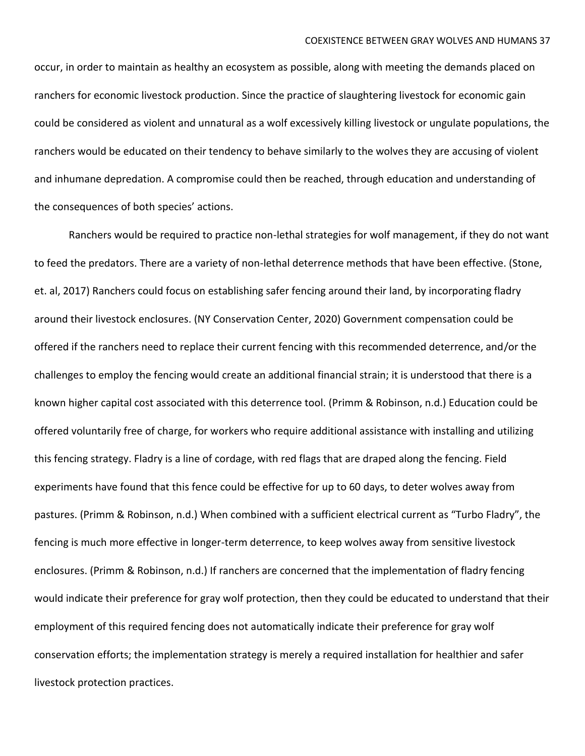occur, in order to maintain as healthy an ecosystem as possible, along with meeting the demands placed on ranchers for economic livestock production. Since the practice of slaughtering livestock for economic gain could be considered as violent and unnatural as a wolf excessively killing livestock or ungulate populations, the ranchers would be educated on their tendency to behave similarly to the wolves they are accusing of violent and inhumane depredation. A compromise could then be reached, through education and understanding of the consequences of both species' actions.

Ranchers would be required to practice non-lethal strategies for wolf management, if they do not want to feed the predators. There are a variety of non-lethal deterrence methods that have been effective. (Stone, et. al, 2017) Ranchers could focus on establishing safer fencing around their land, by incorporating fladry around their livestock enclosures. (NY Conservation Center, 2020) Government compensation could be offered if the ranchers need to replace their current fencing with this recommended deterrence, and/or the challenges to employ the fencing would create an additional financial strain; it is understood that there is a known higher capital cost associated with this deterrence tool. (Primm & Robinson, n.d.) Education could be offered voluntarily free of charge, for workers who require additional assistance with installing and utilizing this fencing strategy. Fladry is a line of cordage, with red flags that are draped along the fencing. Field experiments have found that this fence could be effective for up to 60 days, to deter wolves away from pastures. (Primm & Robinson, n.d.) When combined with a sufficient electrical current as "Turbo Fladry", the fencing is much more effective in longer-term deterrence, to keep wolves away from sensitive livestock enclosures. (Primm & Robinson, n.d.) If ranchers are concerned that the implementation of fladry fencing would indicate their preference for gray wolf protection, then they could be educated to understand that their employment of this required fencing does not automatically indicate their preference for gray wolf conservation efforts; the implementation strategy is merely a required installation for healthier and safer livestock protection practices.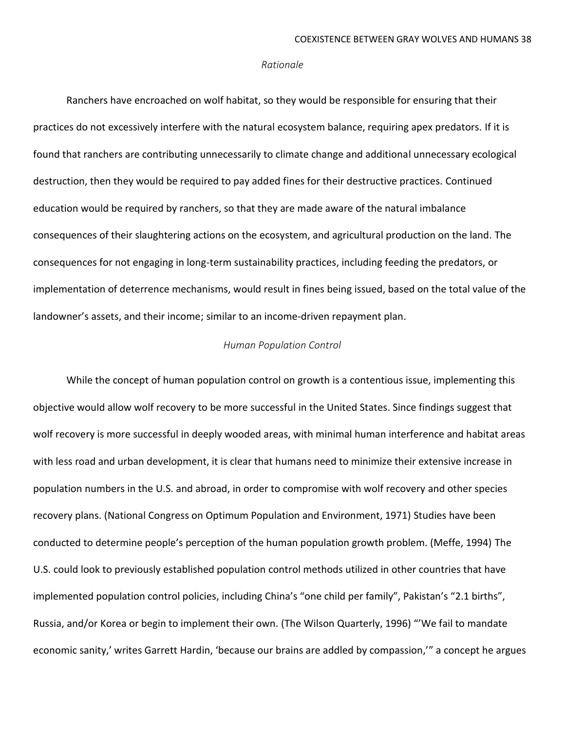### *Rationale*

Ranchers have encroached on wolf habitat, so they would be responsible for ensuring that their practices do not excessively interfere with the natural ecosystem balance, requiring apex predators. If it is found that ranchers are contributing unnecessarily to climate change and additional unnecessary ecological destruction, then they would be required to pay added fines for their destructive practices. Continued education would be required by ranchers, so that they are made aware of the natural imbalance consequences of their slaughtering actions on the ecosystem, and agricultural production on the land. The consequences for not engaging in long-term sustainability practices, including feeding the predators, or implementation of deterrence mechanisms, would result in fines being issued, based on the total value of the landowner's assets, and their income; similar to an income-driven repayment plan.

### *Human Population Control*

While the concept of human population control on growth is a contentious issue, implementing this objective would allow wolf recovery to be more successful in the United States. Since findings suggest that wolf recovery is more successful in deeply wooded areas, with minimal human interference and habitat areas with less road and urban development, it is clear that humans need to minimize their extensive increase in population numbers in the U.S. and abroad, in order to compromise with wolf recovery and other species recovery plans. (National Congress on Optimum Population and Environment, 1971) Studies have been conducted to determine people's perception of the human population growth problem. (Meffe, 1994) The U.S. could look to previously established population control methods utilized in other countries that have implemented population control policies, including China's "one child per family", Pakistan's "2.1 births", Russia, and/or Korea or begin to implement their own. (The Wilson Quarterly, 1996) "'We fail to mandate economic sanity,' writes Garrett Hardin, 'because our brains are addled by compassion,'" a concept he argues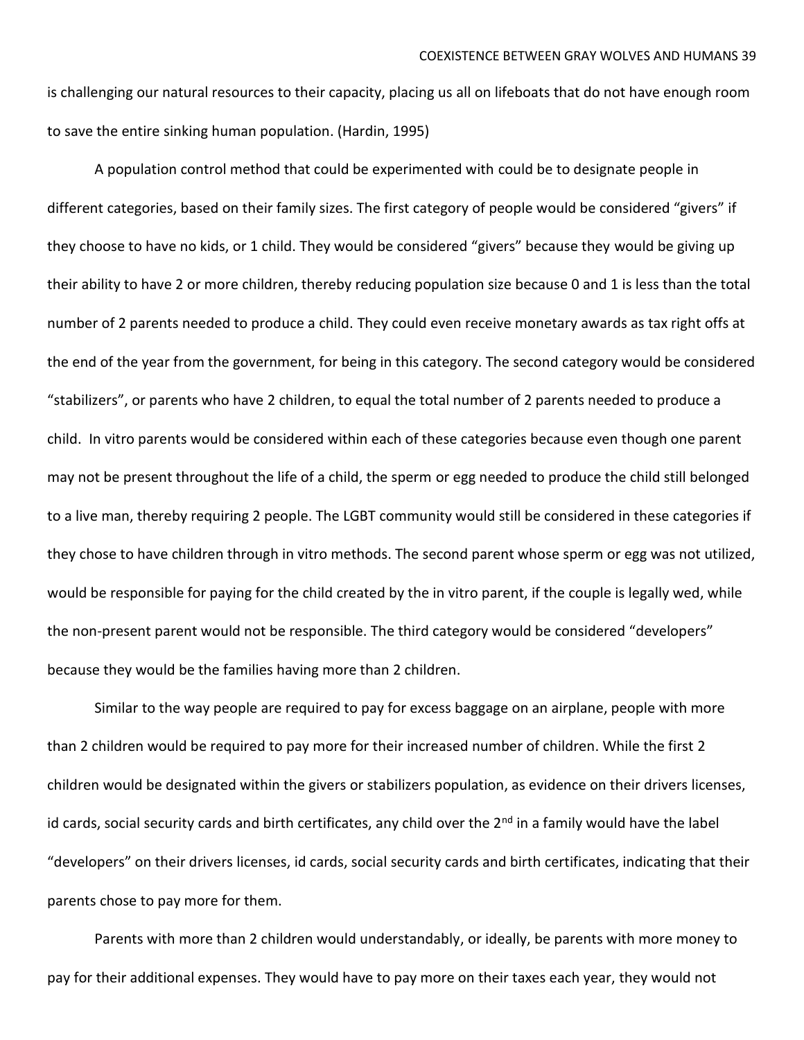is challenging our natural resources to their capacity, placing us all on lifeboats that do not have enough room to save the entire sinking human population. (Hardin, 1995)

A population control method that could be experimented with could be to designate people in different categories, based on their family sizes. The first category of people would be considered "givers" if they choose to have no kids, or 1 child. They would be considered "givers" because they would be giving up their ability to have 2 or more children, thereby reducing population size because 0 and 1 is less than the total number of 2 parents needed to produce a child. They could even receive monetary awards as tax right offs at the end of the year from the government, for being in this category. The second category would be considered "stabilizers", or parents who have 2 children, to equal the total number of 2 parents needed to produce a child. In vitro parents would be considered within each of these categories because even though one parent may not be present throughout the life of a child, the sperm or egg needed to produce the child still belonged to a live man, thereby requiring 2 people. The LGBT community would still be considered in these categories if they chose to have children through in vitro methods. The second parent whose sperm or egg was not utilized, would be responsible for paying for the child created by the in vitro parent, if the couple is legally wed, while the non-present parent would not be responsible. The third category would be considered "developers" because they would be the families having more than 2 children.

Similar to the way people are required to pay for excess baggage on an airplane, people with more than 2 children would be required to pay more for their increased number of children. While the first 2 children would be designated within the givers or stabilizers population, as evidence on their drivers licenses, id cards, social security cards and birth certificates, any child over the 2nd in a family would have the label "developers" on their drivers licenses, id cards, social security cards and birth certificates, indicating that their parents chose to pay more for them.

Parents with more than 2 children would understandably, or ideally, be parents with more money to pay for their additional expenses. They would have to pay more on their taxes each year, they would not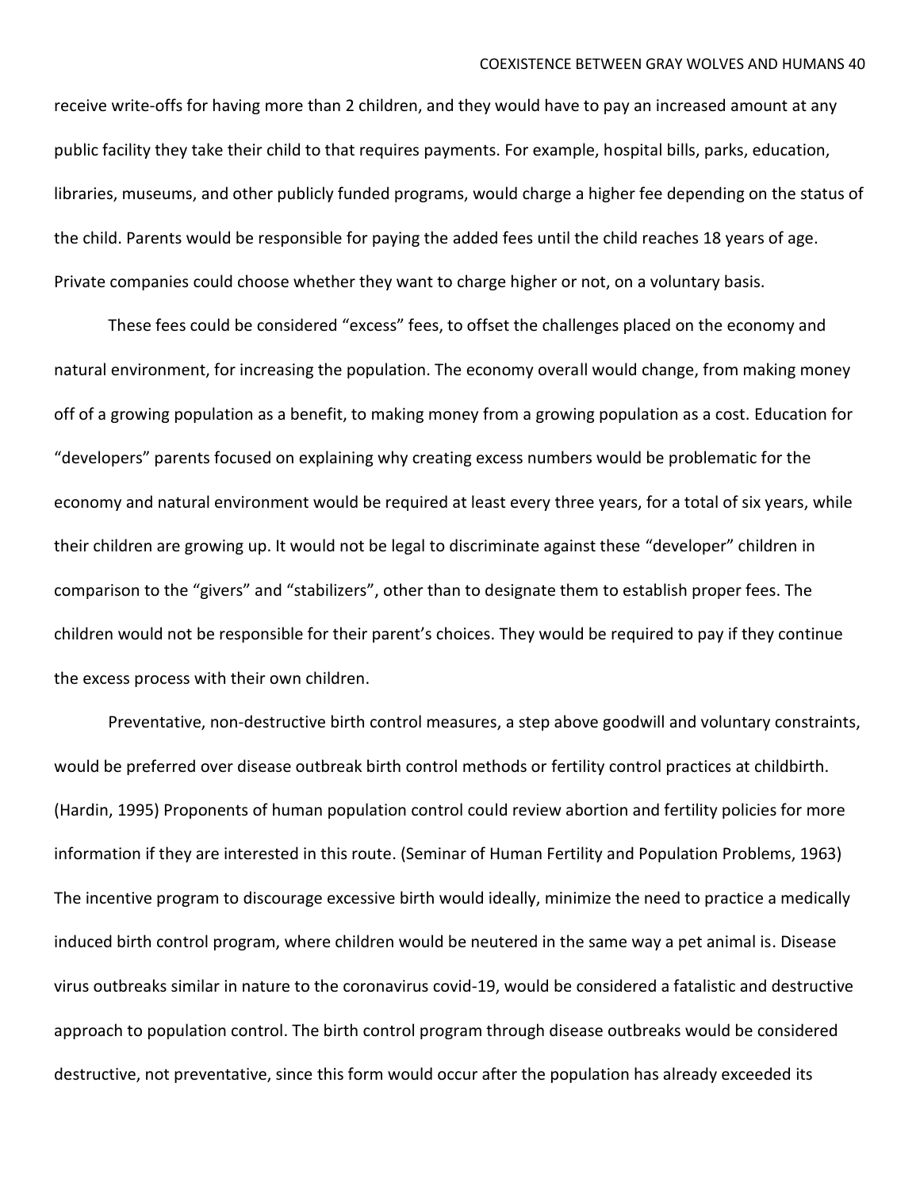receive write-offs for having more than 2 children, and they would have to pay an increased amount at any public facility they take their child to that requires payments. For example, hospital bills, parks, education, libraries, museums, and other publicly funded programs, would charge a higher fee depending on the status of the child. Parents would be responsible for paying the added fees until the child reaches 18 years of age. Private companies could choose whether they want to charge higher or not, on a voluntary basis.

These fees could be considered "excess" fees, to offset the challenges placed on the economy and natural environment, for increasing the population. The economy overall would change, from making money off of a growing population as a benefit, to making money from a growing population as a cost. Education for "developers" parents focused on explaining why creating excess numbers would be problematic for the economy and natural environment would be required at least every three years, for a total of six years, while their children are growing up. It would not be legal to discriminate against these "developer" children in comparison to the "givers" and "stabilizers", other than to designate them to establish proper fees. The children would not be responsible for their parent's choices. They would be required to pay if they continue the excess process with their own children.

Preventative, non-destructive birth control measures, a step above goodwill and voluntary constraints, would be preferred over disease outbreak birth control methods or fertility control practices at childbirth. (Hardin, 1995) Proponents of human population control could review abortion and fertility policies for more information if they are interested in this route. (Seminar of Human Fertility and Population Problems, 1963) The incentive program to discourage excessive birth would ideally, minimize the need to practice a medically induced birth control program, where children would be neutered in the same way a pet animal is. Disease virus outbreaks similar in nature to the coronavirus covid-19, would be considered a fatalistic and destructive approach to population control. The birth control program through disease outbreaks would be considered destructive, not preventative, since this form would occur after the population has already exceeded its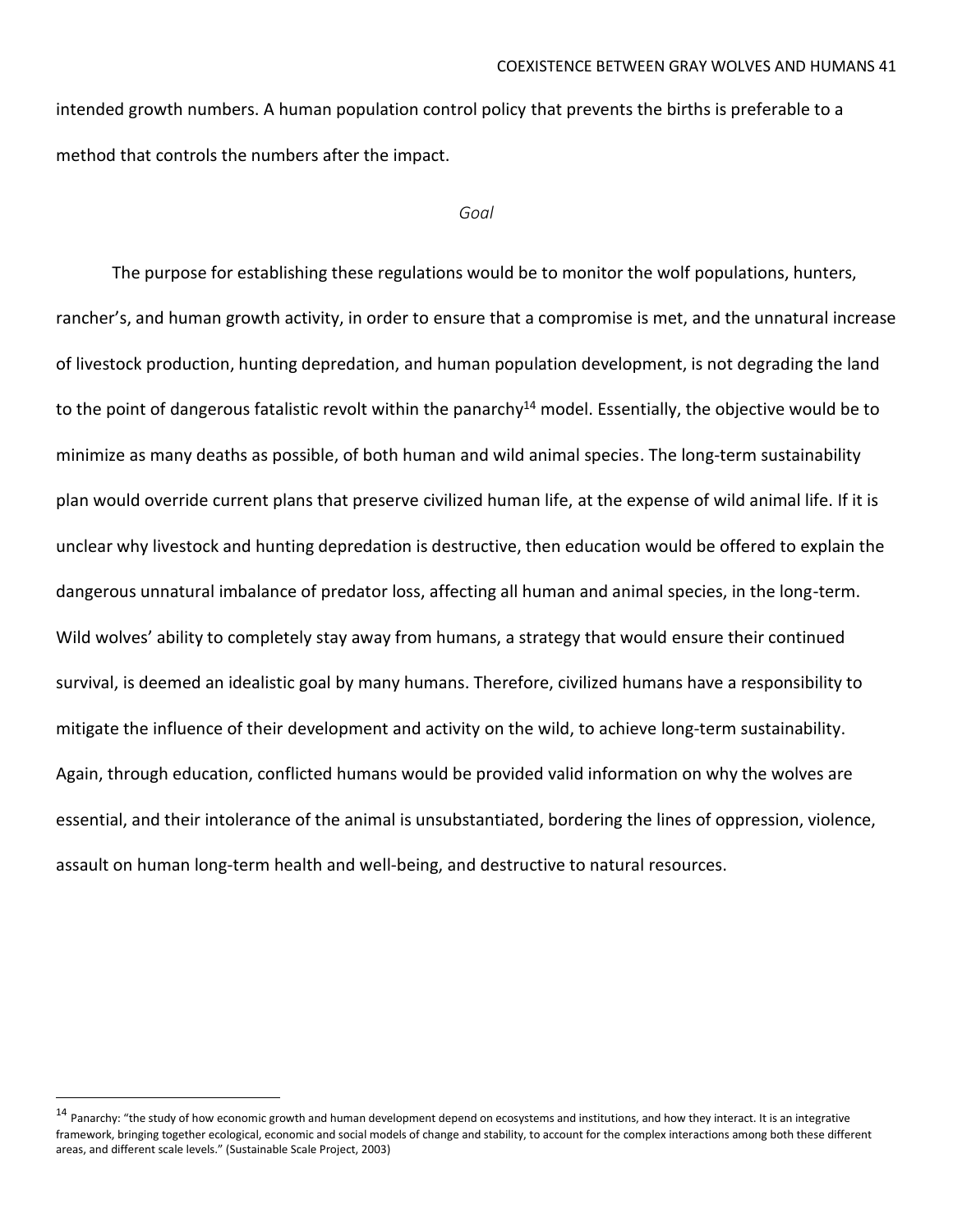intended growth numbers. A human population control policy that prevents the births is preferable to a method that controls the numbers after the impact.

### *Goal*

The purpose for establishing these regulations would be to monitor the wolf populations, hunters, rancher's, and human growth activity, in order to ensure that a compromise is met, and the unnatural increase of livestock production, hunting depredation, and human population development, is not degrading the land to the point of dangerous fatalistic revolt within the panarchy[14] model. Essentially, the objective would be to minimize as many deaths as possible, of both human and wild animal species. The long-term sustainability plan would override current plans that preserve civilized human life, at the expense of wild animal life. If it is unclear why livestock and hunting depredation is destructive, then education would be offered to explain the dangerous unnatural imbalance of predator loss, affecting all human and animal species, in the long-term. Wild wolves' ability to completely stay away from humans, a strategy that would ensure their continued survival, is deemed an idealistic goal by many humans. Therefore, civilized humans have a responsibility to mitigate the influence of their development and activity on the wild, to achieve long-term sustainability. Again, through education, conflicted humans would be provided valid information on why the wolves are essential, and their intolerance of the animal is unsubstantiated, bordering the lines of oppression, violence, assault on human long-term health and well-being, and destructive to natural resources.

---

[14] Panarchy: "the study of how economic growth and human development depend on ecosystems and institutions, and how they interact. It is an integrative framework, bringing together ecological, economic and social models of change and stability, to account for the complex interactions among both these different areas, and different scale levels." (Sustainable Scale Project, 2003)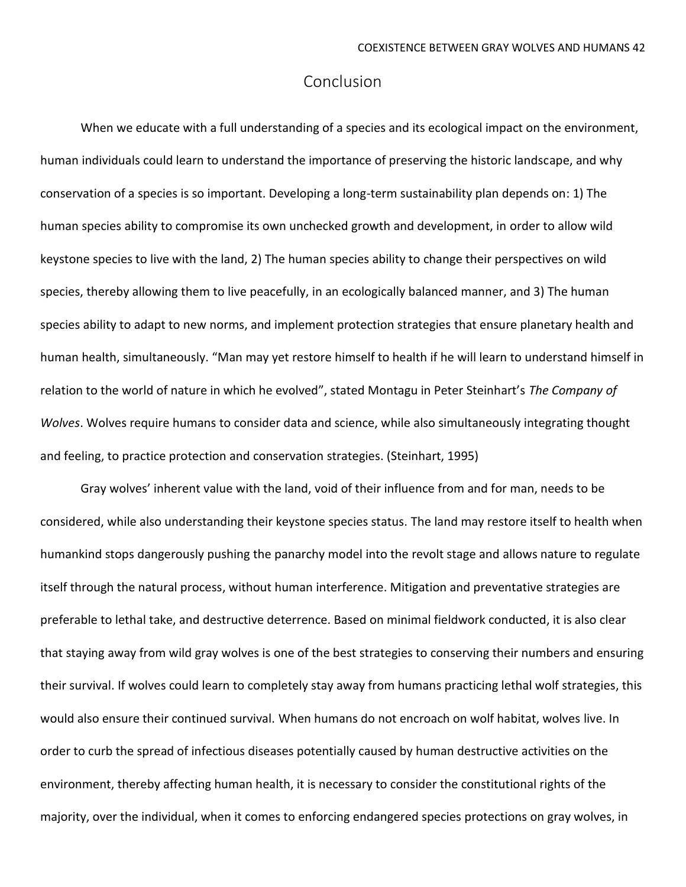# Conclusion

When we educate with a full understanding of a species and its ecological impact on the environment, human individuals could learn to understand the importance of preserving the historic landscape, and why conservation of a species is so important. Developing a long-term sustainability plan depends on: 1) The human species ability to compromise its own unchecked growth and development, in order to allow wild keystone species to live with the land, 2) The human species ability to change their perspectives on wild species, thereby allowing them to live peacefully, in an ecologically balanced manner, and 3) The human species ability to adapt to new norms, and implement protection strategies that ensure planetary health and human health, simultaneously. "Man may yet restore himself to health if he will learn to understand himself in relation to the world of nature in which he evolved", stated Montagu in Peter Steinhart's *The Company of Wolves*. Wolves require humans to consider data and science, while also simultaneously integrating thought and feeling, to practice protection and conservation strategies. (Steinhart, 1995)

Gray wolves' inherent value with the land, void of their influence from and for man, needs to be considered, while also understanding their keystone species status. The land may restore itself to health when humankind stops dangerously pushing the panarchy model into the revolt stage and allows nature to regulate itself through the natural process, without human interference. Mitigation and preventative strategies are preferable to lethal take, and destructive deterrence. Based on minimal fieldwork conducted, it is also clear that staying away from wild gray wolves is one of the best strategies to conserving their numbers and ensuring their survival. If wolves could learn to completely stay away from humans practicing lethal wolf strategies, this would also ensure their continued survival. When humans do not encroach on wolf habitat, wolves live. In order to curb the spread of infectious diseases potentially caused by human destructive activities on the environment, thereby affecting human health, it is necessary to consider the constitutional rights of the majority, over the individual, when it comes to enforcing endangered species protections on gray wolves, in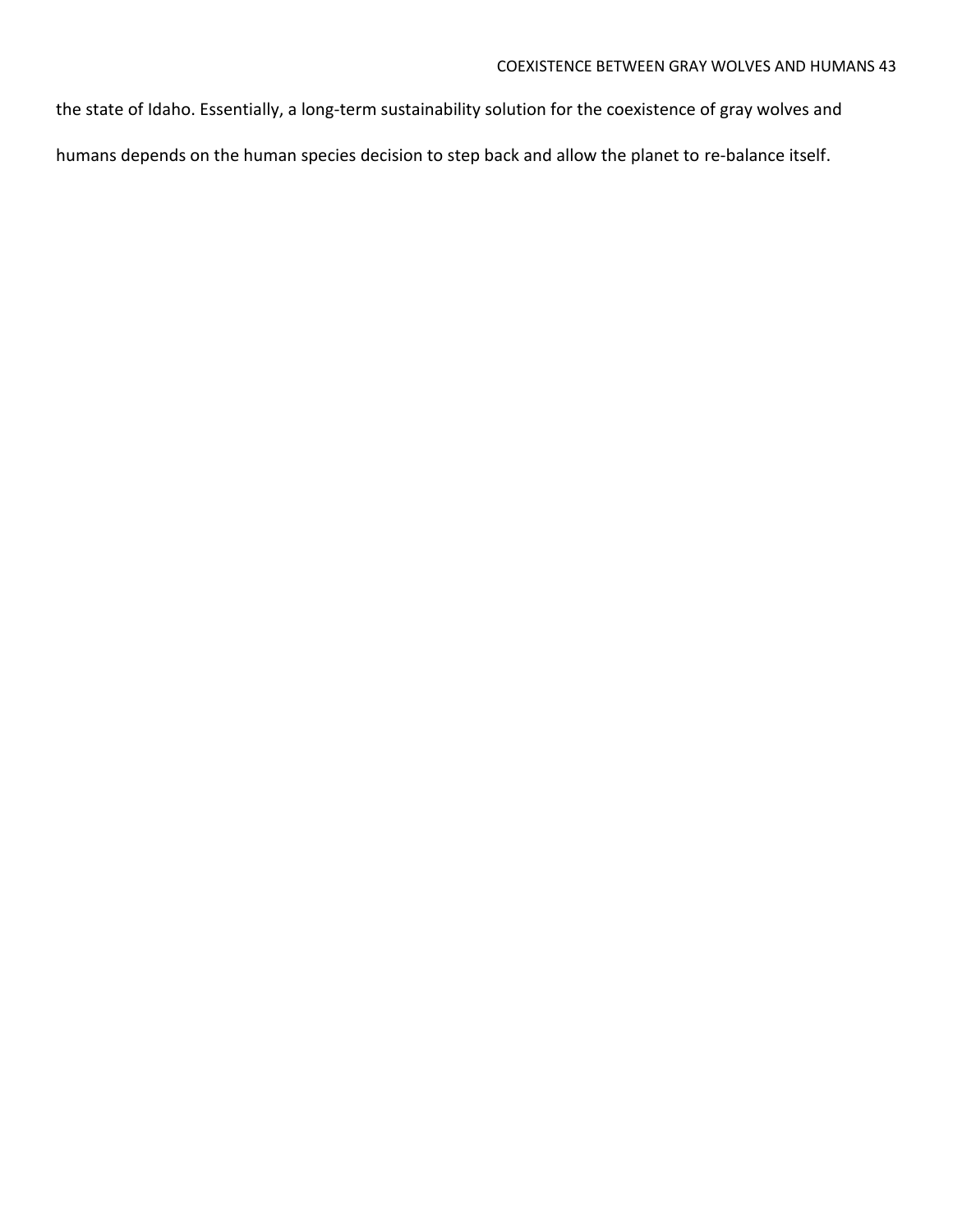the state of Idaho. Essentially, a long-term sustainability solution for the coexistence of gray wolves and humans depends on the human species decision to step back and allow the planet to re-balance itself.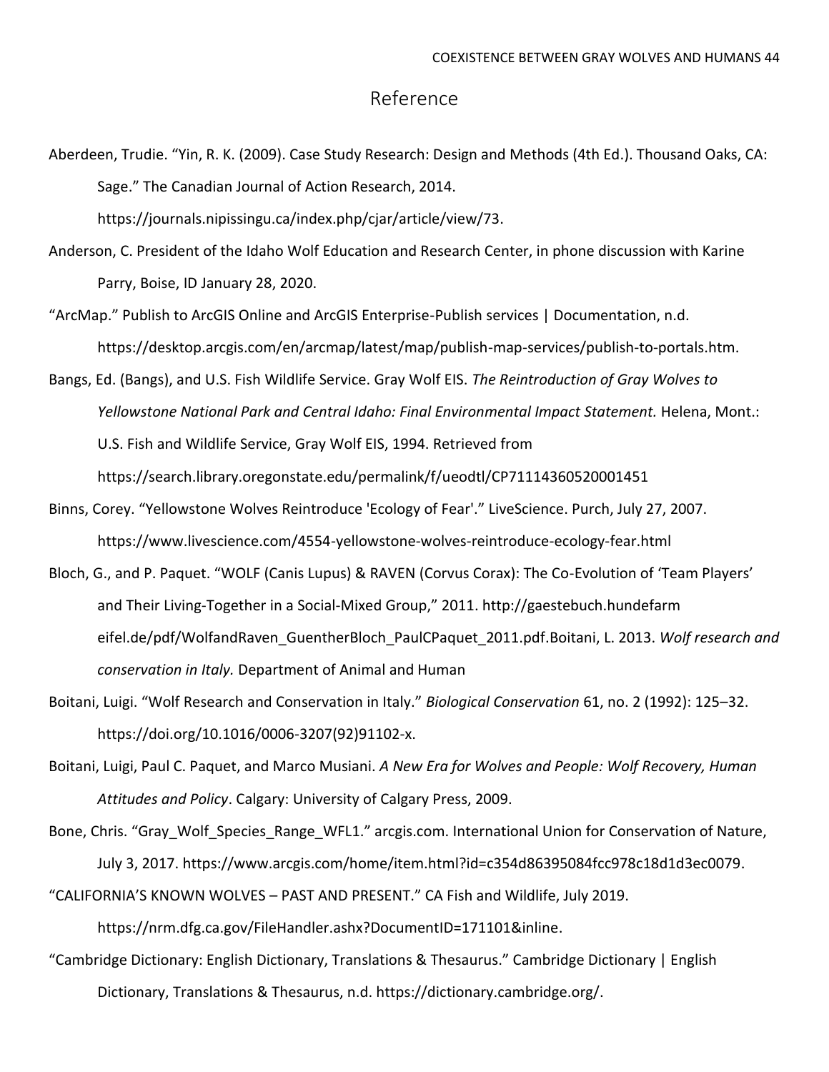# Reference

Aberdeen, Trudie. "Yin, R. K. (2009). Case Study Research: Design and Methods (4th Ed.). Thousand Oaks, CA: Sage." The Canadian Journal of Action Research, 2014. https://journals.nipissingu.ca/index.php/cjar/article/view/73.

Anderson, C. President of the Idaho Wolf Education and Research Center, in phone discussion with Karine Parry, Boise, ID January 28, 2020.

"ArcMap." Publish to ArcGIS Online and ArcGIS Enterprise-Publish services | Documentation, n.d. https://desktop.arcgis.com/en/arcmap/latest/map/publish-map-services/publish-to-portals.htm.

Bangs, Ed. (Bangs), and U.S. Fish Wildlife Service. Gray Wolf EIS. *The Reintroduction of Gray Wolves to Yellowstone National Park and Central Idaho: Final Environmental Impact Statement.* Helena, Mont.: U.S. Fish and Wildlife Service, Gray Wolf EIS, 1994. Retrieved from https://search.library.oregonstate.edu/permalink/f/ueodtl/CP71114360520001451

Binns, Corey. "Yellowstone Wolves Reintroduce 'Ecology of Fear'." LiveScience. Purch, July 27, 2007. https://www.livescience.com/4554-yellowstone-wolves-reintroduce-ecology-fear.html

Bloch, G., and P. Paquet. "WOLF (Canis Lupus) & RAVEN (Corvus Corax): The Co-Evolution of 'Team Players' and Their Living-Together in a Social-Mixed Group," 2011. http://gaestebuch.hundefarm eifel.de/pdf/WolfandRaven_GuentherBloch_PaulCPaquet_2011.pdf.Boitani, L. 2013. *Wolf research and conservation in Italy.* Department of Animal and Human

Boitani, Luigi. "Wolf Research and Conservation in Italy." *Biological Conservation* 61, no. 2 (1992): 125–32. https://doi.org/10.1016/0006-3207(92)91102-x.

Boitani, Luigi, Paul C. Paquet, and Marco Musiani. *A New Era for Wolves and People: Wolf Recovery, Human Attitudes and Policy*. Calgary: University of Calgary Press, 2009.

Bone, Chris. "Gray_Wolf_Species_Range_WFL1." arcgis.com. International Union for Conservation of Nature, July 3, 2017. https://www.arcgis.com/home/item.html?id=c354d86395084fcc978c18d1d3ec0079.

"CALIFORNIA'S KNOWN WOLVES – PAST AND PRESENT." CA Fish and Wildlife, July 2019. https://nrm.dfg.ca.gov/FileHandler.ashx?DocumentID=171101&inline.

"Cambridge Dictionary: English Dictionary, Translations & Thesaurus." Cambridge Dictionary | English Dictionary, Translations & Thesaurus, n.d. https://dictionary.cambridge.org/.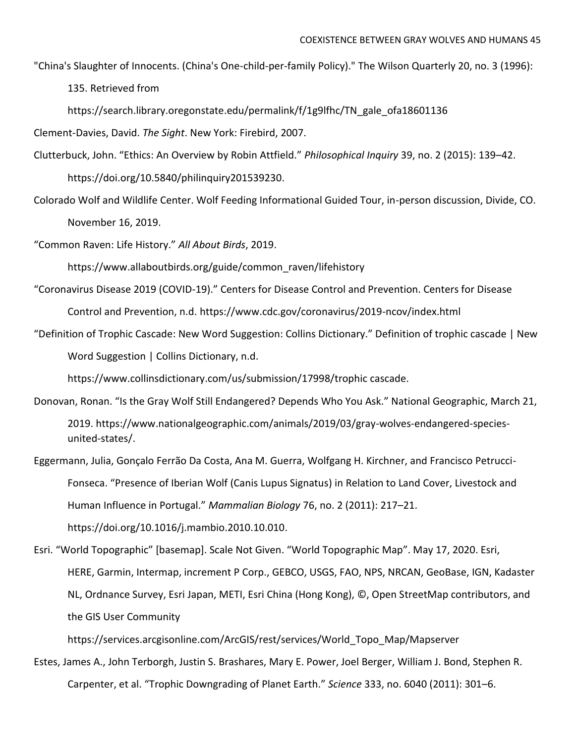"China's Slaughter of Innocents. (China's One-child-per-family Policy)." The Wilson Quarterly 20, no. 3 (1996): 135. Retrieved from https://search.library.oregonstate.edu/permalink/f/1g9lfhc/TN_gale_ofa18601136

Clement-Davies, David. *The Sight*. New York: Firebird, 2007.

Clutterbuck, John. "Ethics: An Overview by Robin Attfield." *Philosophical Inquiry* 39, no. 2 (2015): 139–42. https://doi.org/10.5840/philinquiry201539230.

Colorado Wolf and Wildlife Center. Wolf Feeding Informational Guided Tour, in-person discussion, Divide, CO. November 16, 2019.

"Common Raven: Life History." *All About Birds*, 2019. https://www.allaboutbirds.org/guide/common_raven/lifehistory

"Coronavirus Disease 2019 (COVID-19)." Centers for Disease Control and Prevention. Centers for Disease Control and Prevention, n.d. https://www.cdc.gov/coronavirus/2019-ncov/index.html

"Definition of Trophic Cascade: New Word Suggestion: Collins Dictionary." Definition of trophic cascade | New Word Suggestion | Collins Dictionary, n.d. https://www.collinsdictionary.com/us/submission/17998/trophic cascade.

Donovan, Ronan. "Is the Gray Wolf Still Endangered? Depends Who You Ask." National Geographic, March 21, 2019. https://www.nationalgeographic.com/animals/2019/03/gray-wolves-endangered-species-united-states/.

Eggermann, Julia, Gonçalo Ferrão Da Costa, Ana M. Guerra, Wolfgang H. Kirchner, and Francisco Petrucci-Fonseca. "Presence of Iberian Wolf (Canis Lupus Signatus) in Relation to Land Cover, Livestock and Human Influence in Portugal." *Mammalian Biology* 76, no. 2 (2011): 217–21. https://doi.org/10.1016/j.mambio.2010.10.010.

Esri. "World Topographic" [basemap]. Scale Not Given. "World Topographic Map". May 17, 2020. Esri, HERE, Garmin, Intermap, increment P Corp., GEBCO, USGS, FAO, NPS, NRCAN, GeoBase, IGN, Kadaster NL, Ordnance Survey, Esri Japan, METI, Esri China (Hong Kong), ©, Open StreetMap contributors, and the GIS User Community https://services.arcgisonline.com/ArcGIS/rest/services/World_Topo_Map/Mapserver

Estes, James A., John Terborgh, Justin S. Brashares, Mary E. Power, Joel Berger, William J. Bond, Stephen R. Carpenter, et al. "Trophic Downgrading of Planet Earth." *Science* 333, no. 6040 (2011): 301–6.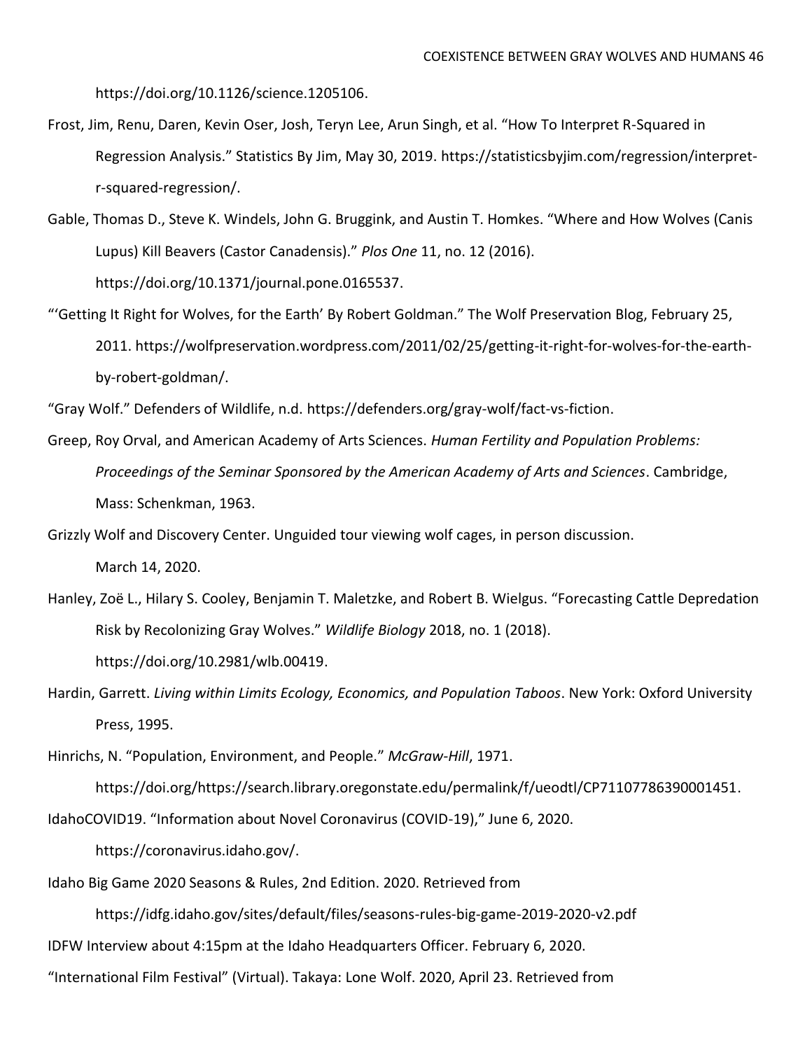https://doi.org/10.1126/science.1205106.

Frost, Jim, Renu, Daren, Kevin Oser, Josh, Teryn Lee, Arun Singh, et al. "How To Interpret R-Squared in Regression Analysis." Statistics By Jim, May 30, 2019. https://statisticsbyjim.com/regression/interpret-r-squared-regression/.

Gable, Thomas D., Steve K. Windels, John G. Bruggink, and Austin T. Homkes. "Where and How Wolves (Canis Lupus) Kill Beavers (Castor Canadensis)." *Plos One* 11, no. 12 (2016). https://doi.org/10.1371/journal.pone.0165537.

"'Getting It Right for Wolves, for the Earth' By Robert Goldman." The Wolf Preservation Blog, February 25, 2011. https://wolfpreservation.wordpress.com/2011/02/25/getting-it-right-for-wolves-for-the-earth-by-robert-goldman/.

"Gray Wolf." Defenders of Wildlife, n.d. https://defenders.org/gray-wolf/fact-vs-fiction.

Greep, Roy Orval, and American Academy of Arts Sciences. *Human Fertility and Population Problems: Proceedings of the Seminar Sponsored by the American Academy of Arts and Sciences*. Cambridge, Mass: Schenkman, 1963.

Grizzly Wolf and Discovery Center. Unguided tour viewing wolf cages, in person discussion. March 14, 2020.

Hanley, Zoë L., Hilary S. Cooley, Benjamin T. Maletzke, and Robert B. Wielgus. "Forecasting Cattle Depredation Risk by Recolonizing Gray Wolves." *Wildlife Biology* 2018, no. 1 (2018). https://doi.org/10.2981/wlb.00419.

Hardin, Garrett. *Living within Limits Ecology, Economics, and Population Taboos*. New York: Oxford University Press, 1995.

Hinrichs, N. "Population, Environment, and People." *McGraw-Hill*, 1971. https://doi.org/https://search.library.oregonstate.edu/permalink/f/ueodtl/CP71107786390001451.

IdahoCOVID19. "Information about Novel Coronavirus (COVID-19)," June 6, 2020. https://coronavirus.idaho.gov/.

Idaho Big Game 2020 Seasons & Rules, 2nd Edition. 2020. Retrieved from https://idfg.idaho.gov/sites/default/files/seasons-rules-big-game-2019-2020-v2.pdf

IDFW Interview about 4:15pm at the Idaho Headquarters Officer. February 6, 2020.

"International Film Festival" (Virtual). Takaya: Lone Wolf. 2020, April 23. Retrieved from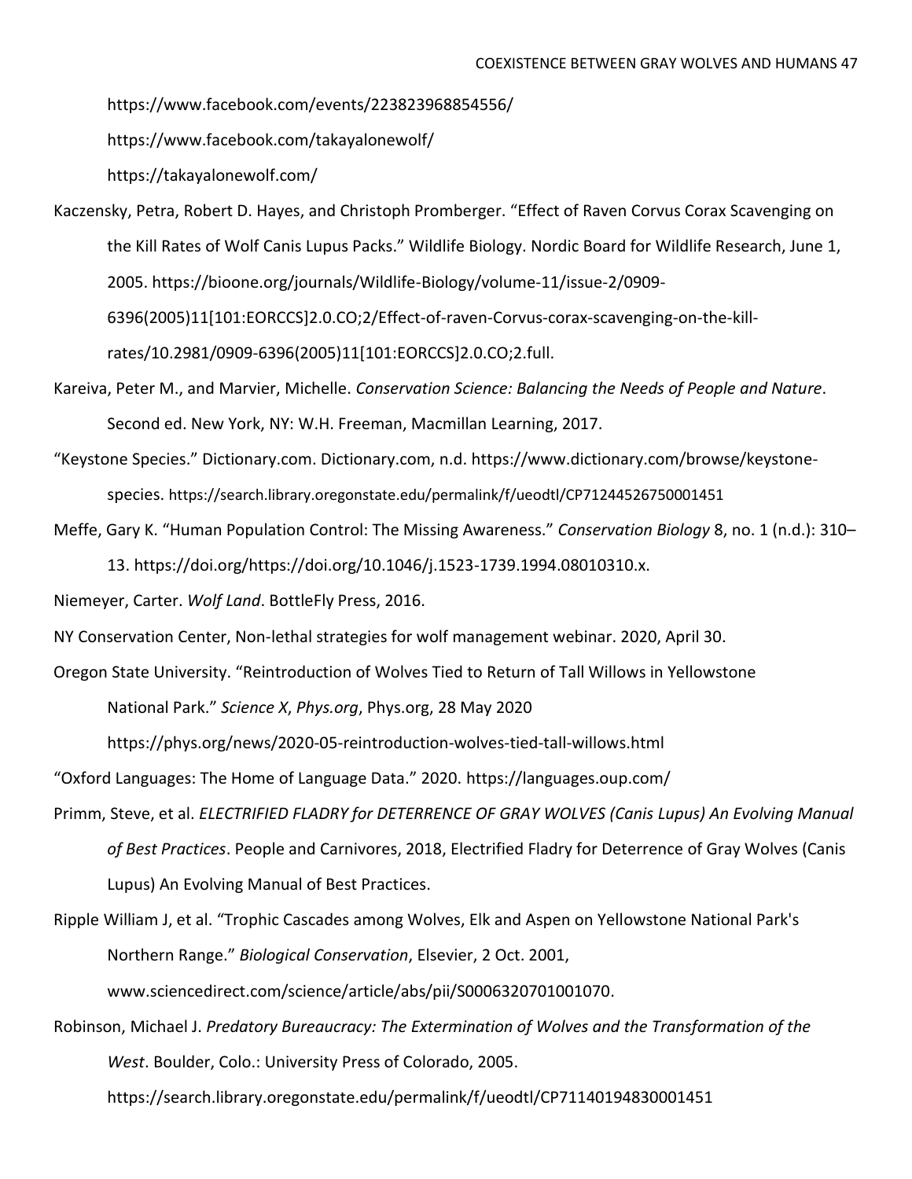https://www.facebook.com/events/223823968854556/

https://www.facebook.com/takayalonewolf/

https://takayalonewolf.com/

Kaczensky, Petra, Robert D. Hayes, and Christoph Promberger. "Effect of Raven Corvus Corax Scavenging on the Kill Rates of Wolf Canis Lupus Packs." Wildlife Biology. Nordic Board for Wildlife Research, June 1, 2005. https://bioone.org/journals/Wildlife-Biology/volume-11/issue-2/0909-6396(2005)11[101:EORCCS]2.0.CO;2/Effect-of-raven-Corvus-corax-scavenging-on-the-kill-rates/10.2981/0909-6396(2005)11[101:EORCCS]2.0.CO;2.full.

Kareiva, Peter M., and Marvier, Michelle. *Conservation Science: Balancing the Needs of People and Nature*. Second ed. New York, NY: W.H. Freeman, Macmillan Learning, 2017.

"Keystone Species." Dictionary.com. Dictionary.com, n.d. https://www.dictionary.com/browse/keystone-species. https://search.library.oregonstate.edu/permalink/f/ueodtl/CP71244526750001451

Meffe, Gary K. "Human Population Control: The Missing Awareness." *Conservation Biology* 8, no. 1 (n.d.): 310–13. https://doi.org/https://doi.org/10.1046/j.1523-1739.1994.08010310.x.

Niemeyer, Carter. *Wolf Land*. BottleFly Press, 2016.

NY Conservation Center, Non-lethal strategies for wolf management webinar. 2020, April 30.

Oregon State University. "Reintroduction of Wolves Tied to Return of Tall Willows in Yellowstone National Park." *Science X*, *Phys.org*, Phys.org, 28 May 2020 https://phys.org/news/2020-05-reintroduction-wolves-tied-tall-willows.html

"Oxford Languages: The Home of Language Data." 2020. https://languages.oup.com/

Primm, Steve, et al. *ELECTRIFIED FLADRY for DETERRENCE OF GRAY WOLVES (Canis Lupus) An Evolving Manual of Best Practices*. People and Carnivores, 2018, Electrified Fladry for Deterrence of Gray Wolves (Canis Lupus) An Evolving Manual of Best Practices.

Ripple William J, et al. "Trophic Cascades among Wolves, Elk and Aspen on Yellowstone National Park's Northern Range." *Biological Conservation*, Elsevier, 2 Oct. 2001, www.sciencedirect.com/science/article/abs/pii/S0006320701001070.

Robinson, Michael J. *Predatory Bureaucracy: The Extermination of Wolves and the Transformation of the West*. Boulder, Colo.: University Press of Colorado, 2005. https://search.library.oregonstate.edu/permalink/f/ueodtl/CP71140194830001451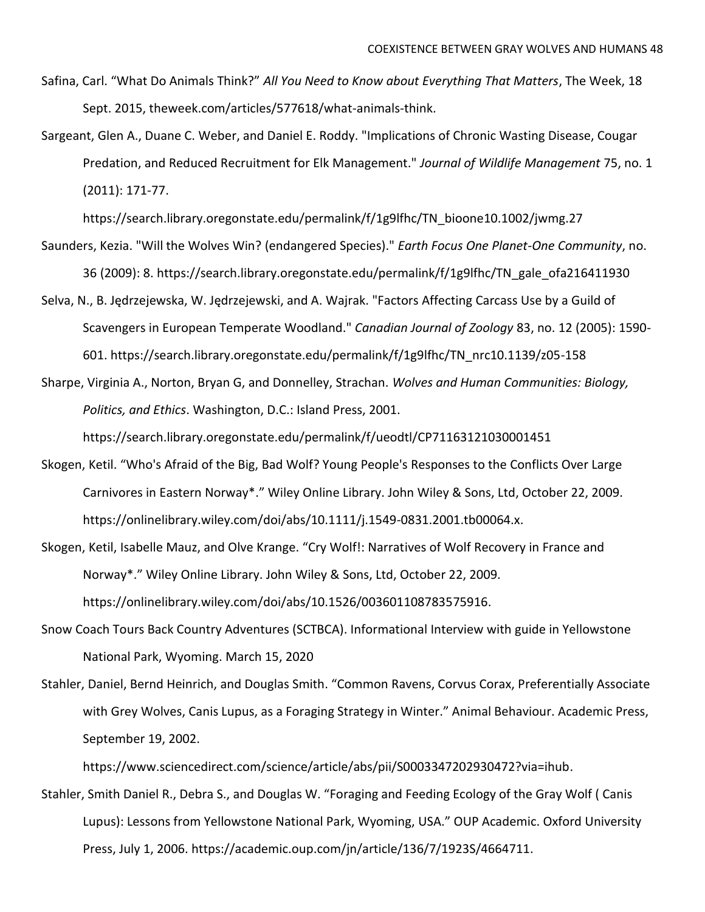Safina, Carl. “What Do Animals Think?” *All You Need to Know about Everything That Matters*, The Week, 18 Sept. 2015, theweek.com/articles/577618/what-animals-think.

Sargeant, Glen A., Duane C. Weber, and Daniel E. Roddy. "Implications of Chronic Wasting Disease, Cougar Predation, and Reduced Recruitment for Elk Management." *Journal of Wildlife Management* 75, no. 1 (2011): 171-77. https://search.library.oregonstate.edu/permalink/f/1g9lfhc/TN_bioone10.1002/jwmg.27

Saunders, Kezia. "Will the Wolves Win? (endangered Species)." *Earth Focus One Planet-One Community*, no. 36 (2009): 8. https://search.library.oregonstate.edu/permalink/f/1g9lfhc/TN_gale_ofa216411930

Selva, N., B. Jędrzejewska, W. Jędrzejewski, and A. Wajrak. "Factors Affecting Carcass Use by a Guild of Scavengers in European Temperate Woodland." *Canadian Journal of Zoology* 83, no. 12 (2005): 1590-601. https://search.library.oregonstate.edu/permalink/f/1g9lfhc/TN_nrc10.1139/z05-158

Sharpe, Virginia A., Norton, Bryan G, and Donnelley, Strachan. *Wolves and Human Communities: Biology, Politics, and Ethics*. Washington, D.C.: Island Press, 2001. https://search.library.oregonstate.edu/permalink/f/ueodtl/CP71163121030001451

Skogen, Ketil. “Who's Afraid of the Big, Bad Wolf? Young People's Responses to the Conflicts Over Large Carnivores in Eastern Norway*.” Wiley Online Library. John Wiley & Sons, Ltd, October 22, 2009. https://onlinelibrary.wiley.com/doi/abs/10.1111/j.1549-0831.2001.tb00064.x.

Skogen, Ketil, Isabelle Mauz, and Olve Krange. “Cry Wolf!: Narratives of Wolf Recovery in France and Norway*.” Wiley Online Library. John Wiley & Sons, Ltd, October 22, 2009. https://onlinelibrary.wiley.com/doi/abs/10.1526/003601108783575916.

Snow Coach Tours Back Country Adventures (SCTBCA). Informational Interview with guide in Yellowstone National Park, Wyoming. March 15, 2020

Stahler, Daniel, Bernd Heinrich, and Douglas Smith. “Common Ravens, Corvus Corax, Preferentially Associate with Grey Wolves, Canis Lupus, as a Foraging Strategy in Winter.” Animal Behaviour. Academic Press, September 19, 2002. https://www.sciencedirect.com/science/article/abs/pii/S0003347202930472?via=ihub.

Stahler, Smith Daniel R., Debra S., and Douglas W. “Foraging and Feeding Ecology of the Gray Wolf ( Canis Lupus): Lessons from Yellowstone National Park, Wyoming, USA.” OUP Academic. Oxford University Press, July 1, 2006. https://academic.oup.com/jn/article/136/7/1923S/4664711.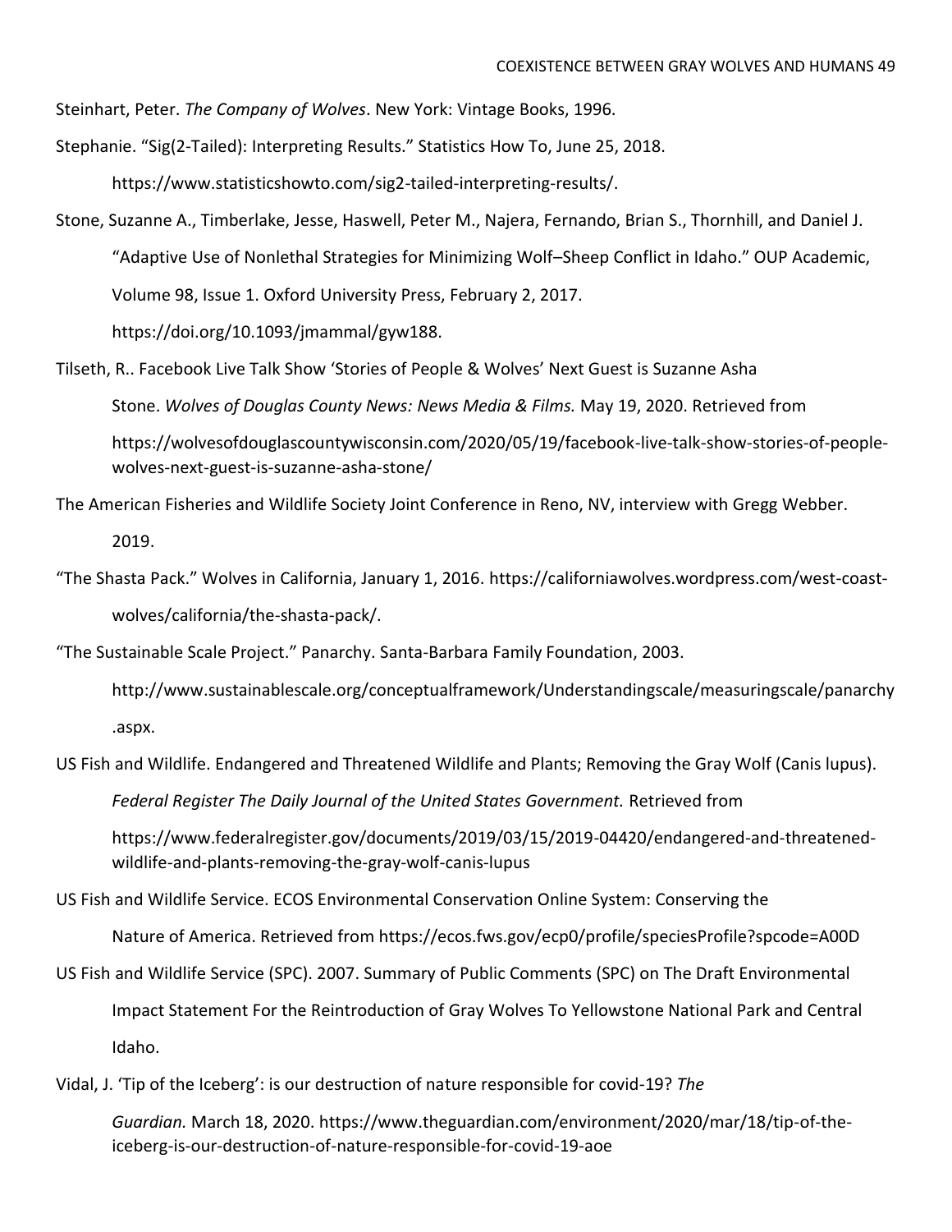Steinhart, Peter. *The Company of Wolves*. New York: Vintage Books, 1996.

Stephanie. "Sig(2-Tailed): Interpreting Results." Statistics How To, June 25, 2018. https://www.statisticshowto.com/sig2-tailed-interpreting-results/.

Stone, Suzanne A., Timberlake, Jesse, Haswell, Peter M., Najera, Fernando, Brian S., Thornhill, and Daniel J. "Adaptive Use of Nonlethal Strategies for Minimizing Wolf–Sheep Conflict in Idaho." OUP Academic, Volume 98, Issue 1. Oxford University Press, February 2, 2017. https://doi.org/10.1093/jmammal/gyw188.

Tilseth, R.. Facebook Live Talk Show 'Stories of People & Wolves' Next Guest is Suzanne Asha Stone. *Wolves of Douglas County News: News Media & Films.* May 19, 2020. Retrieved from https://wolvesofdouglascountywisconsin.com/2020/05/19/facebook-live-talk-show-stories-of-people-wolves-next-guest-is-suzanne-asha-stone/

The American Fisheries and Wildlife Society Joint Conference in Reno, NV, interview with Gregg Webber. 2019.

"The Shasta Pack." Wolves in California, January 1, 2016. https://californiawolves.wordpress.com/west-coast-wolves/california/the-shasta-pack/.

"The Sustainable Scale Project." Panarchy. Santa-Barbara Family Foundation, 2003. http://www.sustainablescale.org/conceptualframework/Understandingscale/measuringscale/panarchy.aspx.

US Fish and Wildlife. Endangered and Threatened Wildlife and Plants; Removing the Gray Wolf (Canis lupus). *Federal Register The Daily Journal of the United States Government.* Retrieved from https://www.federalregister.gov/documents/2019/03/15/2019-04420/endangered-and-threatened-wildlife-and-plants-removing-the-gray-wolf-canis-lupus

US Fish and Wildlife Service. ECOS Environmental Conservation Online System: Conserving the Nature of America. Retrieved from https://ecos.fws.gov/ecp0/profile/speciesProfile?spcode=A00D

US Fish and Wildlife Service (SPC). 2007. Summary of Public Comments (SPC) on The Draft Environmental Impact Statement For the Reintroduction of Gray Wolves To Yellowstone National Park and Central Idaho.

Vidal, J. 'Tip of the Iceberg': is our destruction of nature responsible for covid-19? *The Guardian.* March 18, 2020. https://www.theguardian.com/environment/2020/mar/18/tip-of-the-iceberg-is-our-destruction-of-nature-responsible-for-covid-19-aoe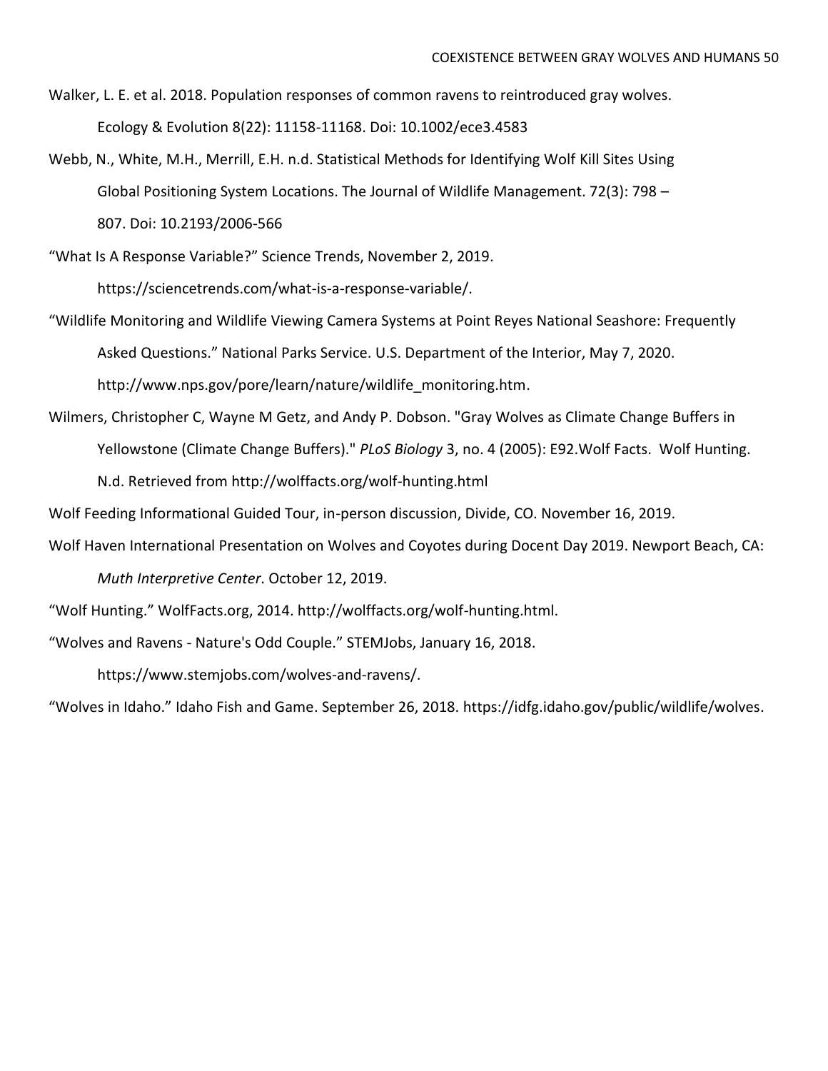Walker, L. E. et al. 2018. Population responses of common ravens to reintroduced gray wolves. Ecology & Evolution 8(22): 11158-11168. Doi: 10.1002/ece3.4583

Webb, N., White, M.H., Merrill, E.H. n.d. Statistical Methods for Identifying Wolf Kill Sites Using Global Positioning System Locations. The Journal of Wildlife Management. 72(3): 798 – 807. Doi: 10.2193/2006-566

"What Is A Response Variable?" Science Trends, November 2, 2019. https://sciencetrends.com/what-is-a-response-variable/.

"Wildlife Monitoring and Wildlife Viewing Camera Systems at Point Reyes National Seashore: Frequently Asked Questions." National Parks Service. U.S. Department of the Interior, May 7, 2020. http://www.nps.gov/pore/learn/nature/wildlife_monitoring.htm.

Wilmers, Christopher C, Wayne M Getz, and Andy P. Dobson. "Gray Wolves as Climate Change Buffers in Yellowstone (Climate Change Buffers)." *PLoS Biology* 3, no. 4 (2005): E92.Wolf Facts. Wolf Hunting. N.d. Retrieved from http://wolffacts.org/wolf-hunting.html

Wolf Feeding Informational Guided Tour, in-person discussion, Divide, CO. November 16, 2019.

Wolf Haven International Presentation on Wolves and Coyotes during Docent Day 2019. Newport Beach, CA: *Muth Interpretive Center*. October 12, 2019.

"Wolf Hunting." WolfFacts.org, 2014. http://wolffacts.org/wolf-hunting.html.

"Wolves and Ravens - Nature's Odd Couple." STEMJobs, January 16, 2018. https://www.stemjobs.com/wolves-and-ravens/.

"Wolves in Idaho." Idaho Fish and Game. September 26, 2018. https://idfg.idaho.gov/public/wildlife/wolves.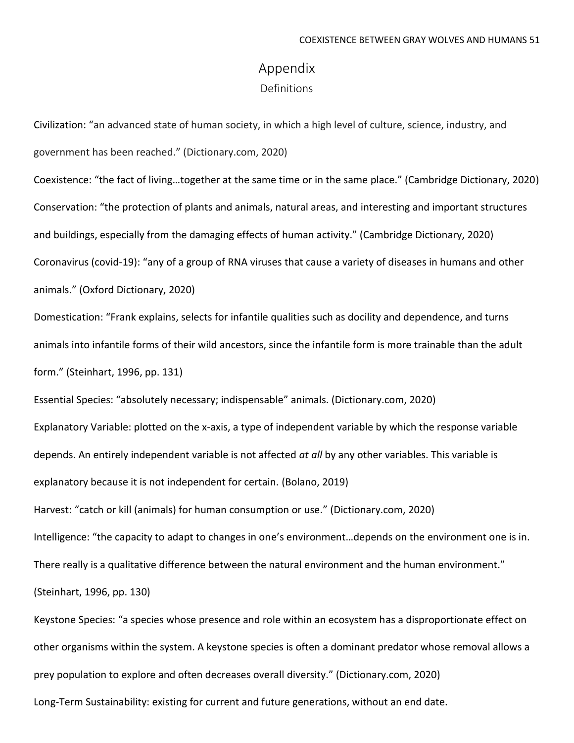# Appendix

## Definitions

Civilization: "an advanced state of human society, in which a high level of culture, science, industry, and government has been reached." (Dictionary.com, 2020)

Coexistence: "the fact of living…together at the same time or in the same place." (Cambridge Dictionary, 2020)

Conservation: "the protection of plants and animals, natural areas, and interesting and important structures and buildings, especially from the damaging effects of human activity." (Cambridge Dictionary, 2020)

Coronavirus (covid-19): "any of a group of RNA viruses that cause a variety of diseases in humans and other animals." (Oxford Dictionary, 2020)

Domestication: "Frank explains, selects for infantile qualities such as docility and dependence, and turns animals into infantile forms of their wild ancestors, since the infantile form is more trainable than the adult form." (Steinhart, 1996, pp. 131)

Essential Species: "absolutely necessary; indispensable" animals. (Dictionary.com, 2020)

Explanatory Variable: plotted on the x-axis, a type of independent variable by which the response variable depends. An entirely independent variable is not affected *at all* by any other variables. This variable is explanatory because it is not independent for certain. (Bolano, 2019)

Harvest: "catch or kill (animals) for human consumption or use." (Dictionary.com, 2020)

Intelligence: "the capacity to adapt to changes in one's environment…depends on the environment one is in. There really is a qualitative difference between the natural environment and the human environment." (Steinhart, 1996, pp. 130)

Keystone Species: "a species whose presence and role within an ecosystem has a disproportionate effect on other organisms within the system. A keystone species is often a dominant predator whose removal allows a prey population to explore and often decreases overall diversity." (Dictionary.com, 2020)

Long-Term Sustainability: existing for current and future generations, without an end date.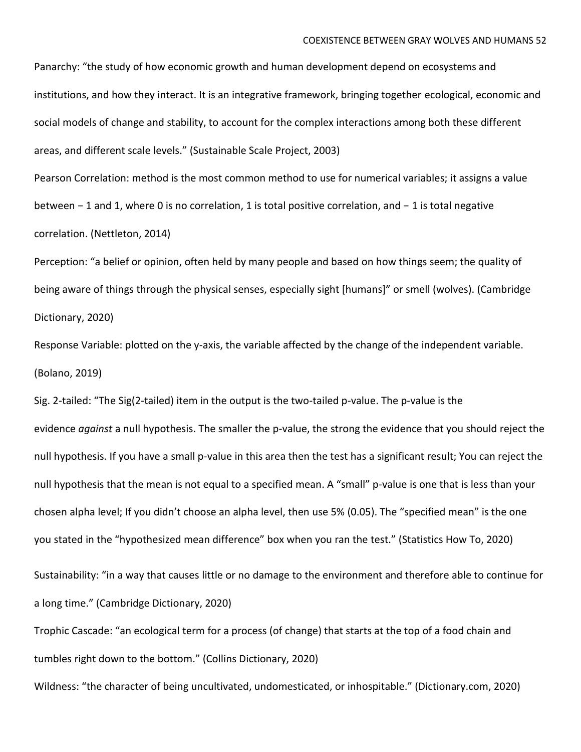Panarchy: "the study of how economic growth and human development depend on ecosystems and institutions, and how they interact. It is an integrative framework, bringing together ecological, economic and social models of change and stability, to account for the complex interactions among both these different areas, and different scale levels." (Sustainable Scale Project, 2003)

Pearson Correlation: method is the most common method to use for numerical variables; it assigns a value between − 1 and 1, where 0 is no correlation, 1 is total positive correlation, and − 1 is total negative correlation. (Nettleton, 2014)

Perception: "a belief or opinion, often held by many people and based on how things seem; the quality of being aware of things through the physical senses, especially sight [humans]" or smell (wolves). (Cambridge Dictionary, 2020)

Response Variable: plotted on the y-axis, the variable affected by the change of the independent variable. (Bolano, 2019)

Sig. 2-tailed: "The Sig(2-tailed) item in the output is the two-tailed p-value. The p-value is the evidence *against* a null hypothesis. The smaller the p-value, the strong the evidence that you should reject the null hypothesis. If you have a small p-value in this area then the test has a significant result; You can reject the null hypothesis that the mean is not equal to a specified mean. A "small" p-value is one that is less than your chosen alpha level; If you didn't choose an alpha level, then use 5% (0.05). The "specified mean" is the one you stated in the "hypothesized mean difference" box when you ran the test." (Statistics How To, 2020)

Sustainability: "in a way that causes little or no damage to the environment and therefore able to continue for a long time." (Cambridge Dictionary, 2020)

Trophic Cascade: "an ecological term for a process (of change) that starts at the top of a food chain and tumbles right down to the bottom." (Collins Dictionary, 2020)

Wildness: "the character of being uncultivated, undomesticated, or inhospitable." (Dictionary.com, 2020)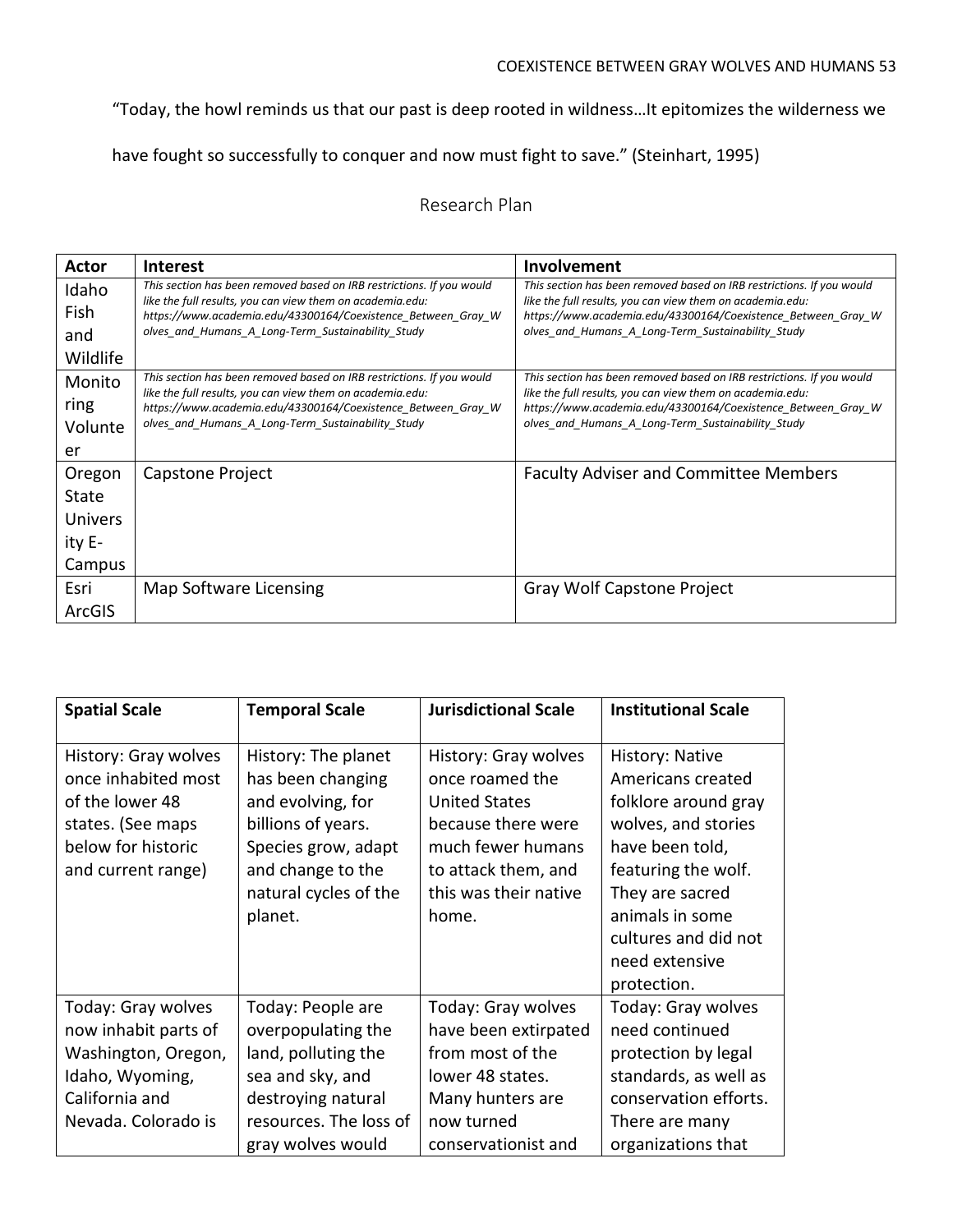"Today, the howl reminds us that our past is deep rooted in wildness…It epitomizes the wilderness we have fought so successfully to conquer and now must fight to save." (Steinhart, 1995)

## Research Plan

| Actor | Interest | Involvement |
|---|---|---|
| Idaho Fish and Wildlife | *This section has been removed based on IRB restrictions. If you would like the full results, you can view them on academia.edu: https://www.academia.edu/43300164/Coexistence_Between_Gray_Wolves_and_Humans_A_Long-Term_Sustainability_Study* | *This section has been removed based on IRB restrictions. If you would like the full results, you can view them on academia.edu: https://www.academia.edu/43300164/Coexistence_Between_Gray_Wolves_and_Humans_A_Long-Term_Sustainability_Study* |
| Monitoring Volunteer | *This section has been removed based on IRB restrictions. If you would like the full results, you can view them on academia.edu: https://www.academia.edu/43300164/Coexistence_Between_Gray_Wolves_and_Humans_A_Long-Term_Sustainability_Study* | *This section has been removed based on IRB restrictions. If you would like the full results, you can view them on academia.edu: https://www.academia.edu/43300164/Coexistence_Between_Gray_Wolves_and_Humans_A_Long-Term_Sustainability_Study* |
| Oregon State University E-Campus | Capstone Project | Faculty Adviser and Committee Members |
| Esri ArcGIS | Map Software Licensing | Gray Wolf Capstone Project |

| Spatial Scale | Temporal Scale | Jurisdictional Scale | Institutional Scale |
|---|---|---|---|
| History: Gray wolves once inhabited most of the lower 48 states. (See maps below for historic and current range) | History: The planet has been changing and evolving, for billions of years. Species grow, adapt and change to the natural cycles of the planet. | History: Gray wolves once roamed the United States because there were much fewer humans to attack them, and this was their native home. | History: Native Americans created folklore around gray wolves, and stories have been told, featuring the wolf. They are sacred animals in some cultures and did not need extensive protection. |
| Today: Gray wolves now inhabit parts of Washington, Oregon, Idaho, Wyoming, California and Nevada. Colorado is | Today: People are overpopulating the land, polluting the sea and sky, and destroying natural resources. The loss of gray wolves would | Today: Gray wolves have been extirpated from most of the lower 48 states. Many hunters are now turned conservationist and | Today: Gray wolves need continued protection by legal standards, as well as conservation efforts. There are many organizations that |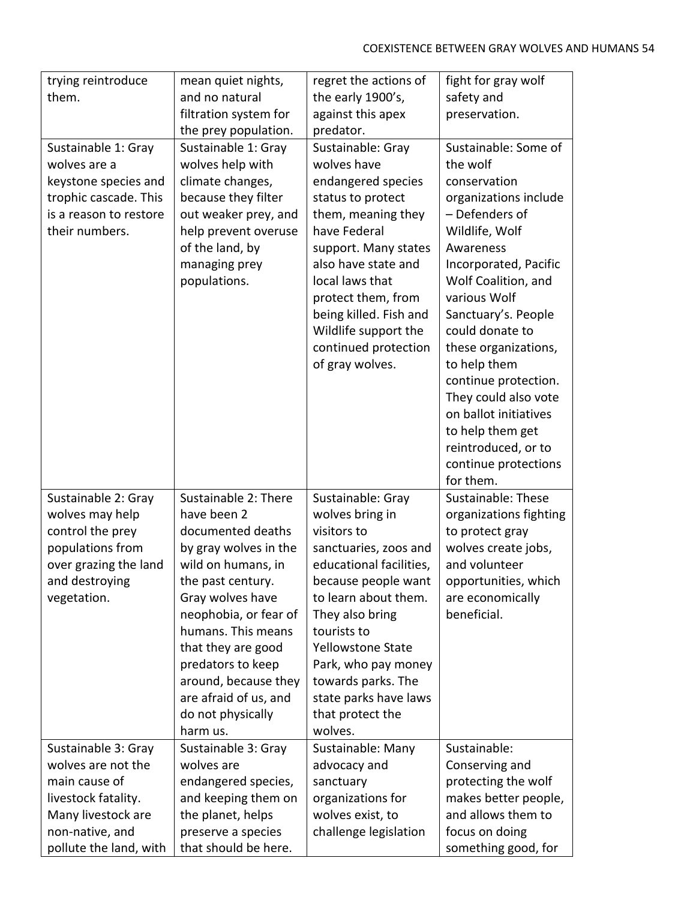| | | | |
|---|---|---|---|
| trying reintroduce them. | mean quiet nights, and no natural filtration system for the prey population. | regret the actions of the early 1900's, against this apex predator. | fight for gray wolf safety and preservation. |
| Sustainable 1: Gray wolves are a keystone species and trophic cascade. This is a reason to restore their numbers. | Sustainable 1: Gray wolves help with climate changes, because they filter out weaker prey, and help prevent overuse of the land, by managing prey populations. | Sustainable: Gray wolves have endangered species status to protect them, meaning they have Federal support. Many states also have state and local laws that protect them, from being killed. Fish and Wildlife support the continued protection of gray wolves. | Sustainable: Some of the wolf conservation organizations include – Defenders of Wildlife, Wolf Awareness Incorporated, Pacific Wolf Coalition, and various Wolf Sanctuary's. People could donate to these organizations, to help them continue protection. They could also vote on ballot initiatives to help them get reintroduced, or to continue protections for them. |
| Sustainable 2: Gray wolves may help control the prey populations from over grazing the land and destroying vegetation. | Sustainable 2: There have been 2 documented deaths by gray wolves in the wild on humans, in the past century. Gray wolves have neophobia, or fear of humans. This means that they are good predators to keep around, because they are afraid of us, and do not physically harm us. | Sustainable: Gray wolves bring in visitors to sanctuaries, zoos and educational facilities, because people want to learn about them. They also bring tourists to Yellowstone State Park, who pay money towards parks. The state parks have laws that protect the wolves. | Sustainable: These organizations fighting to protect gray wolves create jobs, and volunteer opportunities, which are economically beneficial. |
| Sustainable 3: Gray wolves are not the main cause of livestock fatality. Many livestock are non-native, and pollute the land, with | Sustainable 3: Gray wolves are endangered species, and keeping them on the planet, helps preserve a species that should be here. | Sustainable: Many advocacy and sanctuary organizations for wolves exist, to challenge legislation | Sustainable: Conserving and protecting the wolf makes better people, and allows them to focus on doing something good, for |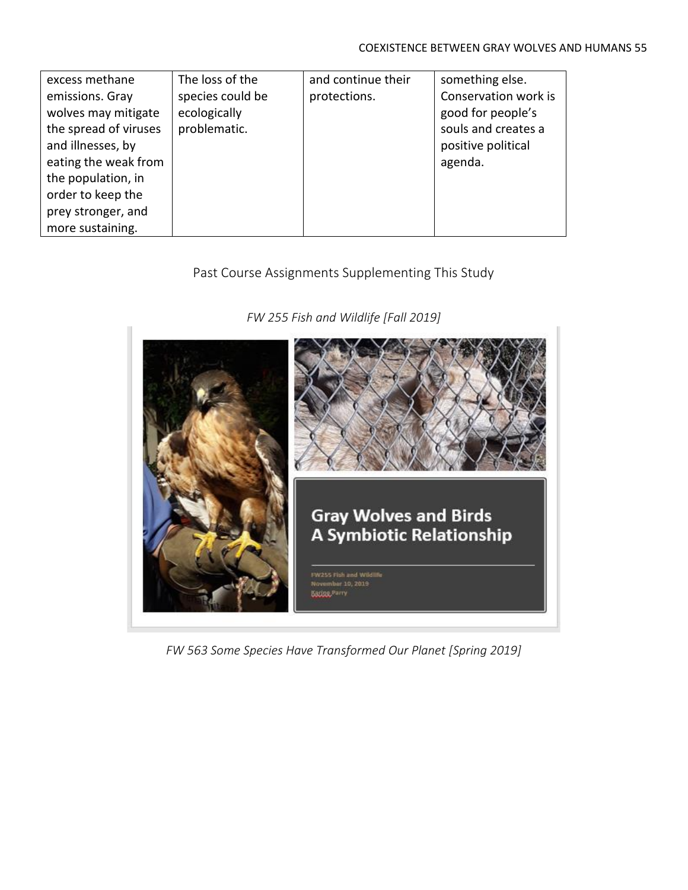| | | | |
|---|---|---|---|
| excess methane emissions. Gray wolves may mitigate the spread of viruses and illnesses, by eating the weak from the population, in order to keep the prey stronger, and more sustaining. | The loss of the species could be ecologically problematic. | and continue their protections. | something else. Conservation work is good for people's souls and creates a positive political agenda. |

## Past Course Assignments Supplementing This Study

*FW 255 Fish and Wildlife [Fall 2019]*

Gray Wolves and Birds
A Symbiotic Relationship

FW255 Fish and Wildlife
November 10, 2019
Karina Parry

*FW 563 Some Species Have Transformed Our Planet [Spring 2019]*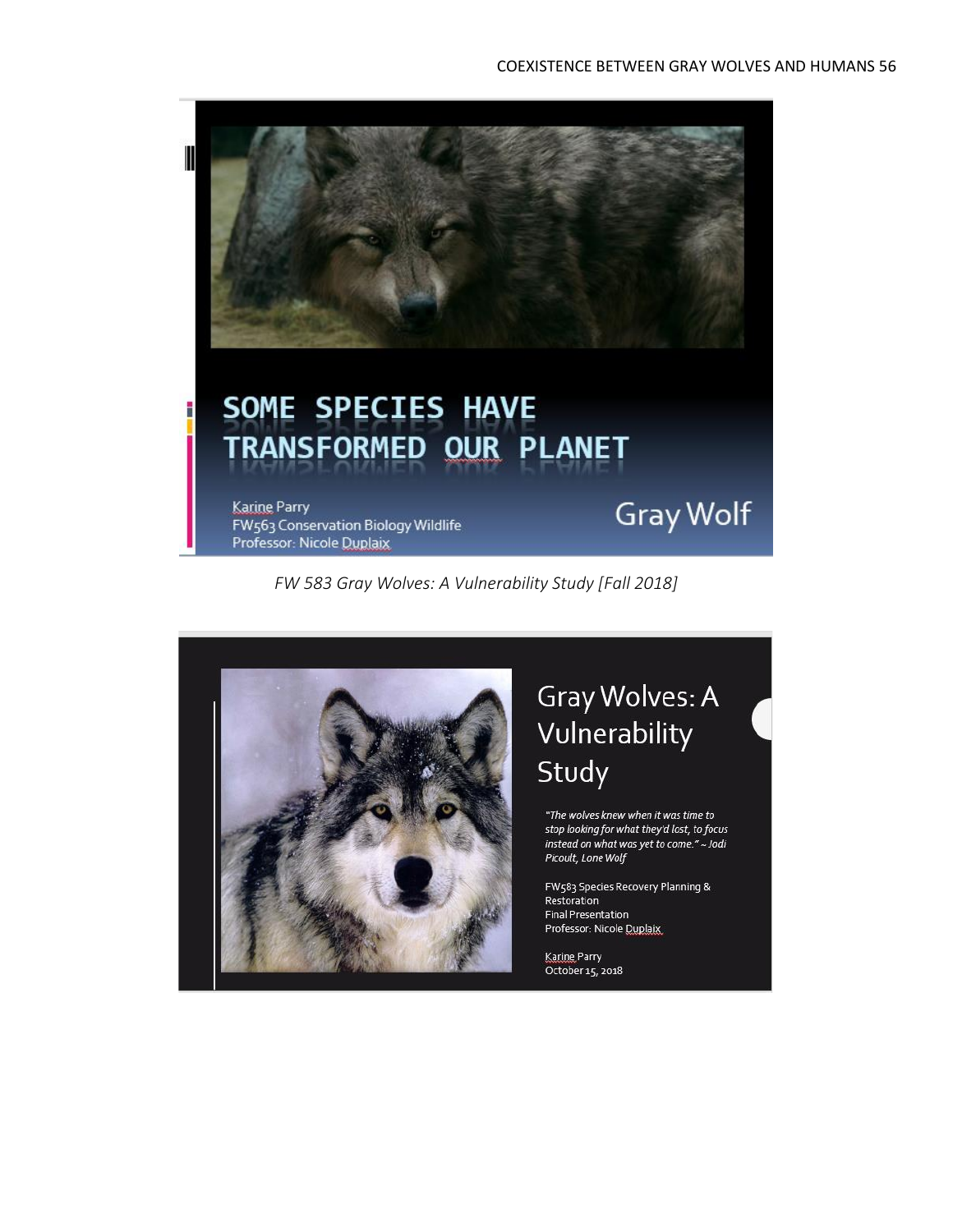SOME SPECIES HAVE TRANSFORMED OUR PLANET

Karine Parry
FW563 Conservation Biology Wildlife
Professor: Nicole Duplaix

Gray Wolf

*FW 583 Gray Wolves: A Vulnerability Study [Fall 2018]*

Gray Wolves: A Vulnerability Study

*"The wolves knew when it was time to stop looking for what they'd lost, to focus instead on what was yet to come." ~ Jodi Picoult, Lone Wolf*

FW583 Species Recovery Planning & Restoration
Final Presentation
Professor: Nicole Duplaix

Karine Parry
October 15, 2018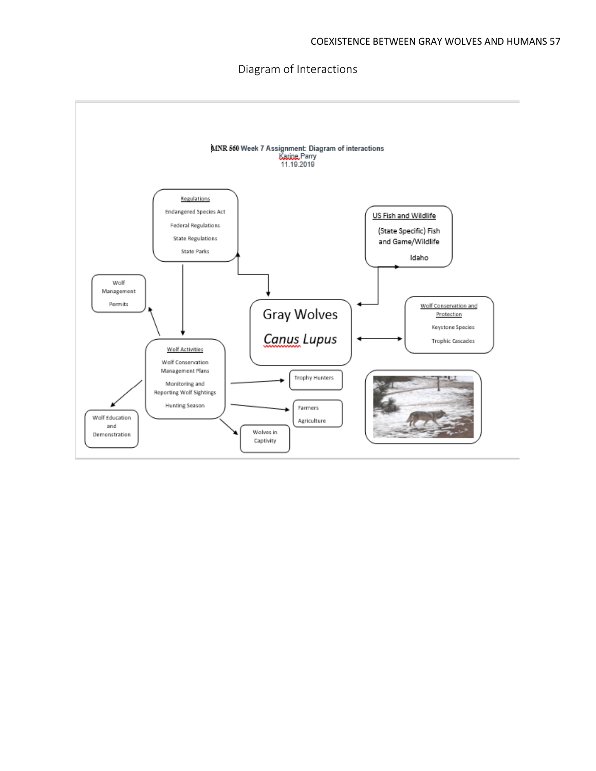## Diagram of Interactions

MNR 560 Week 7 Assignment: Diagram of interactions
Karine Parry
11.19.2019

**Regulations**
- Endangered Species Act
- Federal Regulations
- State Regulations
- State Parks

**US Fish and Wildlife**
- (State Specific) Fish and Game/Wildlife
- Idaho

**Wolf Management**
- Permits

**Gray Wolves**
*Canus Lupus*

**Wolf Conservation and Protection**
- Keystone Species
- Trophic Cascades

**Wolf Activities**
- Wolf Conservation Management Plans
- Monitoring and Reporting Wolf Sightings
- Hunting Season

**Trophy Hunters**

**Farmers**
- Agriculture

**Wolf Education and Demonstration**

**Wolves in Captivity**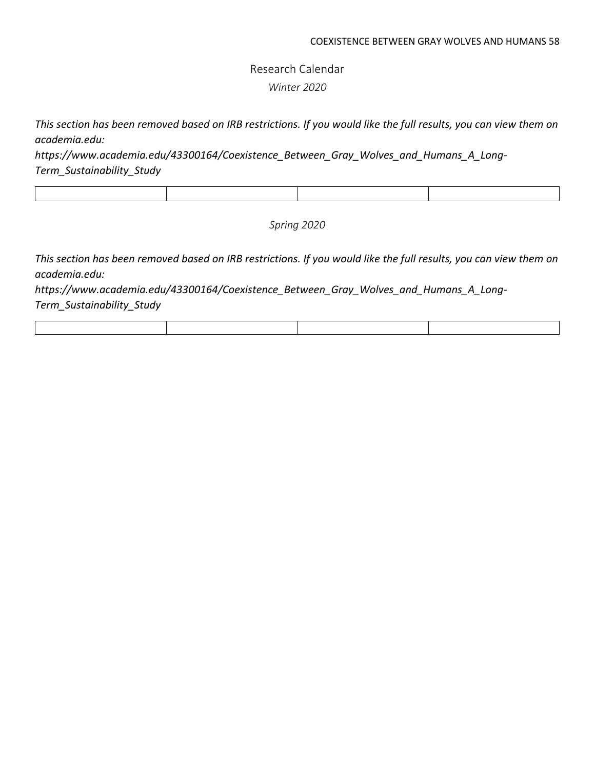## Research Calendar

*Winter 2020*

*This section has been removed based on IRB restrictions. If you would like the full results, you can view them on academia.edu: https://www.academia.edu/43300164/Coexistence_Between_Gray_Wolves_and_Humans_A_Long-Term_Sustainability_Study*

| | | | |
|---|---|---|---|

*Spring 2020*

*This section has been removed based on IRB restrictions. If you would like the full results, you can view them on academia.edu: https://www.academia.edu/43300164/Coexistence_Between_Gray_Wolves_and_Humans_A_Long-Term_Sustainability_Study*

| | | | |
|---|---|---|---|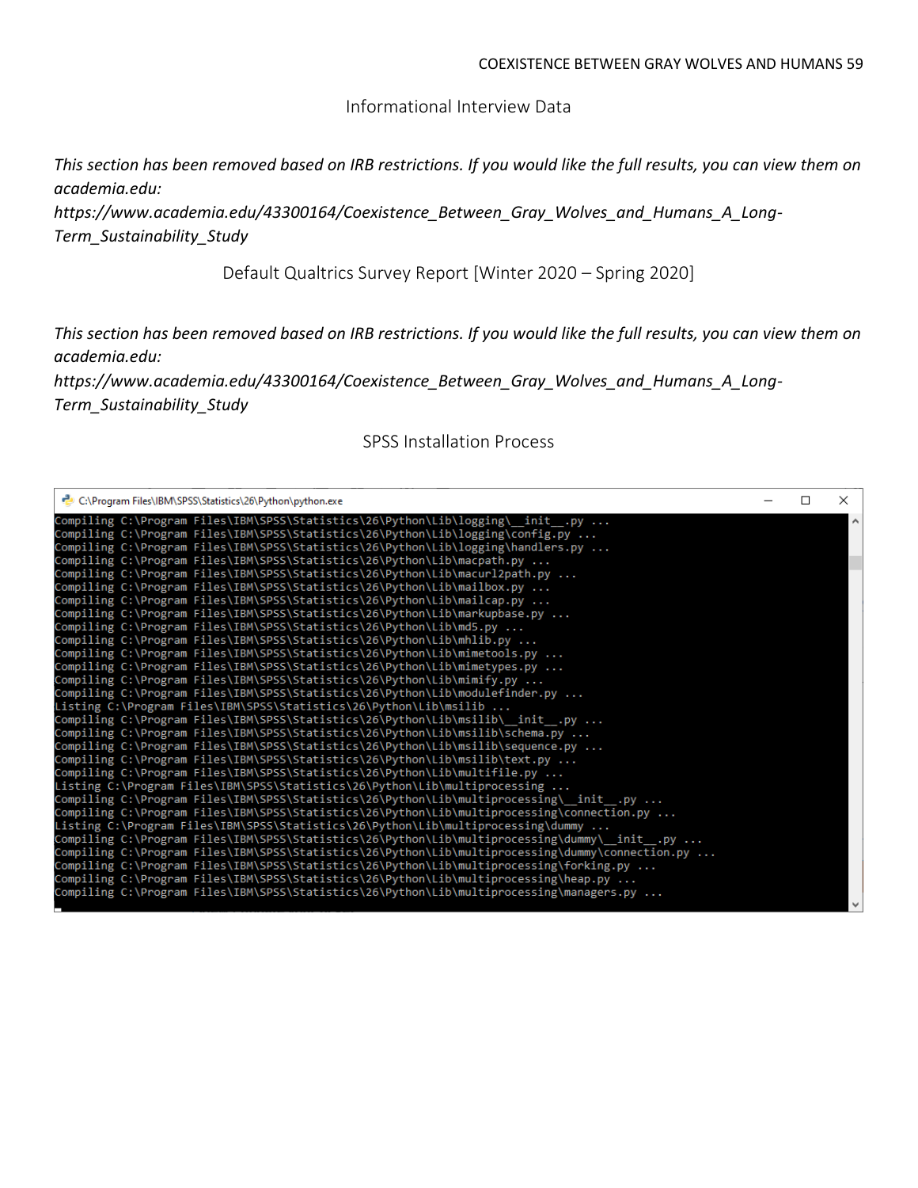## Informational Interview Data

*This section has been removed based on IRB restrictions. If you would like the full results, you can view them on academia.edu: https://www.academia.edu/43300164/Coexistence_Between_Gray_Wolves_and_Humans_A_Long-Term_Sustainability_Study*

## Default Qualtrics Survey Report [Winter 2020 – Spring 2020]

*This section has been removed based on IRB restrictions. If you would like the full results, you can view them on academia.edu: https://www.academia.edu/43300164/Coexistence_Between_Gray_Wolves_and_Humans_A_Long-Term_Sustainability_Study*

## SPSS Installation Process

```
C:\Program Files\IBM\SPSS\Statistics\26\Python\python.exe
Compiling C:\Program Files\IBM\SPSS\Statistics\26\Python\Lib\logging\__init__.py ...
Compiling C:\Program Files\IBM\SPSS\Statistics\26\Python\Lib\logging\config.py ...
Compiling C:\Program Files\IBM\SPSS\Statistics\26\Python\Lib\logging\handlers.py ...
Compiling C:\Program Files\IBM\SPSS\Statistics\26\Python\Lib\macpath.py ...
Compiling C:\Program Files\IBM\SPSS\Statistics\26\Python\Lib\macurl2path.py ...
Compiling C:\Program Files\IBM\SPSS\Statistics\26\Python\Lib\mailbox.py ...
Compiling C:\Program Files\IBM\SPSS\Statistics\26\Python\Lib\mailcap.py ...
Compiling C:\Program Files\IBM\SPSS\Statistics\26\Python\Lib\markupbase.py ...
Compiling C:\Program Files\IBM\SPSS\Statistics\26\Python\Lib\md5.py ...
Compiling C:\Program Files\IBM\SPSS\Statistics\26\Python\Lib\mhlib.py ...
Compiling C:\Program Files\IBM\SPSS\Statistics\26\Python\Lib\mimetools.py ...
Compiling C:\Program Files\IBM\SPSS\Statistics\26\Python\Lib\mimetypes.py ...
Compiling C:\Program Files\IBM\SPSS\Statistics\26\Python\Lib\mimify.py ...
Compiling C:\Program Files\IBM\SPSS\Statistics\26\Python\Lib\modulefinder.py ...
Listing C:\Program Files\IBM\SPSS\Statistics\26\Python\Lib\msilib ...
Compiling C:\Program Files\IBM\SPSS\Statistics\26\Python\Lib\msilib\__init__.py ...
Compiling C:\Program Files\IBM\SPSS\Statistics\26\Python\Lib\msilib\schema.py ...
Compiling C:\Program Files\IBM\SPSS\Statistics\26\Python\Lib\msilib\sequence.py ...
Compiling C:\Program Files\IBM\SPSS\Statistics\26\Python\Lib\msilib\text.py ...
Compiling C:\Program Files\IBM\SPSS\Statistics\26\Python\Lib\multifile.py ...
Listing C:\Program Files\IBM\SPSS\Statistics\26\Python\Lib\multiprocessing ...
Compiling C:\Program Files\IBM\SPSS\Statistics\26\Python\Lib\multiprocessing\__init__.py ...
Compiling C:\Program Files\IBM\SPSS\Statistics\26\Python\Lib\multiprocessing\connection.py ...
Listing C:\Program Files\IBM\SPSS\Statistics\26\Python\Lib\multiprocessing\dummy ...
Compiling C:\Program Files\IBM\SPSS\Statistics\26\Python\Lib\multiprocessing\dummy\__init__.py ...
Compiling C:\Program Files\IBM\SPSS\Statistics\26\Python\Lib\multiprocessing\dummy\connection.py ...
Compiling C:\Program Files\IBM\SPSS\Statistics\26\Python\Lib\multiprocessing\forking.py ...
Compiling C:\Program Files\IBM\SPSS\Statistics\26\Python\Lib\multiprocessing\heap.py ...
Compiling C:\Program Files\IBM\SPSS\Statistics\26\Python\Lib\multiprocessing\managers.py ...
```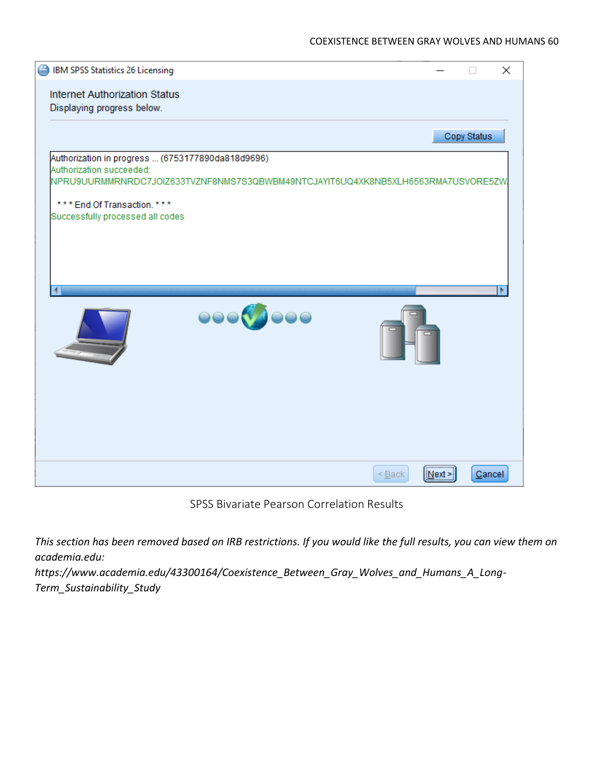SPSS Bivariate Pearson Correlation Results

*This section has been removed based on IRB restrictions. If you would like the full results, you can view them on academia.edu:*
*https://www.academia.edu/43300164/Coexistence_Between_Gray_Wolves_and_Humans_A_Long-Term_Sustainability_Study*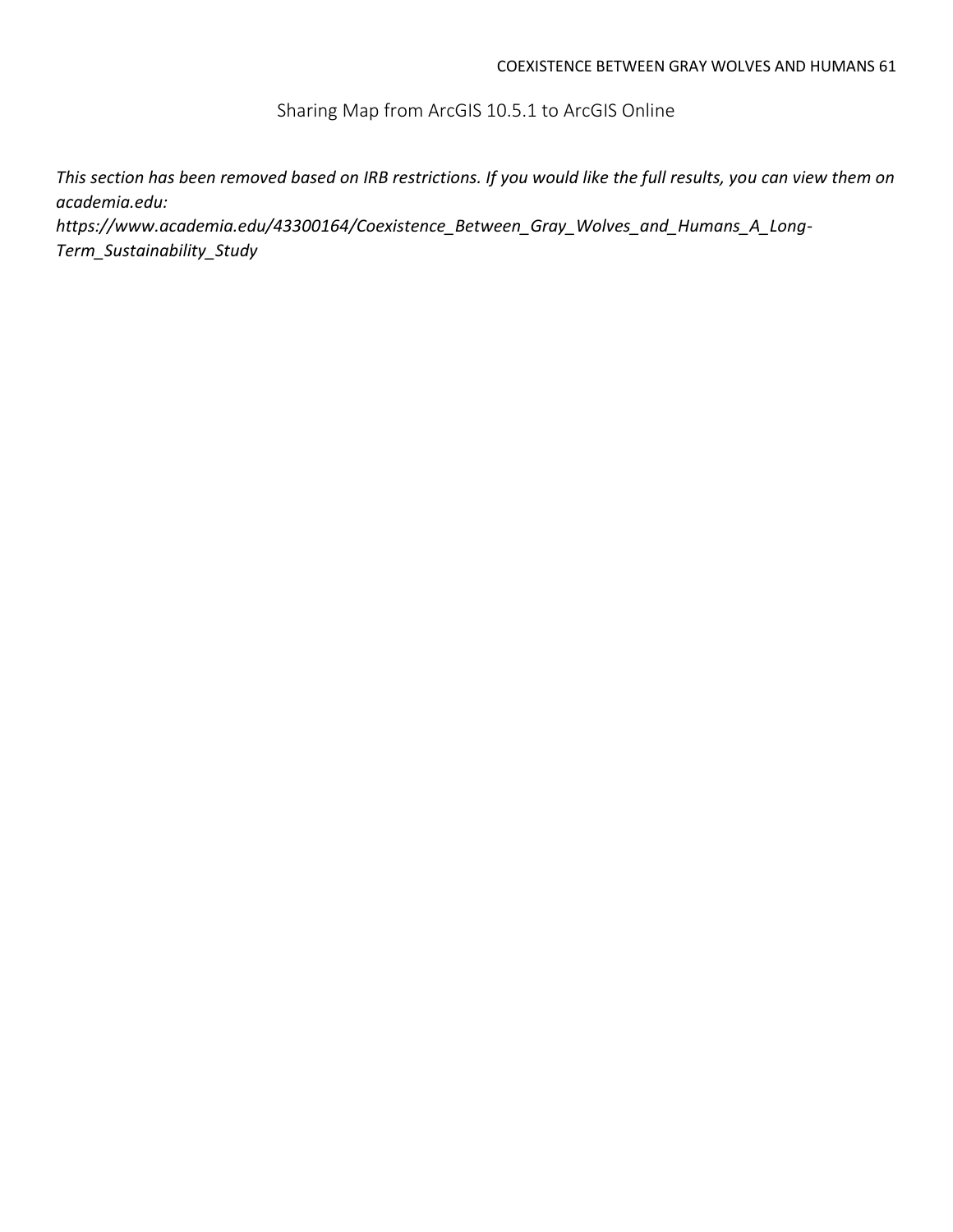## Sharing Map from ArcGIS 10.5.1 to ArcGIS Online

*This section has been removed based on IRB restrictions. If you would like the full results, you can view them on academia.edu:*
*https://www.academia.edu/43300164/Coexistence_Between_Gray_Wolves_and_Humans_A_Long-Term_Sustainability_Study*